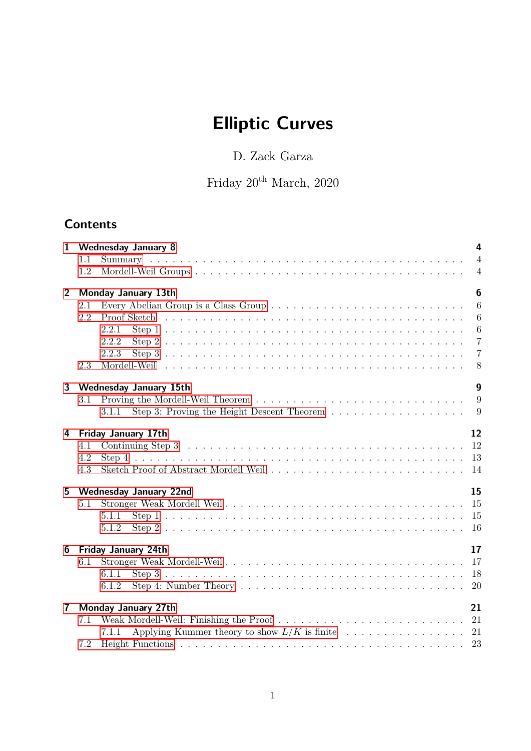# Elliptic Curves

D. Zack Garza

Friday 20th March, 2020

## Contents

- **1 Wednesday January 8** — 4
  - 1.1 Summary — 4
  - 1.2 Mordell-Weil Groups — 4
- **2 Monday January 13th** — 6
  - 2.1 Every Abelian Group is a Class Group — 6
  - 2.2 Proof Sketch — 6
    - 2.2.1 Step 1 — 6
    - 2.2.2 Step 2 — 7
    - 2.2.3 Step 3 — 7
  - 2.3 Mordell-Weil — 8
- **3 Wednesday January 15th** — 9
  - 3.1 Proving the Mordell-Weil Theorem — 9
    - 3.1.1 Step 3: Proving the Height Descent Theorem — 9
- **4 Friday January 17th** — 12
  - 4.1 Continuing Step 3 — 12
  - 4.2 Step 4 — 13
  - 4.3 Sketch Proof of Abstract Mordell Weil — 14
- **5 Wednesday January 22nd** — 15
  - 5.1 Stronger Weak Mordell Weil — 15
    - 5.1.1 Step 1 — 15
    - 5.1.2 Step 2 — 16
- **6 Friday January 24th** — 17
  - 6.1 Stronger Weak Mordell-Weil — 17
    - 6.1.1 Step 3 — 18
    - 6.1.2 Step 4: Number Theory — 20
- **7 Monday January 27th** — 21
  - 7.1 Weak Mordell-Weil: Finishing the Proof — 21
    - 7.1.1 Applying Kummer theory to show $L/K$ is finite — 21
  - 7.2 Height Functions — 23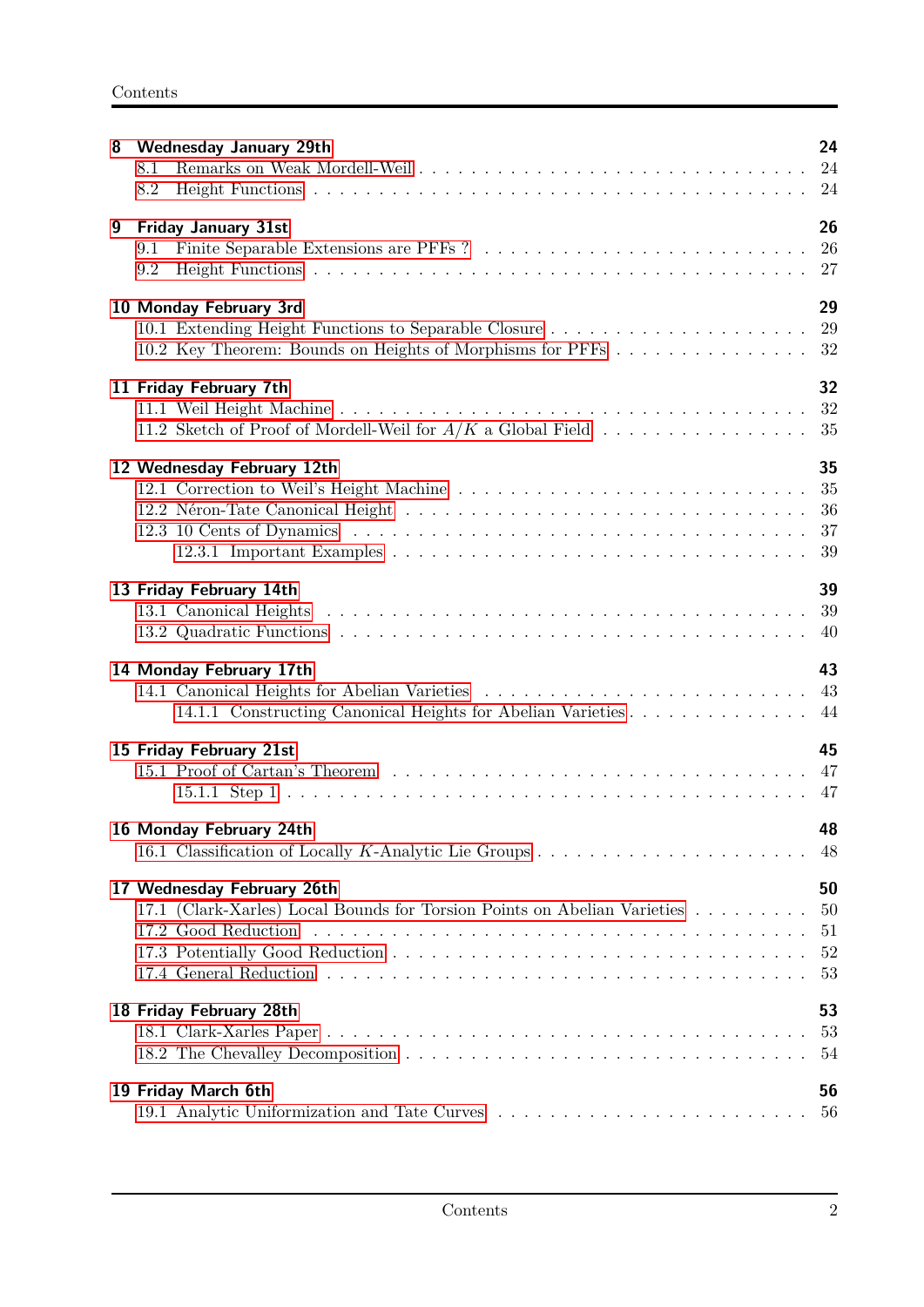**8 Wednesday January 29th** — 24
- 8.1 Remarks on Weak Mordell-Weil — 24
- 8.2 Height Functions — 24

**9 Friday January 31st** — 26
- 9.1 Finite Separable Extensions are PFFs ? — 26
- 9.2 Height Functions — 27

**10 Monday February 3rd** — 29
- 10.1 Extending Height Functions to Separable Closure — 29
- 10.2 Key Theorem: Bounds on Heights of Morphisms for PFFs — 32

**11 Friday February 7th** — 32
- 11.1 Weil Height Machine — 32
- 11.2 Sketch of Proof of Mordell-Weil for $A/K$ a Global Field — 35

**12 Wednesday February 12th** — 35
- 12.1 Correction to Weil's Height Machine — 35
- 12.2 Néron-Tate Canonical Height — 36
- 12.3 10 Cents of Dynamics — 37
  - 12.3.1 Important Examples — 39

**13 Friday February 14th** — 39
- 13.1 Canonical Heights — 39
- 13.2 Quadratic Functions — 40

**14 Monday February 17th** — 43
- 14.1 Canonical Heights for Abelian Varieties — 43
  - 14.1.1 Constructing Canonical Heights for Abelian Varieties — 44

**15 Friday February 21st** — 45
- 15.1 Proof of Cartan's Theorem — 47
  - 15.1.1 Step 1 — 47

**16 Monday February 24th** — 48
- 16.1 Classification of Locally $K$-Analytic Lie Groups — 48

**17 Wednesday February 26th** — 50
- 17.1 (Clark-Xarles) Local Bounds for Torsion Points on Abelian Varieties — 50
- 17.2 Good Reduction — 51
- 17.3 Potentially Good Reduction — 52
- 17.4 General Reduction — 53

**18 Friday February 28th** — 53
- 18.1 Clark-Xarles Paper — 53
- 18.2 The Chevalley Decomposition — 54

**19 Friday March 6th** — 56
- 19.1 Analytic Uniformization and Tate Curves — 56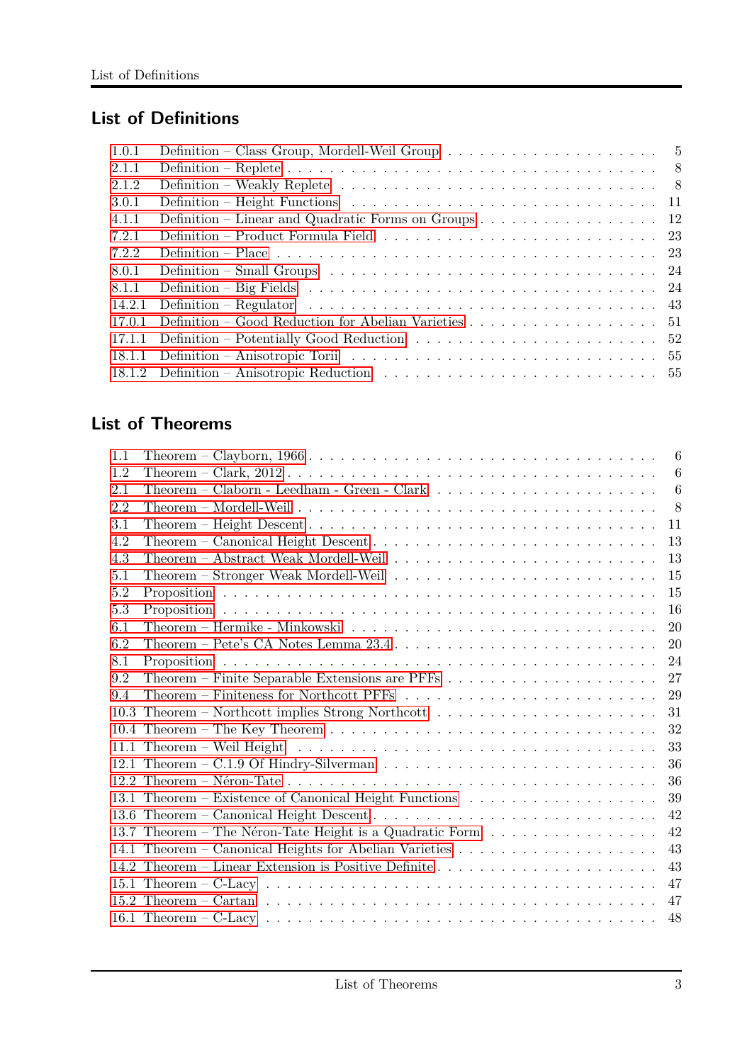## List of Definitions

- 1.0.1 Definition – Class Group, Mordell-Weil Group . . . 5
- 2.1.1 Definition – Replete . . . 8
- 2.1.2 Definition – Weakly Replete . . . 8
- 3.0.1 Definition – Height Functions . . . 11
- 4.1.1 Definition – Linear and Quadratic Forms on Groups . . . 12
- 7.2.1 Definition – Product Formula Field . . . 23
- 7.2.2 Definition – Place . . . 23
- 8.0.1 Definition – Small Groups . . . 24
- 8.1.1 Definition – Big Fields . . . 24
- 14.2.1 Definition – Regulator . . . 43
- 17.0.1 Definition – Good Reduction for Abelian Varieties . . . 51
- 17.1.1 Definition – Potentially Good Reduction . . . 52
- 18.1.1 Definition – Anisotropic Torii . . . 55
- 18.1.2 Definition – Anisotropic Reduction . . . 55

## List of Theorems

- 1.1 Theorem – Clayborn, 1966 . . . 6
- 1.2 Theorem – Clark, 2012 . . . 6
- 2.1 Theorem – Claborn - Leedham - Green - Clark . . . 6
- 2.2 Theorem – Mordell-Weil . . . 8
- 3.1 Theorem – Height Descent . . . 11
- 4.2 Theorem – Canonical Height Descent . . . 13
- 4.3 Theorem – Abstract Weak Mordell-Weil . . . 13
- 5.1 Theorem – Stronger Weak Mordell-Weil . . . 15
- 5.2 Proposition . . . 15
- 5.3 Proposition . . . 16
- 6.1 Theorem – Hermike - Minkowski . . . 20
- 6.2 Theorem – Pete's CA Notes Lemma 23.4 . . . 20
- 8.1 Proposition . . . 24
- 9.2 Theorem – Finite Separable Extensions are PFFs . . . 27
- 9.4 Theorem – Finiteness for Northcott PFFs . . . 29
- 10.3 Theorem – Northcott implies Strong Northcott . . . 31
- 10.4 Theorem – The Key Theorem . . . 32
- 11.1 Theorem – Weil Height . . . 33
- 12.1 Theorem – C.1.9 Of Hindry-Silverman . . . 36
- 12.2 Theorem – Néron-Tate . . . 36
- 13.1 Theorem – Existence of Canonical Height Functions . . . 39
- 13.6 Theorem – Canonical Height Descent . . . 42
- 13.7 Theorem – The Néron-Tate Height is a Quadratic Form . . . 42
- 14.1 Theorem – Canonical Heights for Abelian Varieties . . . 43
- 14.2 Theorem – Linear Extension is Positive Definite . . . 43
- 15.1 Theorem – C-Lacy . . . 47
- 15.2 Theorem – Cartan . . . 47
- 16.1 Theorem – C-Lacy . . . 48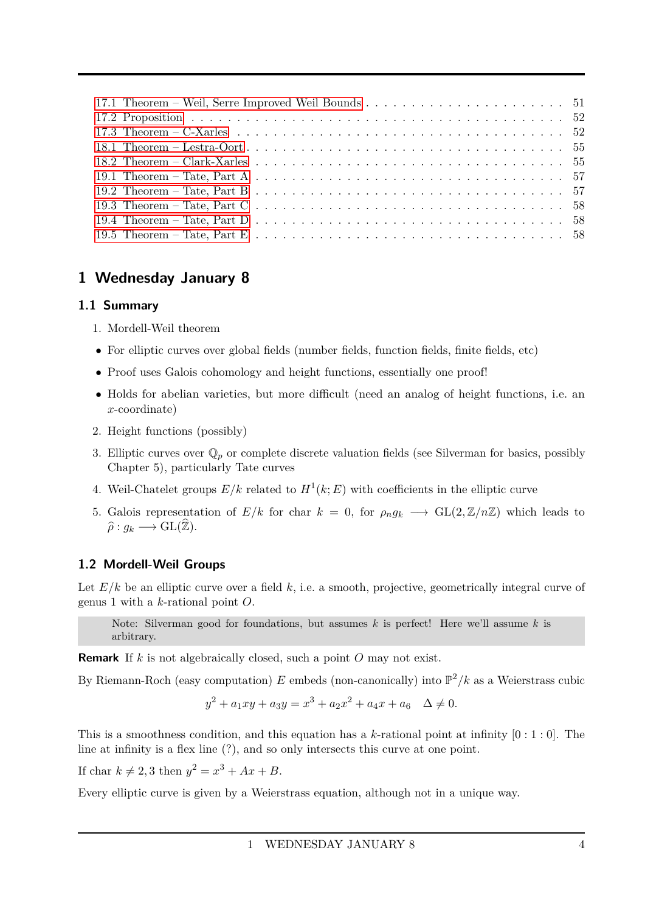17.1 Theorem – Weil, Serre Improved Weil Bounds . . . . . . . . . . . . . . . . . . . . . . . 51
17.2 Proposition . . . . . . . . . . . . . . . . . . . . . . . . . . . . . . . . . . . . . . . . . 52
17.3 Theorem – C-Xarles . . . . . . . . . . . . . . . . . . . . . . . . . . . . . . . . . . . . 52
18.1 Theorem – Lestra-Oort . . . . . . . . . . . . . . . . . . . . . . . . . . . . . . . . . . . 55
18.2 Theorem – Clark-Xarles . . . . . . . . . . . . . . . . . . . . . . . . . . . . . . . . . . 55
19.1 Theorem – Tate, Part A . . . . . . . . . . . . . . . . . . . . . . . . . . . . . . . . . . 57
19.2 Theorem – Tate, Part B . . . . . . . . . . . . . . . . . . . . . . . . . . . . . . . . . . 57
19.3 Theorem – Tate, Part C . . . . . . . . . . . . . . . . . . . . . . . . . . . . . . . . . . 58
19.4 Theorem – Tate, Part D . . . . . . . . . . . . . . . . . . . . . . . . . . . . . . . . . . 58
19.5 Theorem – Tate, Part E . . . . . . . . . . . . . . . . . . . . . . . . . . . . . . . . . . 58

# 1 Wednesday January 8

## 1.1 Summary

1. Mordell-Weil theorem

- For elliptic curves over global fields (number fields, function fields, finite fields, etc)
- Proof uses Galois cohomology and height functions, essentially one proof!
- Holds for abelian varieties, but more difficult (need an analog of height functions, i.e. an $x$-coordinate)

2. Height functions (possibly)

3. Elliptic curves over $\mathbb{Q}_p$ or complete discrete valuation fields (see Silverman for basics, possibly Chapter 5), particularly Tate curves

4. Weil-Chatelet groups $E/k$ related to $H^1(k; E)$ with coefficients in the elliptic curve

5. Galois representation of $E/k$ for char $k = 0$, for $\rho_n g_k \longrightarrow \mathrm{GL}(2, \mathbb{Z}/n\mathbb{Z})$ which leads to $\widehat{\rho} : g_k \longrightarrow \mathrm{GL}(\widehat{\mathbb{Z}})$.

## 1.2 Mordell-Weil Groups

Let $E/k$ be an elliptic curve over a field $k$, i.e. a smooth, projective, geometrically integral curve of genus 1 with a $k$-rational point $O$.

> Note: Silverman good for foundations, but assumes $k$ is perfect! Here we'll assume $k$ is arbitrary.

**Remark** If $k$ is not algebraically closed, such a point $O$ may not exist.

By Riemann-Roch (easy computation) $E$ embeds (non-canonically) into $\mathbb{P}^2/k$ as a Weierstrass cubic

$$y^2 + a_1xy + a_3y = x^3 + a_2x^2 + a_4x + a_6 \quad \Delta \neq 0.$$

This is a smoothness condition, and this equation has a $k$-rational point at infinity $[0 : 1 : 0]$. The line at infinity is a flex line (?), and so only intersects this curve at one point.

If char $k \neq 2, 3$ then $y^2 = x^3 + Ax + B$.

Every elliptic curve is given by a Weierstrass equation, although not in a unique way.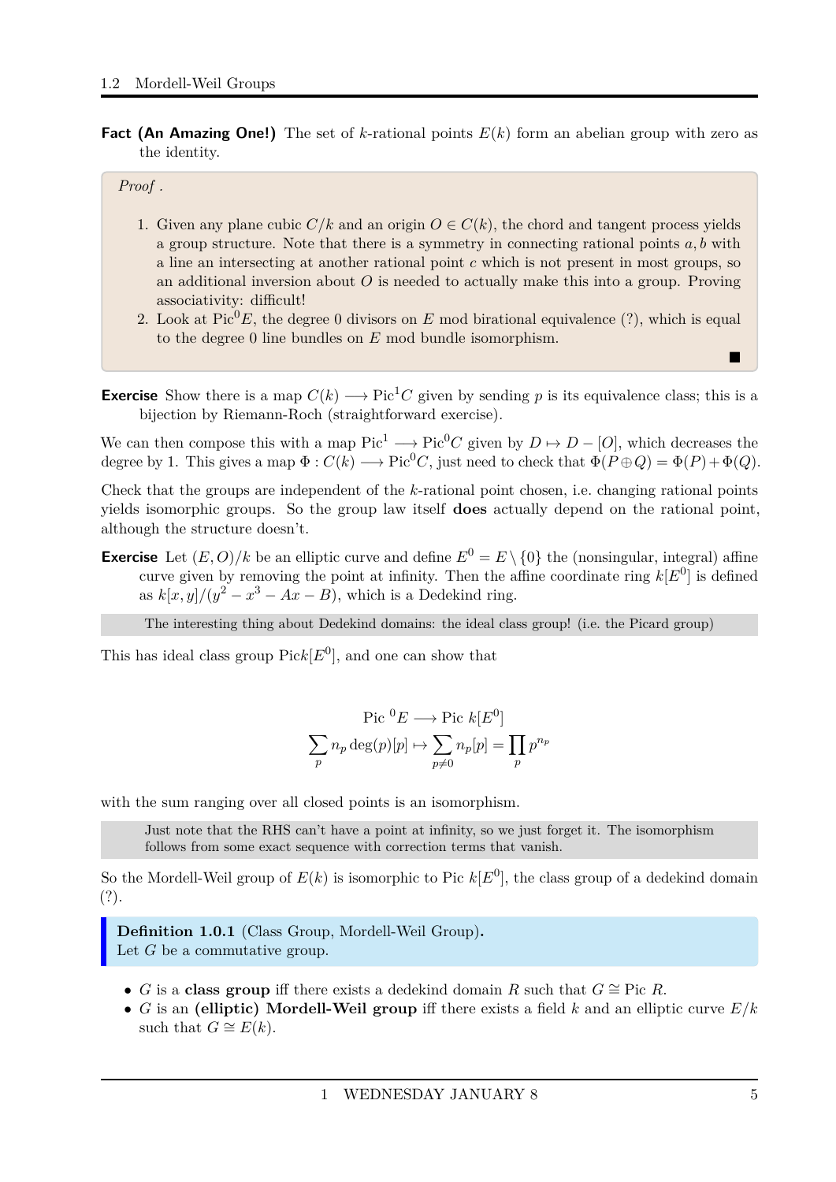**Fact (An Amazing One!)** The set of $k$-rational points $E(k)$ form an abelian group with zero as the identity.

*Proof .*

1. Given any plane cubic $C/k$ and an origin $O \in C(k)$, the chord and tangent process yields a group structure. Note that there is a symmetry in connecting rational points $a, b$ with a line an intersecting at another rational point $c$ which is not present in most groups, so an additional inversion about $O$ is needed to actually make this into a group. Proving associativity: difficult!
2. Look at $\text{Pic}^0 E$, the degree 0 divisors on $E$ mod birational equivalence (?), which is equal to the degree 0 line bundles on $E$ mod bundle isomorphism.

■

**Exercise** Show there is a map $C(k) \longrightarrow \text{Pic}^1 C$ given by sending $p$ is its equivalence class; this is a bijection by Riemann-Roch (straightforward exercise).

We can then compose this with a map $\text{Pic}^1 \longrightarrow \text{Pic}^0 C$ given by $D \mapsto D - [O]$, which decreases the degree by 1. This gives a map $\Phi : C(k) \longrightarrow \text{Pic}^0 C$, just need to check that $\Phi(P \oplus Q) = \Phi(P) + \Phi(Q)$.

Check that the groups are independent of the $k$-rational point chosen, i.e. changing rational points yields isomorphic groups. So the group law itself **does** actually depend on the rational point, although the structure doesn't.

**Exercise** Let $(E, O)/k$ be an elliptic curve and define $E^0 = E \setminus \{0\}$ the (nonsingular, integral) affine curve given by removing the point at infinity. Then the affine coordinate ring $k[E^0]$ is defined as $k[x, y]/(y^2 - x^3 - Ax - B)$, which is a Dedekind ring.

> The interesting thing about Dedekind domains: the ideal class group! (i.e. the Picard group)

This has ideal class group $\text{Pick}[E^0]$, and one can show that

$$\text{Pic}\ {}^0 E \longrightarrow \text{Pic}\ k[E^0]$$
$$\sum_p n_p \deg(p)[p] \mapsto \sum_{p \neq 0} n_p[p] = \prod_p p^{n_p}$$

with the sum ranging over all closed points is an isomorphism.

> Just note that the RHS can't have a point at infinity, so we just forget it. The isomorphism follows from some exact sequence with correction terms that vanish.

So the Mordell-Weil group of $E(k)$ is isomorphic to $\text{Pic}\ k[E^0]$, the class group of a dedekind domain (?).

**Definition 1.0.1** (Class Group, Mordell-Weil Group)**.**
Let $G$ be a commutative group.

- $G$ is a **class group** iff there exists a dedekind domain $R$ such that $G \cong \text{Pic}\ R$.
- $G$ is an **(elliptic) Mordell-Weil group** iff there exists a field $k$ and an elliptic curve $E/k$ such that $G \cong E(k)$.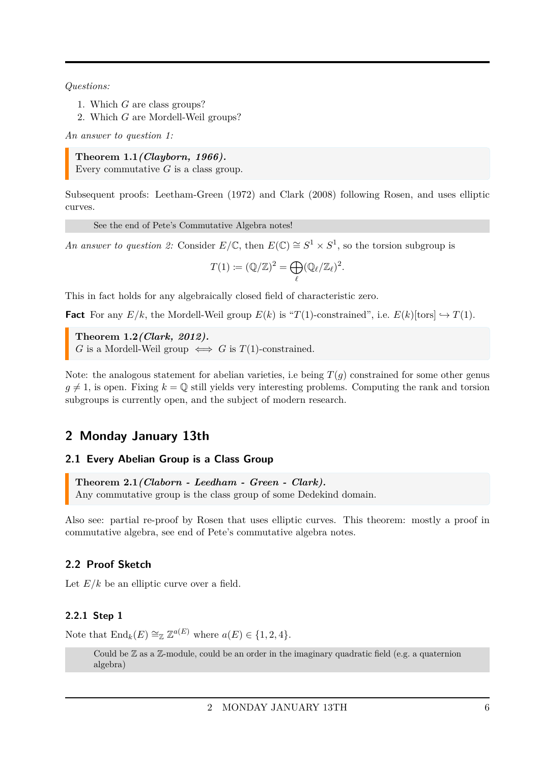*Questions:*

1. Which $G$ are class groups?
2. Which $G$ are Mordell-Weil groups?

*An answer to question 1:*

> **Theorem 1.1** ***(Clayborn, 1966).***
> Every commutative $G$ is a class group.

Subsequent proofs: Leetham-Green (1972) and Clark (2008) following Rosen, and uses elliptic curves.

> See the end of Pete's Commutative Algebra notes!

*An answer to question 2:* Consider $E/\mathbb{C}$, then $E(\mathbb{C}) \cong S^1 \times S^1$, so the torsion subgroup is

$$T(1) := (\mathbb{Q}/\mathbb{Z})^2 = \bigoplus_{\ell} (\mathbb{Q}_\ell/\mathbb{Z}_\ell)^2.$$

This in fact holds for any algebraically closed field of characteristic zero.

**Fact** For any $E/k$, the Mordell-Weil group $E(k)$ is "$T(1)$-constrained", i.e. $E(k)[\text{tors}] \hookrightarrow T(1)$.

> **Theorem 1.2** ***(Clark, 2012).***
> $G$ is a Mordell-Weil group $\iff$ $G$ is $T(1)$-constrained.

Note: the analogous statement for abelian varieties, i.e being $T(g)$ constrained for some other genus $g \neq 1$, is open. Fixing $k = \mathbb{Q}$ still yields very interesting problems. Computing the rank and torsion subgroups is currently open, and the subject of modern research.

## 2 Monday January 13th

### 2.1 Every Abelian Group is a Class Group

> **Theorem 2.1** ***(Claborn - Leedham - Green - Clark).***
> Any commutative group is the class group of some Dedekind domain.

Also see: partial re-proof by Rosen that uses elliptic curves. This theorem: mostly a proof in commutative algebra, see end of Pete's commutative algebra notes.

### 2.2 Proof Sketch

Let $E/k$ be an elliptic curve over a field.

#### 2.2.1 Step 1

Note that $\text{End}_k(E) \cong_{\mathbb{Z}} \mathbb{Z}^{a(E)}$ where $a(E) \in \{1, 2, 4\}$.

> Could be $\mathbb{Z}$ as a $\mathbb{Z}$-module, could be an order in the imaginary quadratic field (e.g. a quaternion algebra)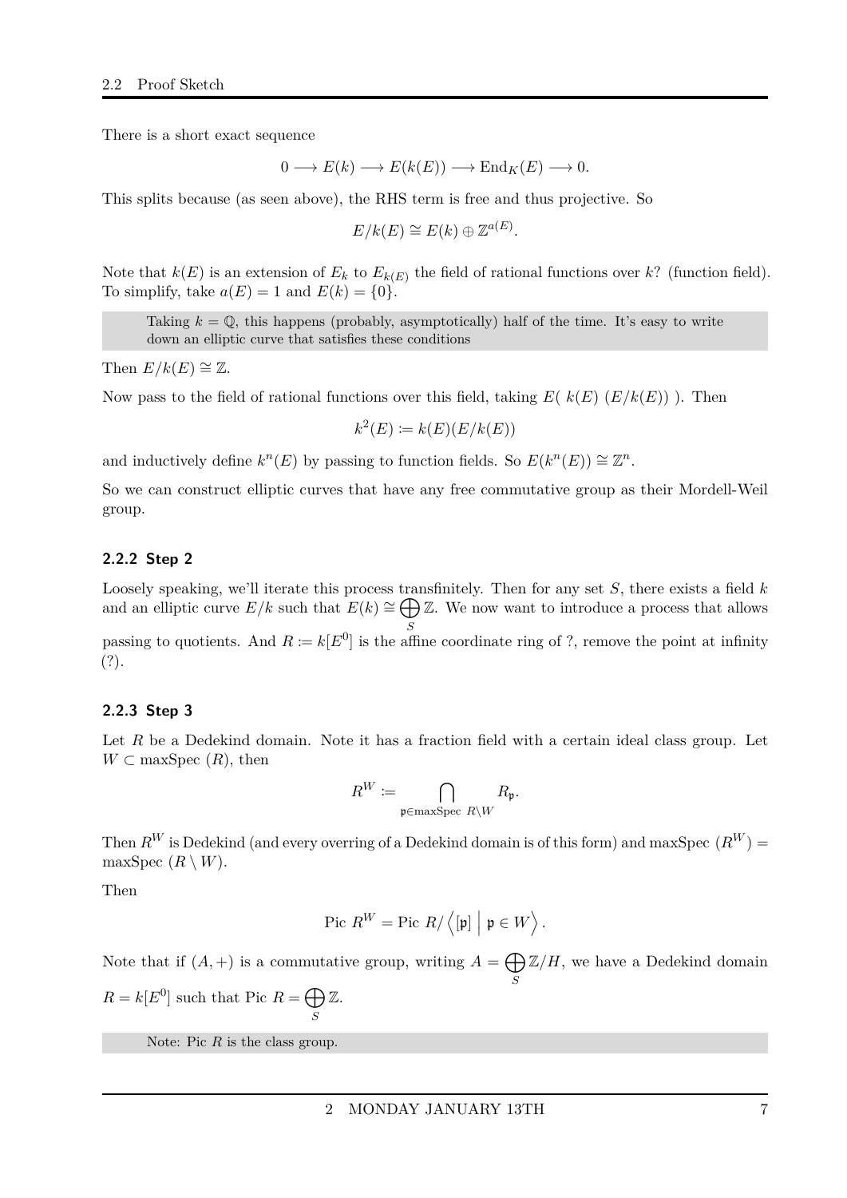There is a short exact sequence

$$0 \longrightarrow E(k) \longrightarrow E(k(E)) \longrightarrow \mathrm{End}_K(E) \longrightarrow 0.$$

This splits because (as seen above), the RHS term is free and thus projective. So

$$E/k(E) \cong E(k) \oplus \mathbb{Z}^{a(E)}.$$

Note that $k(E)$ is an extension of $E_k$ to $E_{k(E)}$ the field of rational functions over $k$? (function field). To simplify, take $a(E) = 1$ and $E(k) = \{0\}$.

> Taking $k = \mathbb{Q}$, this happens (probably, asymptotically) half of the time. It's easy to write down an elliptic curve that satisfies these conditions

Then $E/k(E) \cong \mathbb{Z}$.

Now pass to the field of rational functions over this field, taking $E(\ k(E)\ (E/k(E))\ )$. Then

$$k^2(E) := k(E)(E/k(E))$$

and inductively define $k^n(E)$ by passing to function fields. So $E(k^n(E)) \cong \mathbb{Z}^n$.

So we can construct elliptic curves that have any free commutative group as their Mordell-Weil group.

### 2.2.2 Step 2

Loosely speaking, we'll iterate this process transfinitely. Then for any set $S$, there exists a field $k$ and an elliptic curve $E/k$ such that $E(k) \cong \bigoplus_S \mathbb{Z}$. We now want to introduce a process that allows passing to quotients. And $R := k[E^0]$ is the affine coordinate ring of ?, remove the point at infinity (?).

### 2.2.3 Step 3

Let $R$ be a Dedekind domain. Note it has a fraction field with a certain ideal class group. Let $W \subset \text{maxSpec}\ (R)$, then

$$R^W := \bigcap_{\mathfrak{p} \in \text{maxSpec } R \setminus W} R_{\mathfrak{p}}.$$

Then $R^W$ is Dedekind (and every overring of a Dedekind domain is of this form) and maxSpec $(R^W) =$ maxSpec $(R \setminus W)$.

Then

$$\text{Pic } R^W = \text{Pic } R / \left\langle [\mathfrak{p}] \;\middle|\; \mathfrak{p} \in W \right\rangle.$$

Note that if $(A, +)$ is a commutative group, writing $A = \bigoplus_S \mathbb{Z}/H$, we have a Dedekind domain $R = k[E^0]$ such that Pic $R = \bigoplus_S \mathbb{Z}$.

> Note: Pic $R$ is the class group.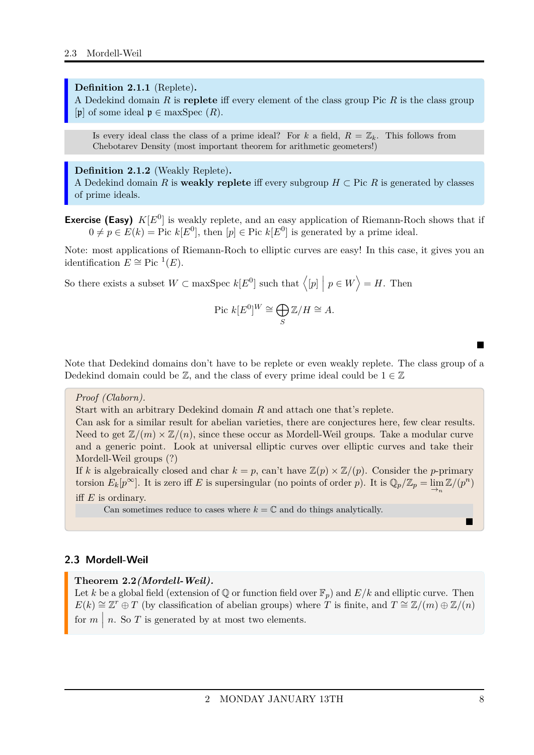**Definition 2.1.1** (Replete)**.**
A Dedekind domain $R$ is **replete** iff every element of the class group Pic $R$ is the class group $[\mathfrak{p}]$ of some ideal $\mathfrak{p} \in \text{maxSpec}\,(R)$.

> Is every ideal class the class of a prime ideal? For $k$ a field, $R = \mathbb{Z}_k$. This follows from Chebotarev Density (most important theorem for arithmetic geometers!)

**Definition 2.1.2** (Weakly Replete)**.**
A Dedekind domain $R$ is **weakly replete** iff every subgroup $H \subset \text{Pic } R$ is generated by classes of prime ideals.

**Exercise (Easy)** $K[E^0]$ is weakly replete, and an easy application of Riemann-Roch shows that if $0 \neq p \in E(k) = \text{Pic } k[E^0]$, then $[p] \in \text{Pic } k[E^0]$ is generated by a prime ideal.

Note: most applications of Riemann-Roch to elliptic curves are easy! In this case, it gives you an identification $E \cong \text{Pic }^1(E)$.

So there exists a subset $W \subset \text{maxSpec } k[E^0]$ such that $\left\langle [p] \,\middle|\, p \in W \right\rangle = H$. Then

$$\text{Pic } k[E^0]^W \cong \bigoplus_S \mathbb{Z}/H \cong A.$$

■

Note that Dedekind domains don't have to be replete or even weakly replete. The class group of a Dedekind domain could be $\mathbb{Z}$, and the class of every prime ideal could be $1 \in \mathbb{Z}$

*Proof (Claborn).*
Start with an arbitrary Dedekind domain $R$ and attach one that's replete.
Can ask for a similar result for abelian varieties, there are conjectures here, few clear results. Need to get $\mathbb{Z}/(m) \times \mathbb{Z}/(n)$, since these occur as Mordell-Weil groups. Take a modular curve and a generic point. Look at universal elliptic curves over elliptic curves and take their Mordell-Weil groups (?)
If $k$ is algebraically closed and char $k = p$, can't have $\mathbb{Z}(p) \times \mathbb{Z}/(p)$. Consider the $p$-primary torsion $E_k[p^\infty]$. It is zero iff $E$ is supersingular (no points of order $p$). It is $\mathbb{Q}_p/\mathbb{Z}_p = \varinjlim_n \mathbb{Z}/(p^n)$ iff $E$ is ordinary.

> Can sometimes reduce to cases where $k = \mathbb{C}$ and do things analytically.

■

## 2.3 Mordell-Weil

**Theorem 2.2** ***(Mordell-Weil).***
Let $k$ be a global field (extension of $\mathbb{Q}$ or function field over $\mathbb{F}_p$) and $E/k$ and elliptic curve. Then $E(k) \cong \mathbb{Z}^r \oplus T$ (by classification of abelian groups) where $T$ is finite, and $T \cong \mathbb{Z}/(m) \oplus \mathbb{Z}/(n)$ for $m \,\big|\, n$. So $T$ is generated by at most two elements.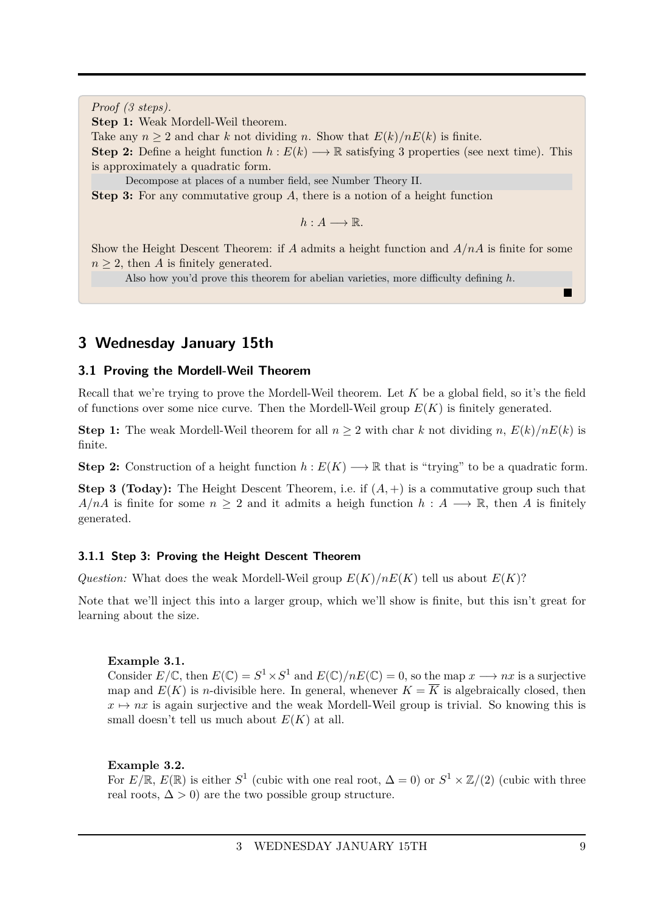*Proof (3 steps).*

**Step 1:** Weak Mordell-Weil theorem.

Take any $n \geq 2$ and char $k$ not dividing $n$. Show that $E(k)/nE(k)$ is finite.

**Step 2:** Define a height function $h : E(k) \longrightarrow \mathbb{R}$ satisfying 3 properties (see next time). This is approximately a quadratic form.

> Decompose at places of a number field, see Number Theory II.

**Step 3:** For any commutative group $A$, there is a notion of a height function

$$h : A \longrightarrow \mathbb{R}.$$

Show the Height Descent Theorem: if $A$ admits a height function and $A/nA$ is finite for some $n \geq 2$, then $A$ is finitely generated.

> Also how you'd prove this theorem for abelian varieties, more difficulty defining $h$.

■

## 3 Wednesday January 15th

### 3.1 Proving the Mordell-Weil Theorem

Recall that we're trying to prove the Mordell-Weil theorem. Let $K$ be a global field, so it's the field of functions over some nice curve. Then the Mordell-Weil group $E(K)$ is finitely generated.

**Step 1:** The weak Mordell-Weil theorem for all $n \geq 2$ with char $k$ not dividing $n$, $E(k)/nE(k)$ is finite.

**Step 2:** Construction of a height function $h : E(K) \longrightarrow \mathbb{R}$ that is "trying" to be a quadratic form.

**Step 3 (Today):** The Height Descent Theorem, i.e. if $(A, +)$ is a commutative group such that $A/nA$ is finite for some $n \geq 2$ and it admits a heigh function $h : A \longrightarrow \mathbb{R}$, then $A$ is finitely generated.

#### 3.1.1 Step 3: Proving the Height Descent Theorem

*Question:* What does the weak Mordell-Weil group $E(K)/nE(K)$ tell us about $E(K)$?

Note that we'll inject this into a larger group, which we'll show is finite, but this isn't great for learning about the size.

**Example 3.1.**
Consider $E/\mathbb{C}$, then $E(\mathbb{C}) = S^1 \times S^1$ and $E(\mathbb{C})/nE(\mathbb{C}) = 0$, so the map $x \longrightarrow nx$ is a surjective map and $E(K)$ is $n$-divisible here. In general, whenever $K = \overline{K}$ is algebraically closed, then $x \mapsto nx$ is again surjective and the weak Mordell-Weil group is trivial. So knowing this is small doesn't tell us much about $E(K)$ at all.

**Example 3.2.**
For $E/\mathbb{R}$, $E(\mathbb{R})$ is either $S^1$ (cubic with one real root, $\Delta = 0$) or $S^1 \times \mathbb{Z}/(2)$ (cubic with three real roots, $\Delta > 0$) are the two possible group structure.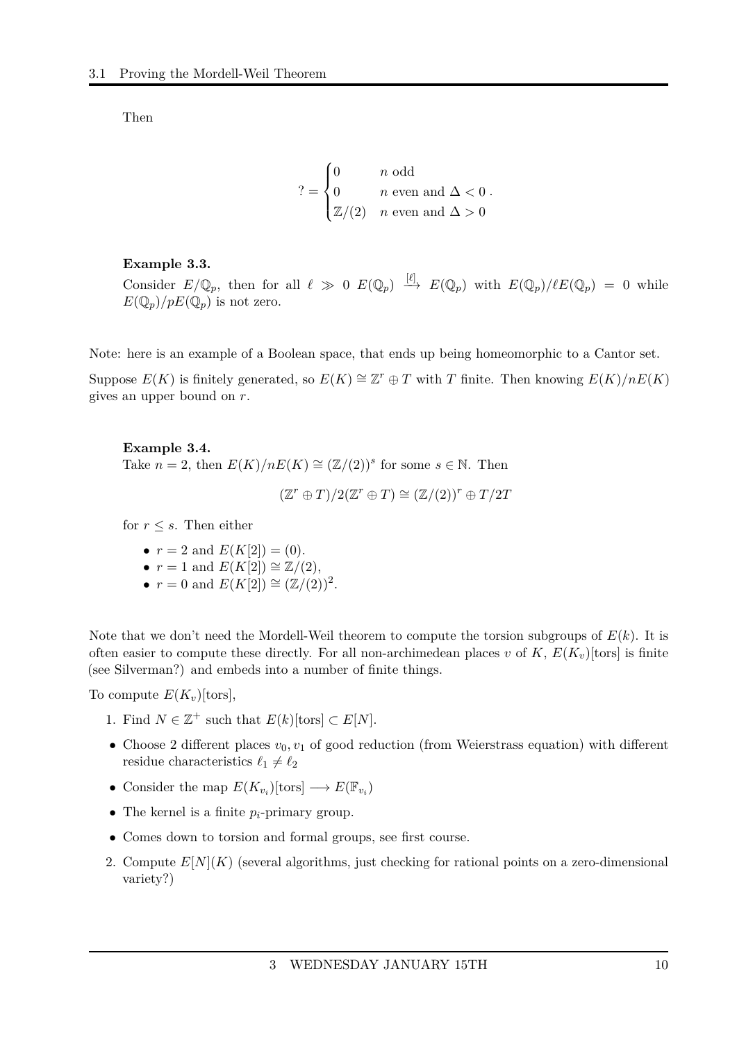Then

$$? = \begin{cases} 0 & n \text{ odd} \\ 0 & n \text{ even and } \Delta < 0 \\ \mathbb{Z}/(2) & n \text{ even and } \Delta > 0 \end{cases}.$$

**Example 3.3.**
Consider $E/\mathbb{Q}_p$, then for all $\ell \gg 0$ $E(\mathbb{Q}_p) \xrightarrow{[\ell]} E(\mathbb{Q}_p)$ with $E(\mathbb{Q}_p)/\ell E(\mathbb{Q}_p) = 0$ while $E(\mathbb{Q}_p)/pE(\mathbb{Q}_p)$ is not zero.

Note: here is an example of a Boolean space, that ends up being homeomorphic to a Cantor set.

Suppose $E(K)$ is finitely generated, so $E(K) \cong \mathbb{Z}^r \oplus T$ with $T$ finite. Then knowing $E(K)/nE(K)$ gives an upper bound on $r$.

**Example 3.4.**
Take $n = 2$, then $E(K)/nE(K) \cong (\mathbb{Z}/(2))^s$ for some $s \in \mathbb{N}$. Then

$$(\mathbb{Z}^r \oplus T)/2(\mathbb{Z}^r \oplus T) \cong (\mathbb{Z}/(2))^r \oplus T/2T$$

for $r \leq s$. Then either

- $r = 2$ and $E(K[2]) = (0)$.
- $r = 1$ and $E(K[2]) \cong \mathbb{Z}/(2)$,
- $r = 0$ and $E(K[2]) \cong (\mathbb{Z}/(2))^2$.

Note that we don't need the Mordell-Weil theorem to compute the torsion subgroups of $E(k)$. It is often easier to compute these directly. For all non-archimedean places $v$ of $K$, $E(K_v)[\text{tors}]$ is finite (see Silverman?) and embeds into a number of finite things.

To compute $E(K_v)[\text{tors}]$,

1. Find $N \in \mathbb{Z}^+$ such that $E(k)[\text{tors}] \subset E[N]$.

- Choose 2 different places $v_0, v_1$ of good reduction (from Weierstrass equation) with different residue characteristics $\ell_1 \neq \ell_2$
- Consider the map $E(K_{v_i})[\text{tors}] \longrightarrow E(\mathbb{F}_{v_i})$
- The kernel is a finite $p_i$-primary group.
- Comes down to torsion and formal groups, see first course.

2. Compute $E[N](K)$ (several algorithms, just checking for rational points on a zero-dimensional variety?)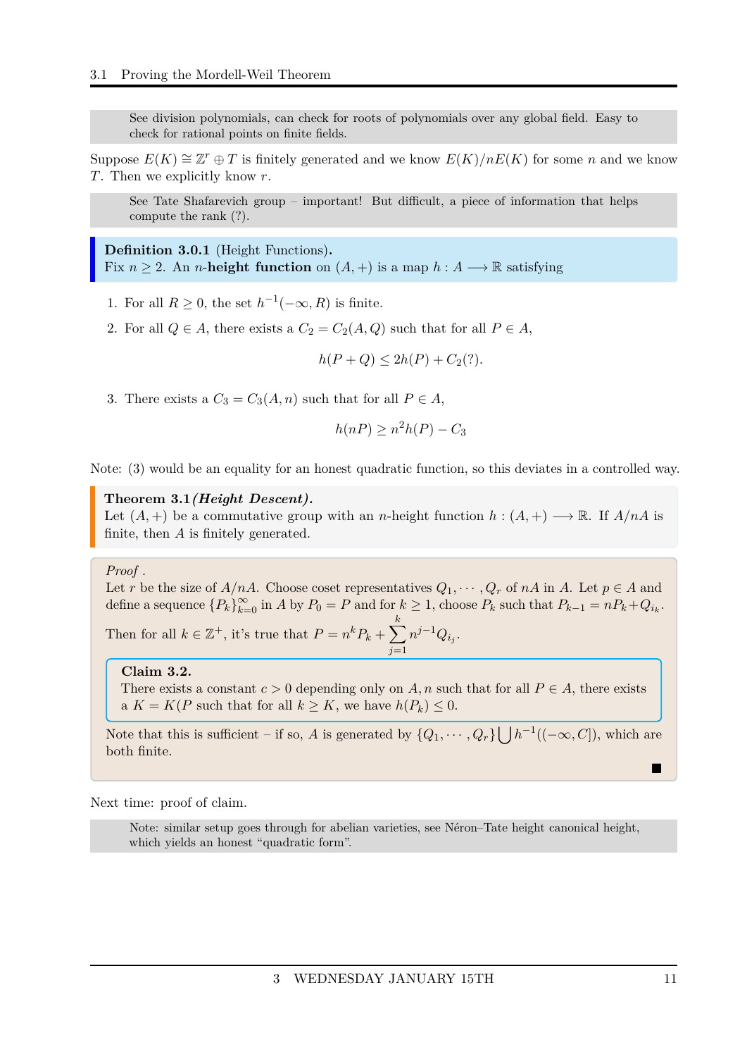> See division polynomials, can check for roots of polynomials over any global field. Easy to check for rational points on finite fields.

Suppose $E(K) \cong \mathbb{Z}^r \oplus T$ is finitely generated and we know $E(K)/nE(K)$ for some $n$ and we know $T$. Then we explicitly know $r$.

> See Tate Shafarevich group – important! But difficult, a piece of information that helps compute the rank (?).

**Definition 3.0.1** (Height Functions)**.**
Fix $n \geq 2$. An $n$-**height function** on $(A, +)$ is a map $h : A \longrightarrow \mathbb{R}$ satisfying

1. For all $R \geq 0$, the set $h^{-1}(-\infty, R)$ is finite.
2. For all $Q \in A$, there exists a $C_2 = C_2(A, Q)$ such that for all $P \in A$,
$$h(P + Q) \leq 2h(P) + C_2(?).$$
3. There exists a $C_3 = C_3(A, n)$ such that for all $P \in A$,
$$h(nP) \geq n^2 h(P) - C_3$$

Note: (3) would be an equality for an honest quadratic function, so this deviates in a controlled way.

**Theorem 3.1** ***(Height Descent).***
Let $(A, +)$ be a commutative group with an $n$-height function $h : (A, +) \longrightarrow \mathbb{R}$. If $A/nA$ is finite, then $A$ is finitely generated.

*Proof .*
Let $r$ be the size of $A/nA$. Choose coset representatives $Q_1, \cdots, Q_r$ of $nA$ in $A$. Let $p \in A$ and define a sequence $\{P_k\}_{k=0}^{\infty}$ in $A$ by $P_0 = P$ and for $k \geq 1$, choose $P_k$ such that $P_{k-1} = nP_k + Q_{i_k}$.

Then for all $k \in \mathbb{Z}^+$, it's true that $P = n^k P_k + \sum_{j=1}^{k} n^{j-1} Q_{i_j}$.

**Claim 3.2.**
There exists a constant $c > 0$ depending only on $A, n$ such that for all $P \in A$, there exists a $K = K(P$ such that for all $k \geq K$, we have $h(P_k) \leq 0$.

Note that this is sufficient – if so, $A$ is generated by $\{Q_1, \cdots, Q_r\} \bigcup h^{-1}((-\infty, C])$, which are both finite.

■

Next time: proof of claim.

> Note: similar setup goes through for abelian varieties, see Néron–Tate height canonical height, which yields an honest “quadratic form”.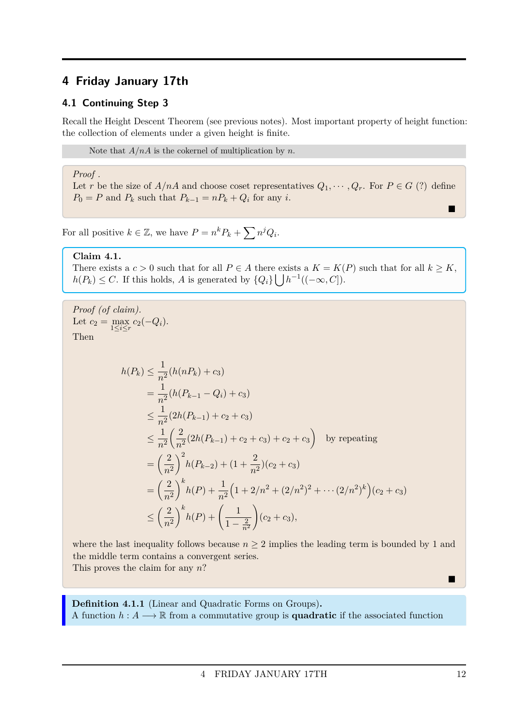## 4 Friday January 17th

### 4.1 Continuing Step 3

Recall the Height Descent Theorem (see previous notes). Most important property of height function: the collection of elements under a given height is finite.

> Note that $A/nA$ is the cokernel of multiplication by $n$.

*Proof .*
Let $r$ be the size of $A/nA$ and choose coset representatives $Q_1, \cdots, Q_r$. For $P \in G$ (?) define $P_0 = P$ and $P_k$ such that $P_{k-1} = nP_k + Q_i$ for any $i$. ∎

For all positive $k \in \mathbb{Z}$, we have $P = n^k P_k + \sum n^j Q_i$.

**Claim 4.1.**
There exists a $c > 0$ such that for all $P \in A$ there exists a $K = K(P)$ such that for all $k \geq K$, $h(P_k) \leq C$. If this holds, $A$ is generated by $\{Q_i\} \bigcup h^{-1}((-\infty, C])$.

*Proof (of claim).*
Let $c_2 = \max\limits_{1 \leq i \leq r} c_2(-Q_i)$.
Then

$$
\begin{aligned}
h(P_k) &\leq \frac{1}{n^2}(h(nP_k) + c_3) \\
&= \frac{1}{n^2}(h(P_{k-1} - Q_i) + c_3) \\
&\leq \frac{1}{n^2}(2h(P_{k-1}) + c_2 + c_3) \\
&\leq \frac{1}{n^2}\left(\frac{2}{n^2}(2h(P_{k-1}) + c_2 + c_3) + c_2 + c_3\right) \quad \text{by repeating} \\
&= \left(\frac{2}{n^2}\right)^2 h(P_{k-2}) + (1 + \frac{2}{n^2})(c_2 + c_3) \\
&= \left(\frac{2}{n^2}\right)^k h(P) + \frac{1}{n^2}\left(1 + 2/n^2 + (2/n^2)^2 + \cdots (2/n^2)^k\right)(c_2 + c_3) \\
&\leq \left(\frac{2}{n^2}\right)^k h(P) + \left(\frac{1}{1 - \frac{2}{n^2}}\right)(c_2 + c_3),
\end{aligned}
$$

where the last inequality follows because $n \geq 2$ implies the leading term is bounded by 1 and the middle term contains a convergent series.
This proves the claim for any $n$? ∎

**Definition 4.1.1** (Linear and Quadratic Forms on Groups)**.**
A function $h : A \longrightarrow \mathbb{R}$ from a commutative group is **quadratic** if the associated function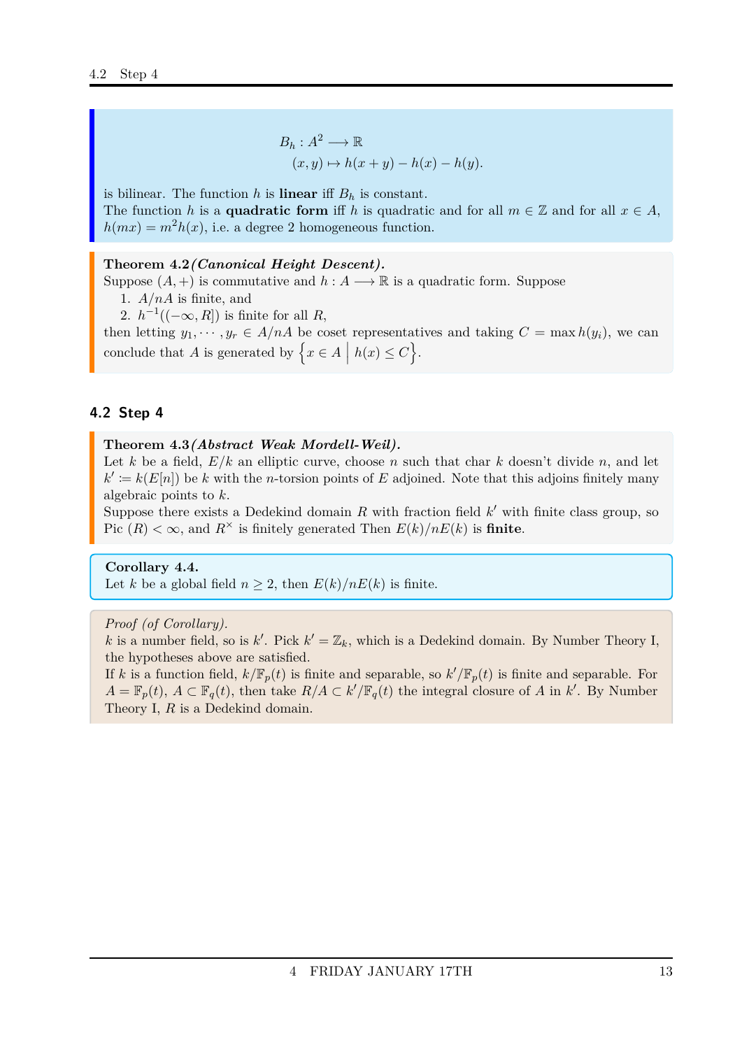$$B_h : A^2 \longrightarrow \mathbb{R}$$
$$(x, y) \mapsto h(x + y) - h(x) - h(y).$$

is bilinear. The function $h$ is **linear** iff $B_h$ is constant.
The function $h$ is a **quadratic form** iff $h$ is quadratic and for all $m \in \mathbb{Z}$ and for all $x \in A$, $h(mx) = m^2 h(x)$, i.e. a degree 2 homogeneous function.

**Theorem 4.2** ***(Canonical Height Descent).***
Suppose $(A, +)$ is commutative and $h : A \longrightarrow \mathbb{R}$ is a quadratic form. Suppose

1. $A/nA$ is finite, and
2. $h^{-1}((-\infty, R])$ is finite for all $R$,

then letting $y_1, \cdots, y_r \in A/nA$ be coset representatives and taking $C = \max h(y_i)$, we can conclude that $A$ is generated by $\left\{ x \in A \;\middle|\; h(x) \leq C \right\}$.

## 4.2 Step 4

**Theorem 4.3** ***(Abstract Weak Mordell-Weil).***
Let $k$ be a field, $E/k$ an elliptic curve, choose $n$ such that char $k$ doesn't divide $n$, and let $k' := k(E[n])$ be $k$ with the $n$-torsion points of $E$ adjoined. Note that this adjoins finitely many algebraic points to $k$.
Suppose there exists a Dedekind domain $R$ with fraction field $k'$ with finite class group, so Pic $(R) < \infty$, and $R^\times$ is finitely generated Then $E(k)/nE(k)$ is **finite**.

**Corollary 4.4.**
Let $k$ be a global field $n \geq 2$, then $E(k)/nE(k)$ is finite.

*Proof (of Corollary).*
$k$ is a number field, so is $k'$. Pick $k' = \mathbb{Z}_k$, which is a Dedekind domain. By Number Theory I, the hypotheses above are satisfied.
If $k$ is a function field, $k/\mathbb{F}_p(t)$ is finite and separable, so $k'/\mathbb{F}_p(t)$ is finite and separable. For $A = \mathbb{F}_p(t)$, $A \subset \mathbb{F}_q(t)$, then take $R/A \subset k'/\mathbb{F}_q(t)$ the integral closure of $A$ in $k'$. By Number Theory I, $R$ is a Dedekind domain.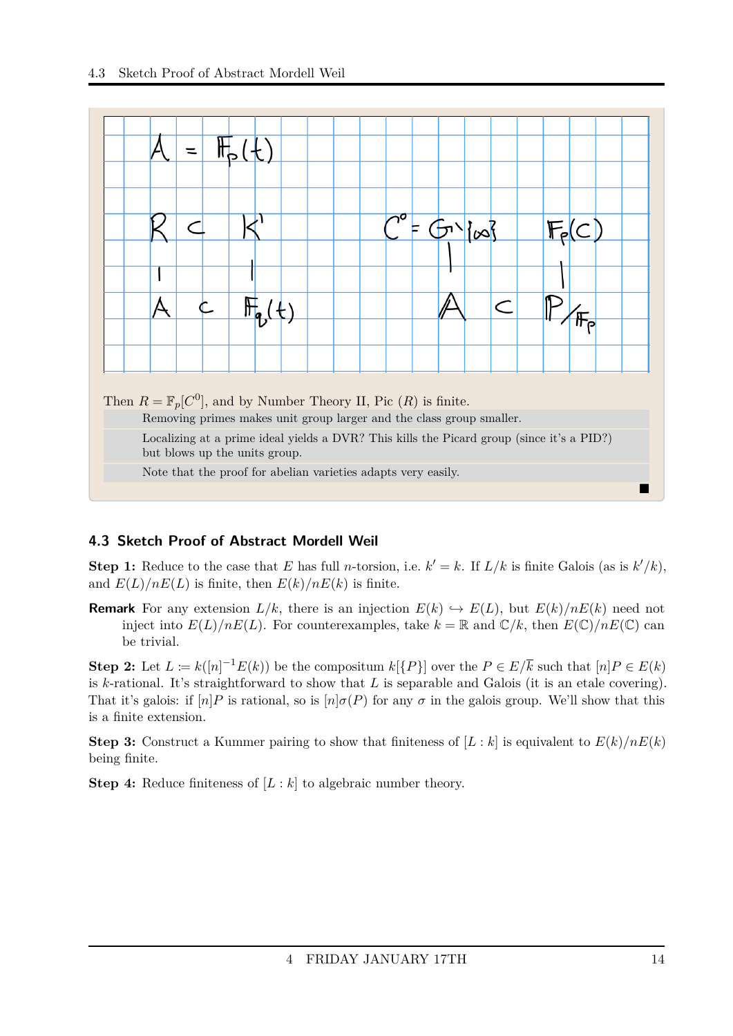Then $R = \mathbb{F}_p[C^0]$, and by Number Theory II, Pic $(R)$ is finite.

Removing primes makes unit group larger and the class group smaller.

Localizing at a prime ideal yields a DVR? This kills the Picard group (since it's a PID?) but blows up the units group.

Note that the proof for abelian varieties adapts very easily.

■

### 4.3 Sketch Proof of Abstract Mordell Weil

**Step 1:** Reduce to the case that $E$ has full $n$-torsion, i.e. $k' = k$. If $L/k$ is finite Galois (as is $k'/k$), and $E(L)/nE(L)$ is finite, then $E(k)/nE(k)$ is finite.

**Remark** For any extension $L/k$, there is an injection $E(k) \hookrightarrow E(L)$, but $E(k)/nE(k)$ need not inject into $E(L)/nE(L)$. For counterexamples, take $k = \mathbb{R}$ and $\mathbb{C}/k$, then $E(\mathbb{C})/nE(\mathbb{C})$ can be trivial.

**Step 2:** Let $L := k([n]^{-1}E(k))$ be the compositum $k[\{P\}]$ over the $P \in E/\overline{k}$ such that $[n]P \in E(k)$ is $k$-rational. It's straightforward to show that $L$ is separable and Galois (it is an etale covering). That it's galois: if $[n]P$ is rational, so is $[n]\sigma(P)$ for any $\sigma$ in the galois group. We'll show that this is a finite extension.

**Step 3:** Construct a Kummer pairing to show that finiteness of $[L : k]$ is equivalent to $E(k)/nE(k)$ being finite.

**Step 4:** Reduce finiteness of $[L : k]$ to algebraic number theory.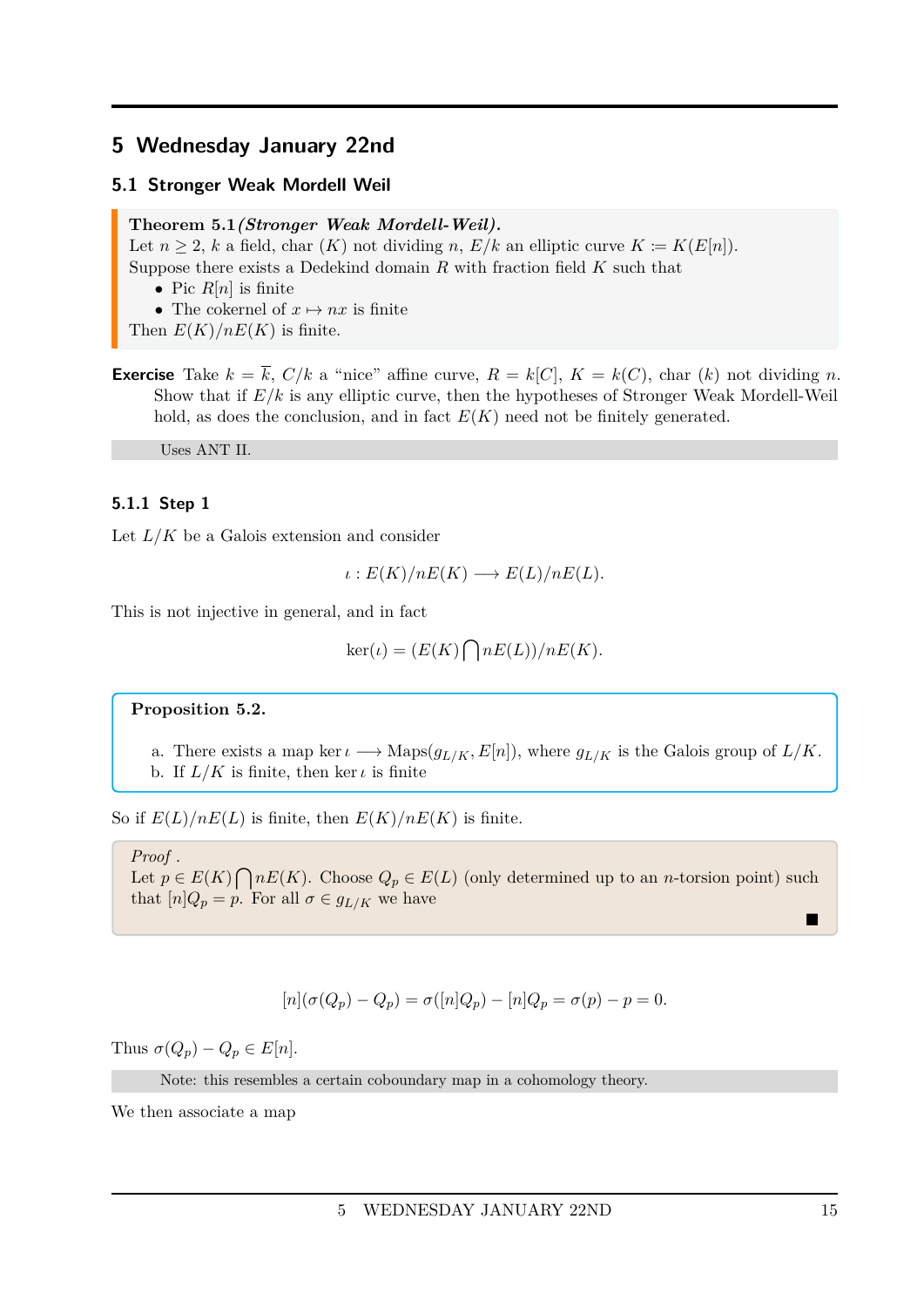# 5 Wednesday January 22nd

## 5.1 Stronger Weak Mordell Weil

**Theorem 5.1** ***(Stronger Weak Mordell-Weil).***
Let $n \geq 2$, $k$ a field, char $(K)$ not dividing $n$, $E/k$ an elliptic curve $K := K(E[n])$.
Suppose there exists a Dedekind domain $R$ with fraction field $K$ such that

- Pic $R[n]$ is finite
- The cokernel of $x \mapsto nx$ is finite

Then $E(K)/nE(K)$ is finite.

**Exercise** Take $k = \overline{k}$, $C/k$ a "nice" affine curve, $R = k[C]$, $K = k(C)$, char $(k)$ not dividing $n$. Show that if $E/k$ is any elliptic curve, then the hypotheses of Stronger Weak Mordell-Weil hold, as does the conclusion, and in fact $E(K)$ need not be finitely generated.

Uses ANT II.

### 5.1.1 Step 1

Let $L/K$ be a Galois extension and consider

$$\iota : E(K)/nE(K) \longrightarrow E(L)/nE(L).$$

This is not injective in general, and in fact

$$\ker(\iota) = (E(K) \bigcap nE(L))/nE(K).$$

**Proposition 5.2.**

a. There exists a map $\ker \iota \longrightarrow \text{Maps}(g_{L/K}, E[n])$, where $g_{L/K}$ is the Galois group of $L/K$.
b. If $L/K$ is finite, then $\ker \iota$ is finite

So if $E(L)/nE(L)$ is finite, then $E(K)/nE(K)$ is finite.

*Proof .*
Let $p \in E(K) \bigcap nE(K)$. Choose $Q_p \in E(L)$ (only determined up to an $n$-torsion point) such that $[n]Q_p = p$. For all $\sigma \in g_{L/K}$ we have ■

$$[n](\sigma(Q_p) - Q_p) = \sigma([n]Q_p) - [n]Q_p = \sigma(p) - p = 0.$$

Thus $\sigma(Q_p) - Q_p \in E[n]$.

Note: this resembles a certain coboundary map in a cohomology theory.

We then associate a map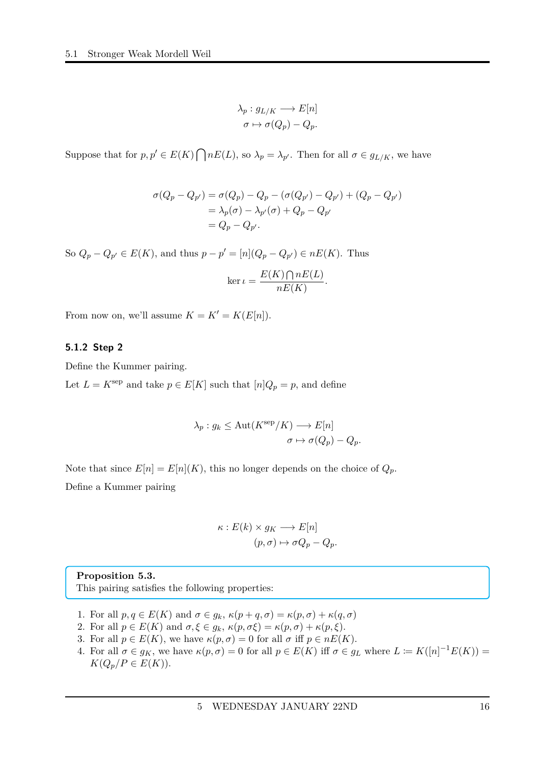$$\lambda_p : g_{L/K} \longrightarrow E[n]$$
$$\sigma \mapsto \sigma(Q_p) - Q_p.$$

Suppose that for $p, p' \in E(K) \bigcap nE(L)$, so $\lambda_p = \lambda_{p'}$. Then for all $\sigma \in g_{L/K}$, we have

$$\begin{aligned}
\sigma(Q_p - Q_{p'}) &= \sigma(Q_p) - Q_p - (\sigma(Q_{p'}) - Q_{p'}) + (Q_p - Q_{p'}) \\
&= \lambda_p(\sigma) - \lambda_{p'}(\sigma) + Q_p - Q_{p'} \\
&= Q_p - Q_{p'}.
\end{aligned}$$

So $Q_p - Q_{p'} \in E(K)$, and thus $p - p' = [n](Q_p - Q_{p'}) \in nE(K)$. Thus

$$\ker \iota = \frac{E(K) \bigcap nE(L)}{nE(K)}.$$

From now on, we'll assume $K = K' = K(E[n])$.

### 5.1.2 Step 2

Define the Kummer pairing.

Let $L = K^{\text{sep}}$ and take $p \in E[K]$ such that $[n]Q_p = p$, and define

$$\lambda_p : g_k \leq \text{Aut}(K^{\text{sep}}/K) \longrightarrow E[n]$$
$$\sigma \mapsto \sigma(Q_p) - Q_p.$$

Note that since $E[n] = E[n](K)$, this no longer depends on the choice of $Q_p$.

Define a Kummer pairing

$$\kappa : E(k) \times g_K \longrightarrow E[n]$$
$$(p, \sigma) \mapsto \sigma Q_p - Q_p.$$

**Proposition 5.3.**
This pairing satisfies the following properties:

1. For all $p, q \in E(K)$ and $\sigma \in g_k$, $\kappa(p+q, \sigma) = \kappa(p, \sigma) + \kappa(q, \sigma)$
2. For all $p \in E(K)$ and $\sigma, \xi \in g_k$, $\kappa(p, \sigma\xi) = \kappa(p, \sigma) + \kappa(p, \xi)$.
3. For all $p \in E(K)$, we have $\kappa(p, \sigma) = 0$ for all $\sigma$ iff $p \in nE(K)$.
4. For all $\sigma \in g_K$, we have $\kappa(p, \sigma) = 0$ for all $p \in E(K)$ iff $\sigma \in g_L$ where $L := K([n]^{-1}E(K)) = K(Q_p/P \in E(K))$.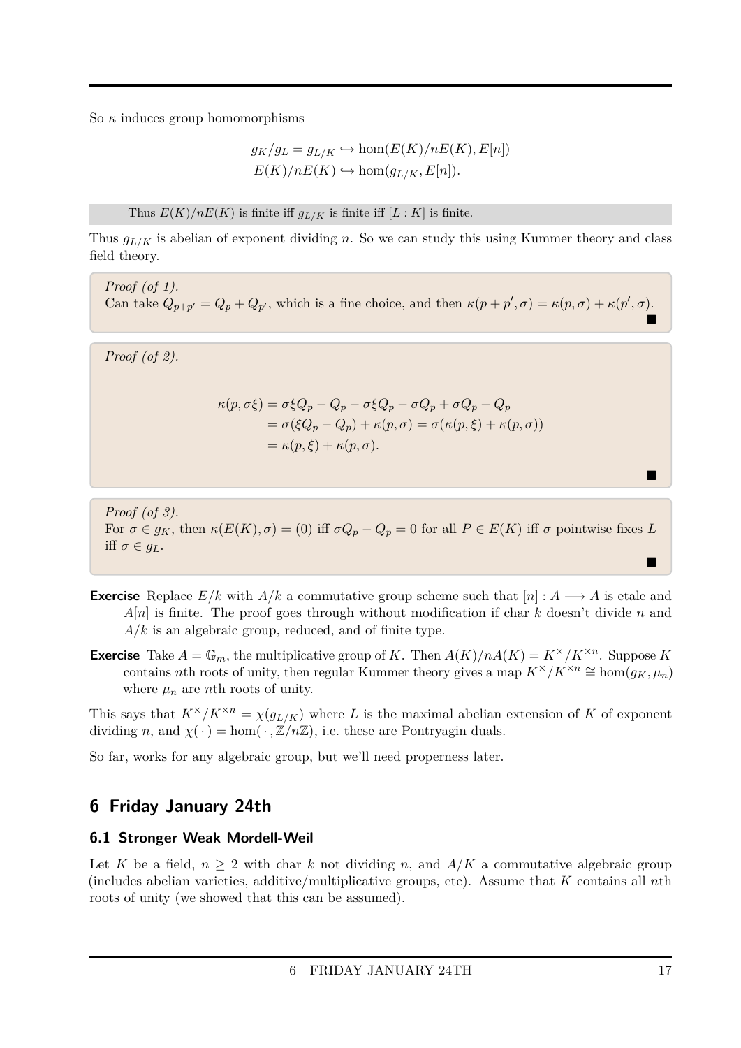So $\kappa$ induces group homomorphisms

$$
\begin{aligned}
g_K/g_L = g_{L/K} &\hookrightarrow \hom(E(K)/nE(K), E[n]) \\
E(K)/nE(K) &\hookrightarrow \hom(g_{L/K}, E[n]).
\end{aligned}
$$

Thus $E(K)/nE(K)$ is finite iff $g_{L/K}$ is finite iff $[L:K]$ is finite.

Thus $g_{L/K}$ is abelian of exponent dividing $n$. So we can study this using Kummer theory and class field theory.

*Proof (of 1).*
Can take $Q_{p+p'} = Q_p + Q_{p'}$, which is a fine choice, and then $\kappa(p+p', \sigma) = \kappa(p,\sigma) + \kappa(p', \sigma)$. ■

*Proof (of 2).*

$$
\begin{aligned}
\kappa(p, \sigma\xi) &= \sigma\xi Q_p - Q_p - \sigma\xi Q_p - \sigma Q_p + \sigma Q_p - Q_p \\
&= \sigma(\xi Q_p - Q_p) + \kappa(p, \sigma) = \sigma(\kappa(p,\xi) + \kappa(p,\sigma)) \\
&= \kappa(p,\xi) + \kappa(p,\sigma).
\end{aligned}
$$

■

*Proof (of 3).*
For $\sigma \in g_K$, then $\kappa(E(K), \sigma) = (0)$ iff $\sigma Q_p - Q_p = 0$ for all $P \in E(K)$ iff $\sigma$ pointwise fixes $L$ iff $\sigma \in g_L$. ■

**Exercise** Replace $E/k$ with $A/k$ a commutative group scheme such that $[n] : A \longrightarrow A$ is etale and $A[n]$ is finite. The proof goes through without modification if char $k$ doesn't divide $n$ and $A/k$ is an algebraic group, reduced, and of finite type.

**Exercise** Take $A = \mathbb{G}_m$, the multiplicative group of $K$. Then $A(K)/nA(K) = K^\times / K^{\times n}$. Suppose $K$ contains $n$th roots of unity, then regular Kummer theory gives a map $K^\times/K^{\times n} \cong \hom(g_K, \mu_n)$ where $\mu_n$ are $n$th roots of unity.

This says that $K^\times/K^{\times n} = \chi(g_{L/K})$ where $L$ is the maximal abelian extension of $K$ of exponent dividing $n$, and $\chi(\,\cdot\,) = \hom(\,\cdot\,, \mathbb{Z}/n\mathbb{Z})$, i.e. these are Pontryagin duals.

So far, works for any algebraic group, but we'll need properness later.

# 6 Friday January 24th

## 6.1 Stronger Weak Mordell-Weil

Let $K$ be a field, $n \geq 2$ with char $k$ not dividing $n$, and $A/K$ a commutative algebraic group (includes abelian varieties, additive/multiplicative groups, etc). Assume that $K$ contains all $n$th roots of unity (we showed that this can be assumed).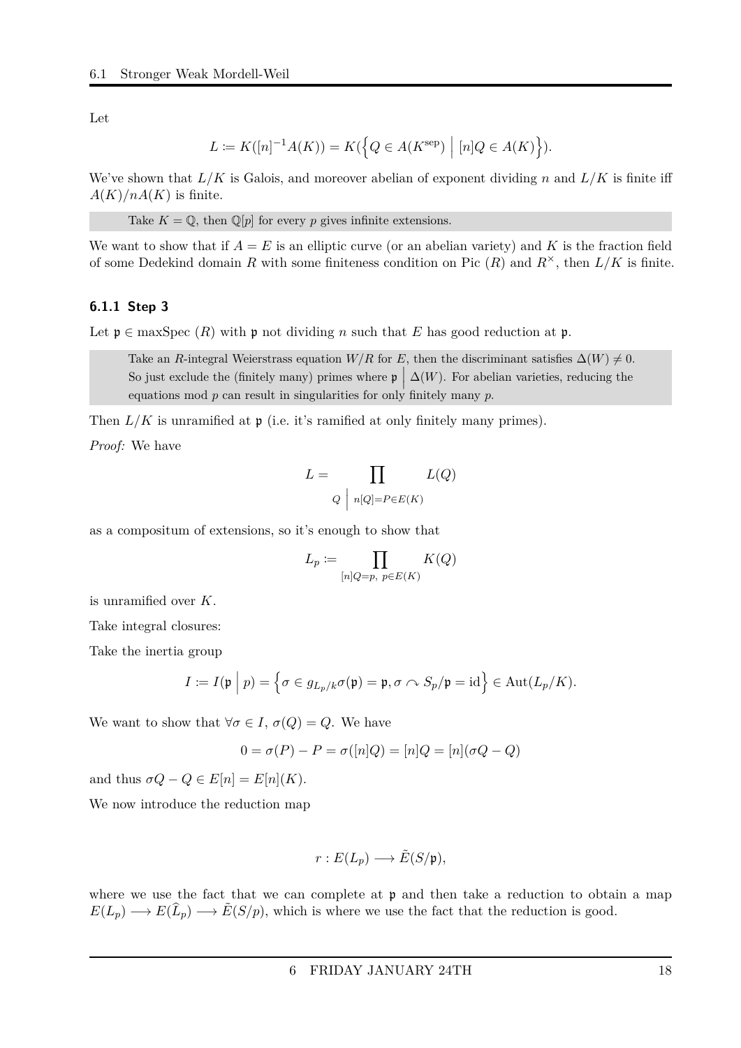Let

$$L \coloneqq K([n]^{-1}A(K)) = K(\left\{Q \in A(K^{\text{sep}}) \;\middle|\; [n]Q \in A(K)\right\}).$$

We've shown that $L/K$ is Galois, and moreover abelian of exponent dividing $n$ and $L/K$ is finite iff $A(K)/nA(K)$ is finite.

> Take $K = \mathbb{Q}$, then $\mathbb{Q}[p]$ for every $p$ gives infinite extensions.

We want to show that if $A = E$ is an elliptic curve (or an abelian variety) and $K$ is the fraction field of some Dedekind domain $R$ with some finiteness condition on Pic $(R)$ and $R^\times$, then $L/K$ is finite.

### 6.1.1 Step 3

Let $\mathfrak{p} \in \text{maxSpec } (R)$ with $\mathfrak{p}$ not dividing $n$ such that $E$ has good reduction at $\mathfrak{p}$.

> Take an $R$-integral Weierstrass equation $W/R$ for $E$, then the discriminant satisfies $\Delta(W) \neq 0$. So just exclude the (finitely many) primes where $\mathfrak{p} \;\middle|\; \Delta(W)$. For abelian varieties, reducing the equations mod $p$ can result in singularities for only finitely many $p$.

Then $L/K$ is unramified at $\mathfrak{p}$ (i.e. it's ramified at only finitely many primes).

*Proof:* We have

$$L = \prod_{Q \;\middle|\; n[Q] = P \in E(K)} L(Q)$$

as a compositum of extensions, so it's enough to show that

$$L_p \coloneqq \prod_{[n]Q = p,\ p \in E(K)} K(Q)$$

is unramified over $K$.

Take integral closures:

Take the inertia group

$$I \coloneqq I(\mathfrak{p} \;\middle|\; p) = \left\{\sigma \in g_{L_p/k} \sigma(\mathfrak{p}) = \mathfrak{p}, \sigma \curvearrowright S_p/\mathfrak{p} = \text{id}\right\} \in \text{Aut}(L_p/K).$$

We want to show that $\forall \sigma \in I$, $\sigma(Q) = Q$. We have

$$0 = \sigma(P) - P = \sigma([n]Q) = [n]Q = [n](\sigma Q - Q)$$

and thus $\sigma Q - Q \in E[n] = E[n](K)$.

We now introduce the reduction map

$$r : E(L_p) \longrightarrow \tilde{E}(S/\mathfrak{p}),$$

where we use the fact that we can complete at $\mathfrak{p}$ and then take a reduction to obtain a map $E(L_p) \longrightarrow E(\widehat{L}_p) \longrightarrow \tilde{E}(S/p)$, which is where we use the fact that the reduction is good.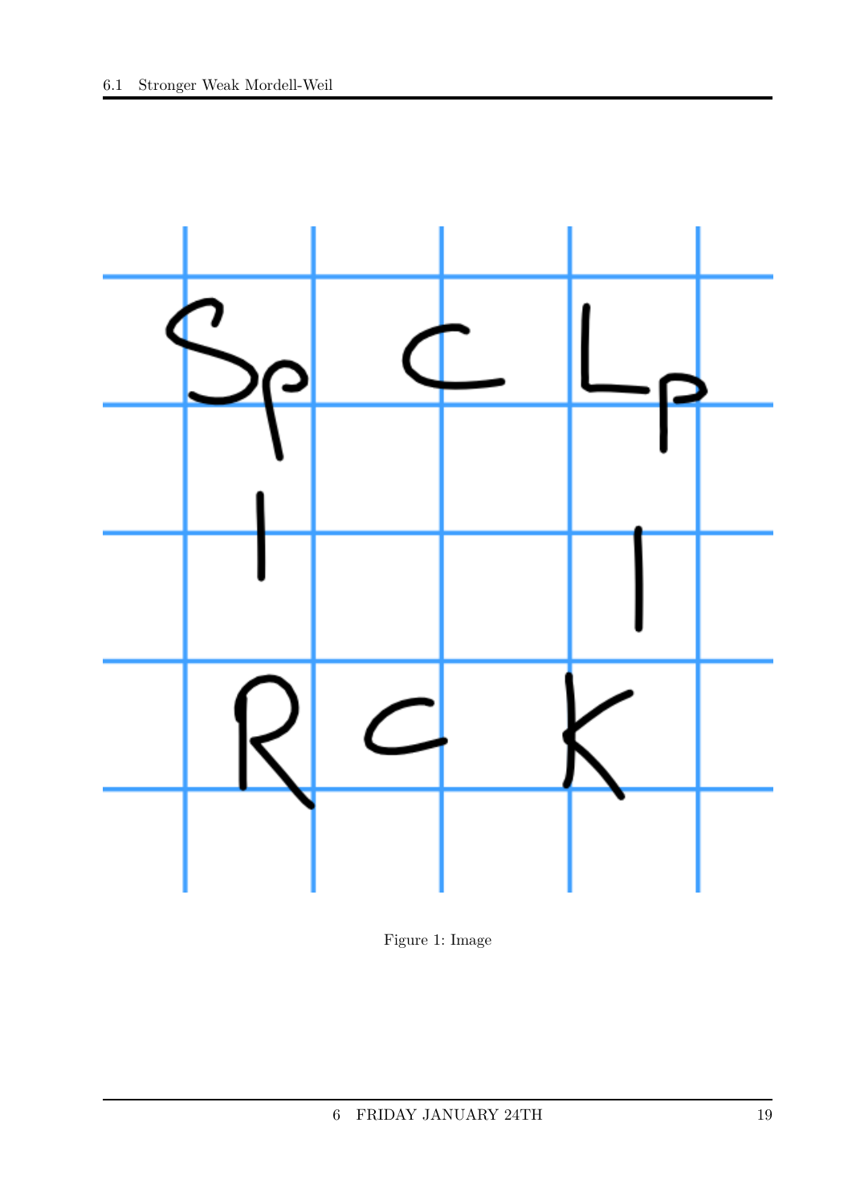Figure 1: Image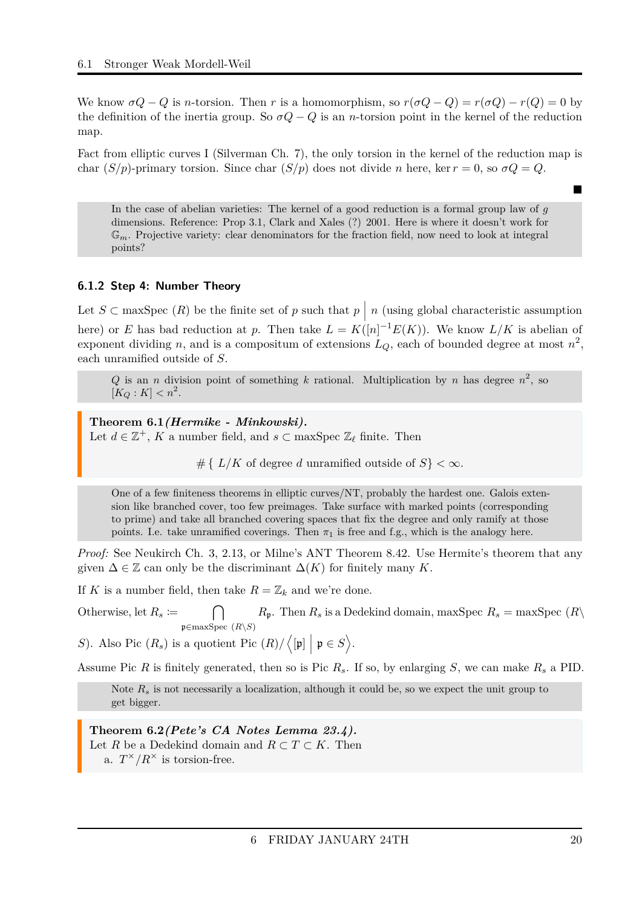We know $\sigma Q - Q$ is $n$-torsion. Then $r$ is a homomorphism, so $r(\sigma Q - Q) = r(\sigma Q) - r(Q) = 0$ by the definition of the inertia group. So $\sigma Q - Q$ is an $n$-torsion point in the kernel of the reduction map.

Fact from elliptic curves I (Silverman Ch. 7), the only torsion in the kernel of the reduction map is char $(S/p)$-primary torsion. Since char $(S/p)$ does not divide $n$ here, $\ker r = 0$, so $\sigma Q = Q$.

∎

> In the case of abelian varieties: The kernel of a good reduction is a formal group law of $g$ dimensions. Reference: Prop 3.1, Clark and Xales (?) 2001. Here is where it doesn't work for $\mathbb{G}_m$. Projective variety: clear denominators for the fraction field, now need to look at integral points?

#### 6.1.2 Step 4: Number Theory

Let $S \subset \text{maxSpec }(R)$ be the finite set of $p$ such that $p \mid n$ (using global characteristic assumption here) or $E$ has bad reduction at $p$. Then take $L = K([n]^{-1}E(K))$. We know $L/K$ is abelian of exponent dividing $n$, and is a compositum of extensions $L_Q$, each of bounded degree at most $n^2$, each unramified outside of $S$.

> $Q$ is an $n$ division point of something $k$ rational. Multiplication by $n$ has degree $n^2$, so $[K_Q : K] < n^2$.

**Theorem 6.1** ***(Hermike - Minkowski).*** Let $d \in \mathbb{Z}^+$, $K$ a number field, and $s \subset \text{maxSpec } \mathbb{Z}_\ell$ finite. Then

$$\#\{\ L/K \text{ of degree } d \text{ unramified outside of } S\} < \infty.$$

> One of a few finiteness theorems in elliptic curves/NT, probably the hardest one. Galois extension like branched cover, too few preimages. Take surface with marked points (corresponding to prime) and take all branched covering spaces that fix the degree and only ramify at those points. I.e. take unramified coverings. Then $\pi_1$ is free and f.g., which is the analogy here.

*Proof:* See Neukirch Ch. 3, 2.13, or Milne's ANT Theorem 8.42. Use Hermite's theorem that any given $\Delta \in \mathbb{Z}$ can only be the discriminant $\Delta(K)$ for finitely many $K$.

If $K$ is a number field, then take $R = \mathbb{Z}_k$ and we're done.

Otherwise, let $R_s := \bigcap_{\mathfrak{p} \in \text{maxSpec } (R \setminus S)} R_\mathfrak{p}$. Then $R_s$ is a Dedekind domain, maxSpec $R_s = \text{maxSpec } (R \setminus S)$. Also Pic $(R_s)$ is a quotient Pic $(R) / \left\langle [\mathfrak{p}] \mid \mathfrak{p} \in S \right\rangle$.

Assume Pic $R$ is finitely generated, then so is Pic $R_s$. If so, by enlarging $S$, we can make $R_s$ a PID.

> Note $R_s$ is not necessarily a localization, although it could be, so we expect the unit group to get bigger.

**Theorem 6.2** ***(Pete's CA Notes Lemma 23.4).*** Let $R$ be a Dedekind domain and $R \subset T \subset K$. Then

a. $T^\times / R^\times$ is torsion-free.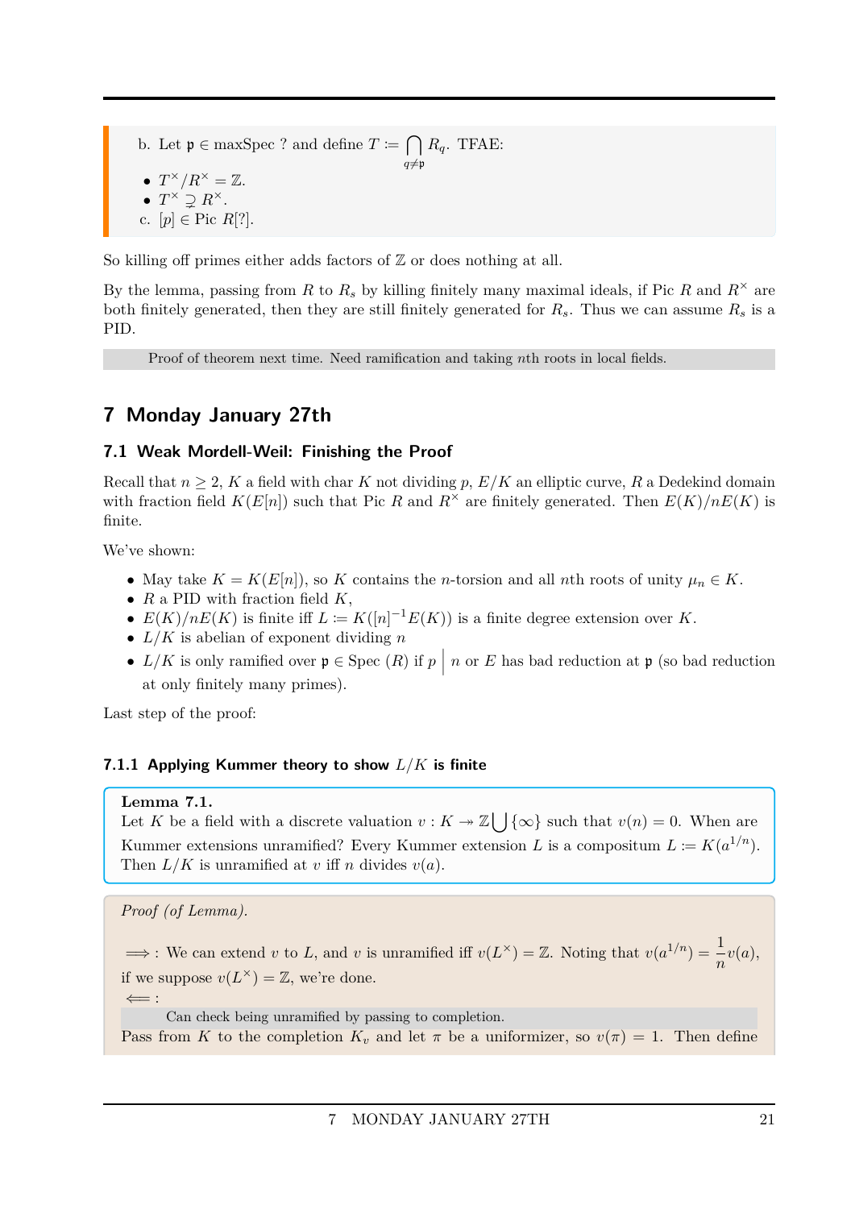b. Let $\mathfrak{p} \in \text{maxSpec } ?$ and define $T := \bigcap_{q \neq \mathfrak{p}} R_q$. TFAE:

- $T^\times / R^\times = \mathbb{Z}$.
- $T^\times \supsetneq R^\times$.

c. $[p] \in \text{Pic } R[?]$.

So killing off primes either adds factors of $\mathbb{Z}$ or does nothing at all.

By the lemma, passing from $R$ to $R_s$ by killing finitely many maximal ideals, if Pic $R$ and $R^\times$ are both finitely generated, then they are still finitely generated for $R_s$. Thus we can assume $R_s$ is a PID.

Proof of theorem next time. Need ramification and taking $n$th roots in local fields.

# 7 Monday January 27th

## 7.1 Weak Mordell-Weil: Finishing the Proof

Recall that $n \geq 2$, $K$ a field with char $K$ not dividing $p$, $E/K$ an elliptic curve, $R$ a Dedekind domain with fraction field $K(E[n])$ such that Pic $R$ and $R^\times$ are finitely generated. Then $E(K)/nE(K)$ is finite.

We've shown:

- May take $K = K(E[n])$, so $K$ contains the $n$-torsion and all $n$th roots of unity $\mu_n \in K$.
- $R$ a PID with fraction field $K$,
- $E(K)/nE(K)$ is finite iff $L := K([n]^{-1}E(K))$ is a finite degree extension over $K$.
- $L/K$ is abelian of exponent dividing $n$
- $L/K$ is only ramified over $\mathfrak{p} \in \text{Spec }(R)$ if $p \,\Big|\, n$ or $E$ has bad reduction at $\mathfrak{p}$ (so bad reduction at only finitely many primes).

Last step of the proof:

### 7.1.1 Applying Kummer theory to show $L/K$ is finite

**Lemma 7.1.**
Let $K$ be a field with a discrete valuation $v : K \twoheadrightarrow \mathbb{Z} \bigcup \{\infty\}$ such that $v(n) = 0$. When are Kummer extensions unramified? Every Kummer extension $L$ is a compositum $L := K(a^{1/n})$. Then $L/K$ is unramified at $v$ iff $n$ divides $v(a)$.

*Proof (of Lemma).*

$\implies$: We can extend $v$ to $L$, and $v$ is unramified iff $v(L^\times) = \mathbb{Z}$. Noting that $v(a^{1/n}) = \dfrac{1}{n} v(a)$, if we suppose $v(L^\times) = \mathbb{Z}$, we're done.

$\impliedby$:

Can check being unramified by passing to completion.

Pass from $K$ to the completion $K_v$ and let $\pi$ be a uniformizer, so $v(\pi) = 1$. Then define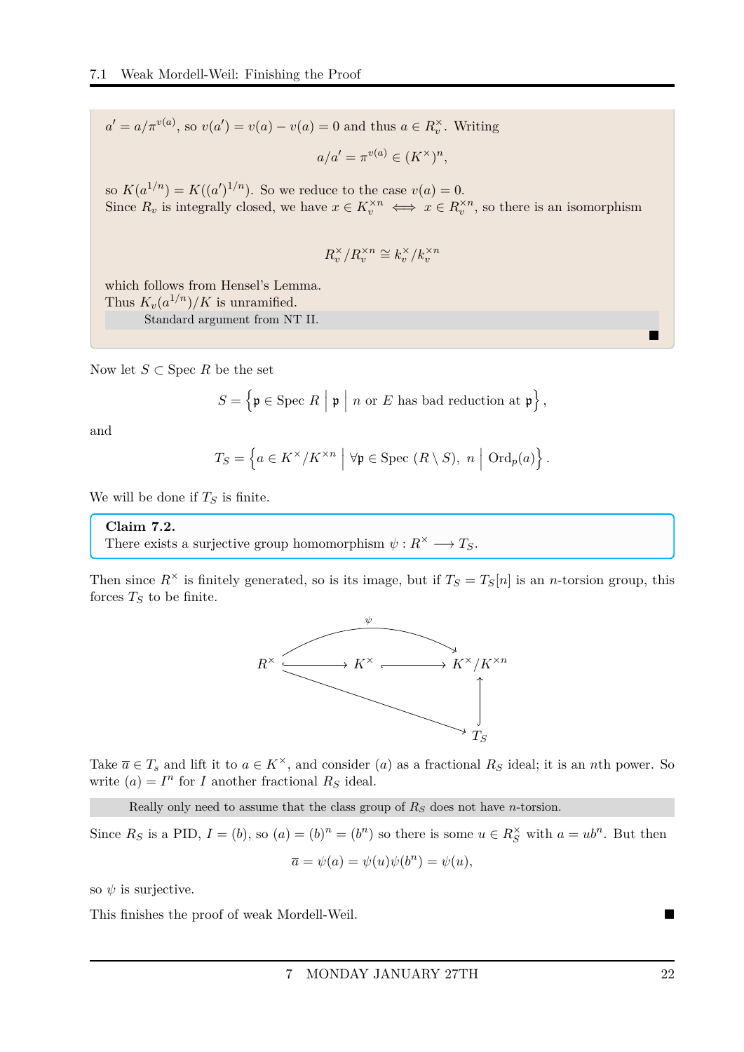$a' = a/\pi^{v(a)}$, so $v(a') = v(a) - v(a) = 0$ and thus $a \in R_v^\times$. Writing

$$a/a' = \pi^{v(a)} \in (K^\times)^n,$$

so $K(a^{1/n}) = K((a')^{1/n})$. So we reduce to the case $v(a) = 0$.
Since $R_v$ is integrally closed, we have $x \in K_v^{\times n} \iff x \in R_v^{\times n}$, so there is an isomorphism

$$R_v^\times / R_v^{\times n} \cong k_v^\times / k_v^{\times n}$$

which follows from Hensel's Lemma.
Thus $K_v(a^{1/n})/K$ is unramified.

Standard argument from NT II.

■

Now let $S \subset \operatorname{Spec} R$ be the set

$$S = \left\{ \mathfrak{p} \in \operatorname{Spec} R \;\middle|\; \mathfrak{p} \;\middle|\; n \text{ or } E \text{ has bad reduction at } \mathfrak{p} \right\},$$

and

$$T_S = \left\{ a \in K^\times / K^{\times n} \;\middle|\; \forall \mathfrak{p} \in \operatorname{Spec}\,(R \setminus S),\ n \;\middle|\; \operatorname{Ord}_p(a) \right\}.$$

We will be done if $T_S$ is finite.

**Claim 7.2.**
There exists a surjective group homomorphism $\psi : R^\times \longrightarrow T_S$.

Then since $R^\times$ is finitely generated, so is its image, but if $T_S = T_S[n]$ is an $n$-torsion group, this forces $T_S$ to be finite.

$$\begin{array}{ccccc} R^\times & \hookrightarrow & K^\times & \hookrightarrow & K^\times / K^{\times n} \\ & & & & \uparrow \\ & & & \searrow & T_S \end{array}$$

(with $\psi : R^\times \to K^\times/K^{\times n}$ the composite, and $R^\times \to T_S$)

Take $\overline{a} \in T_s$ and lift it to $a \in K^\times$, and consider $(a)$ as a fractional $R_S$ ideal; it is an $n$th power. So write $(a) = I^n$ for $I$ another fractional $R_S$ ideal.

Really only need to assume that the class group of $R_S$ does not have $n$-torsion.

Since $R_S$ is a PID, $I = (b)$, so $(a) = (b)^n = (b^n)$ so there is some $u \in R_S^\times$ with $a = ub^n$. But then

$$\overline{a} = \psi(a) = \psi(u)\psi(b^n) = \psi(u),$$

so $\psi$ is surjective.

This finishes the proof of weak Mordell-Weil. ■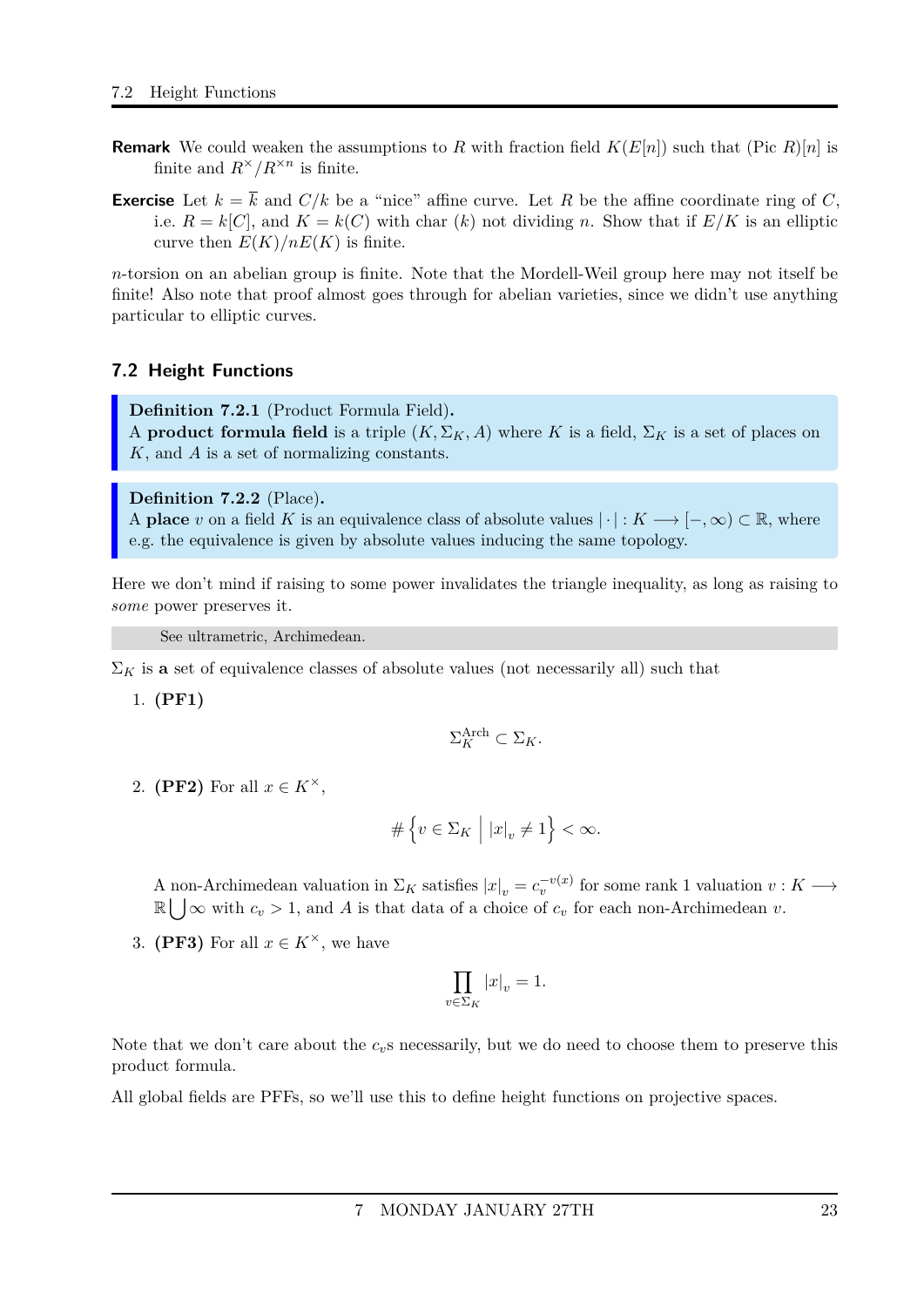**Remark** We could weaken the assumptions to $R$ with fraction field $K(E[n])$ such that $(\text{Pic } R)[n]$ is finite and $R^\times/R^{\times n}$ is finite.

**Exercise** Let $k = \overline{k}$ and $C/k$ be a "nice" affine curve. Let $R$ be the affine coordinate ring of $C$, i.e. $R = k[C]$, and $K = k(C)$ with char $(k)$ not dividing $n$. Show that if $E/K$ is an elliptic curve then $E(K)/nE(K)$ is finite.

$n$-torsion on an abelian group is finite. Note that the Mordell-Weil group here may not itself be finite! Also note that proof almost goes through for abelian varieties, since we didn't use anything particular to elliptic curves.

### 7.2 Height Functions

> **Definition 7.2.1** (Product Formula Field)**.**
> A **product formula field** is a triple $(K, \Sigma_K, A)$ where $K$ is a field, $\Sigma_K$ is a set of places on $K$, and $A$ is a set of normalizing constants.

> **Definition 7.2.2** (Place)**.**
> A **place** $v$ on a field $K$ is an equivalence class of absolute values $|\cdot| : K \longrightarrow [-, \infty) \subset \mathbb{R}$, where e.g. the equivalence is given by absolute values inducing the same topology.

Here we don't mind if raising to some power invalidates the triangle inequality, as long as raising to *some* power preserves it.

> See ultrametric, Archimedean.

$\Sigma_K$ is **a** set of equivalence classes of absolute values (not necessarily all) such that

1. **(PF1)**

$$\Sigma_K^{\text{Arch}} \subset \Sigma_K.$$

2. **(PF2)** For all $x \in K^\times$,

$$\#\left\{ v \in \Sigma_K \;\middle|\; |x|_v \neq 1 \right\} < \infty.$$

   A non-Archimedean valuation in $\Sigma_K$ satisfies $|x|_v = c_v^{-v(x)}$ for some rank 1 valuation $v : K \longrightarrow \mathbb{R} \bigcup \infty$ with $c_v > 1$, and $A$ is that data of a choice of $c_v$ for each non-Archimedean $v$.

3. **(PF3)** For all $x \in K^\times$, we have

$$\prod_{v \in \Sigma_K} |x|_v = 1.$$

Note that we don't care about the $c_v$s necessarily, but we do need to choose them to preserve this product formula.

All global fields are PFFs, so we'll use this to define height functions on projective spaces.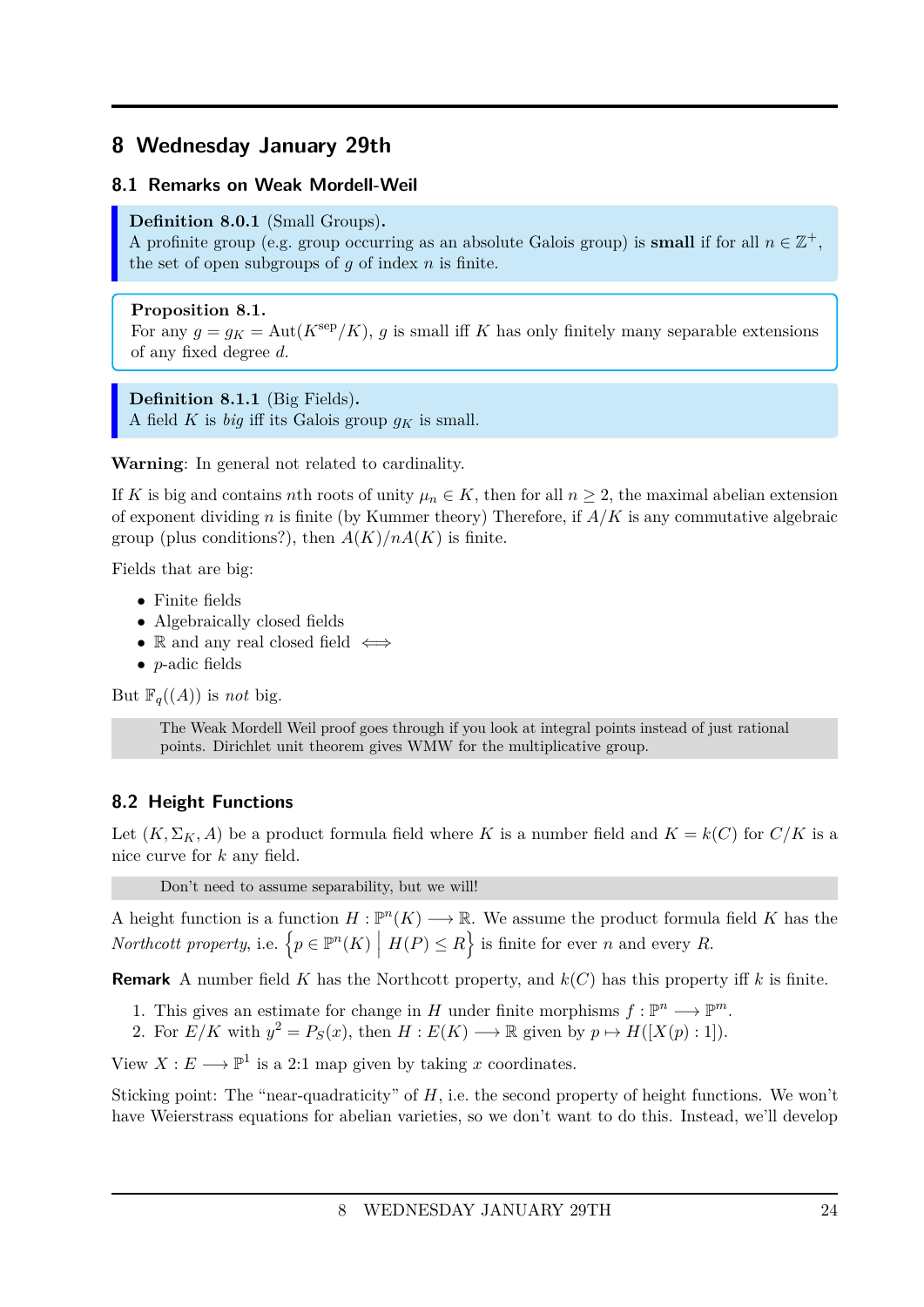# 8 Wednesday January 29th

## 8.1 Remarks on Weak Mordell-Weil

**Definition 8.0.1** (Small Groups)**.**
A profinite group (e.g. group occurring as an absolute Galois group) is **small** if for all $n \in \mathbb{Z}^+$, the set of open subgroups of $g$ of index $n$ is finite.

**Proposition 8.1.**
For any $g = g_K = \text{Aut}(K^{\text{sep}}/K)$, $g$ is small iff $K$ has only finitely many separable extensions of any fixed degree $d$.

**Definition 8.1.1** (Big Fields)**.**
A field $K$ is *big* iff its Galois group $g_K$ is small.

**Warning**: In general not related to cardinality.

If $K$ is big and contains $n$th roots of unity $\mu_n \in K$, then for all $n \geq 2$, the maximal abelian extension of exponent dividing $n$ is finite (by Kummer theory) Therefore, if $A/K$ is any commutative algebraic group (plus conditions?), then $A(K)/nA(K)$ is finite.

Fields that are big:

- Finite fields
- Algebraically closed fields
- $\mathbb{R}$ and any real closed field $\iff$
- $p$-adic fields

But $\mathbb{F}_q((A))$ is *not* big.

> The Weak Mordell Weil proof goes through if you look at integral points instead of just rational points. Dirichlet unit theorem gives WMW for the multiplicative group.

## 8.2 Height Functions

Let $(K, \Sigma_K, A)$ be a product formula field where $K$ is a number field and $K = k(C)$ for $C/K$ is a nice curve for $k$ any field.

> Don't need to assume separability, but we will!

A height function is a function $H : \mathbb{P}^n(K) \longrightarrow \mathbb{R}$. We assume the product formula field $K$ has the *Northcott property*, i.e. $\left\{p \in \mathbb{P}^n(K) \;\middle|\; H(P) \leq R\right\}$ is finite for ever $n$ and every $R$.

**Remark** A number field $K$ has the Northcott property, and $k(C)$ has this property iff $k$ is finite.

1. This gives an estimate for change in $H$ under finite morphisms $f : \mathbb{P}^n \longrightarrow \mathbb{P}^m$.
2. For $E/K$ with $y^2 = P_S(x)$, then $H : E(K) \longrightarrow \mathbb{R}$ given by $p \mapsto H([X(p) : 1])$.

View $X : E \longrightarrow \mathbb{P}^1$ is a 2:1 map given by taking $x$ coordinates.

Sticking point: The "near-quadraticity" of $H$, i.e. the second property of height functions. We won't have Weierstrass equations for abelian varieties, so we don't want to do this. Instead, we'll develop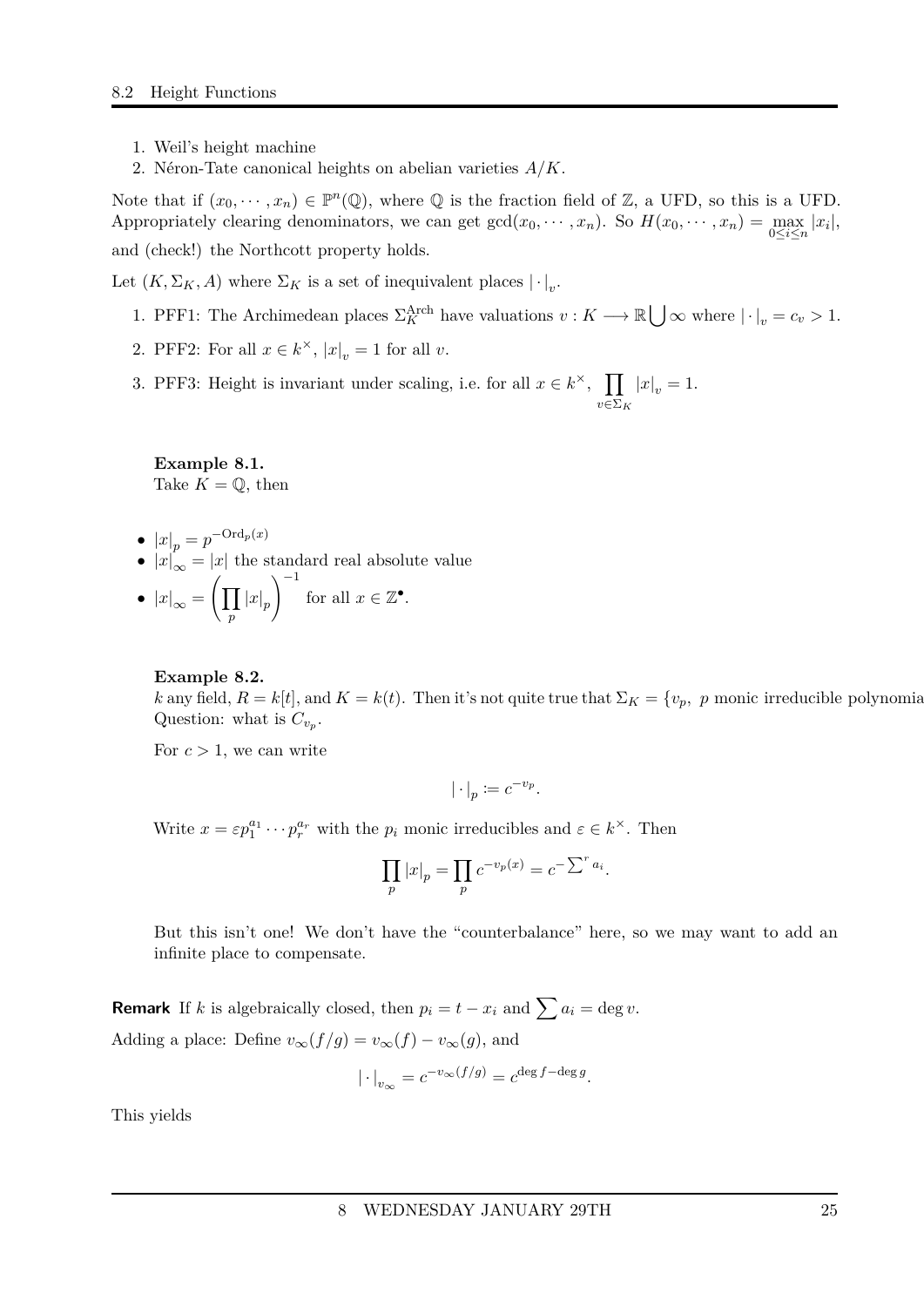1. Weil's height machine
2. Néron-Tate canonical heights on abelian varieties $A/K$.

Note that if $(x_0, \cdots, x_n) \in \mathbb{P}^n(\mathbb{Q})$, where $\mathbb{Q}$ is the fraction field of $\mathbb{Z}$, a UFD, so this is a UFD. Appropriately clearing denominators, we can get $\gcd(x_0, \cdots, x_n)$. So $H(x_0, \cdots, x_n) = \max_{0 \le i \le n} |x_i|$, and (check!) the Northcott property holds.

Let $(K, \Sigma_K, A)$ where $\Sigma_K$ is a set of inequivalent places $|\cdot|_v$.

1. PFF1: The Archimedean places $\Sigma_K^{\text{Arch}}$ have valuations $v : K \longrightarrow \mathbb{R} \bigcup \infty$ where $|\cdot|_v = c_v > 1$.
2. PFF2: For all $x \in k^\times$, $|x|_v = 1$ for all $v$.
3. PFF3: Height is invariant under scaling, i.e. for all $x \in k^\times$, $\prod_{v \in \Sigma_K} |x|_v = 1$.

**Example 8.1.**
Take $K = \mathbb{Q}$, then

- $|x|_p = p^{-\text{Ord}_p(x)}$
- $|x|_\infty = |x|$ the standard real absolute value
- $|x|_\infty = \left( \prod_p |x|_p \right)^{-1}$ for all $x \in \mathbb{Z}^\bullet$.

**Example 8.2.**
$k$ any field, $R = k[t]$, and $K = k(t)$. Then it's not quite true that $\Sigma_K = \{v_p,\ p$ monic irreducible polynomia
Question: what is $C_{v_p}$.

For $c > 1$, we can write

$$|\cdot|_p := c^{-v_p}.$$

Write $x = \varepsilon p_1^{a_1} \cdots p_r^{a_r}$ with the $p_i$ monic irreducibles and $\varepsilon \in k^\times$. Then

$$\prod_p |x|_p = \prod_p c^{-v_p(x)} = c^{-\sum^r a_i}.$$

But this isn't one! We don't have the "counterbalance" here, so we may want to add an infinite place to compensate.

**Remark** If $k$ is algebraically closed, then $p_i = t - x_i$ and $\sum a_i = \deg v$.

Adding a place: Define $v_\infty(f/g) = v_\infty(f) - v_\infty(g)$, and

$$|\cdot|_{v_\infty} = c^{-v_\infty(f/g)} = c^{\deg f - \deg g}.$$

This yields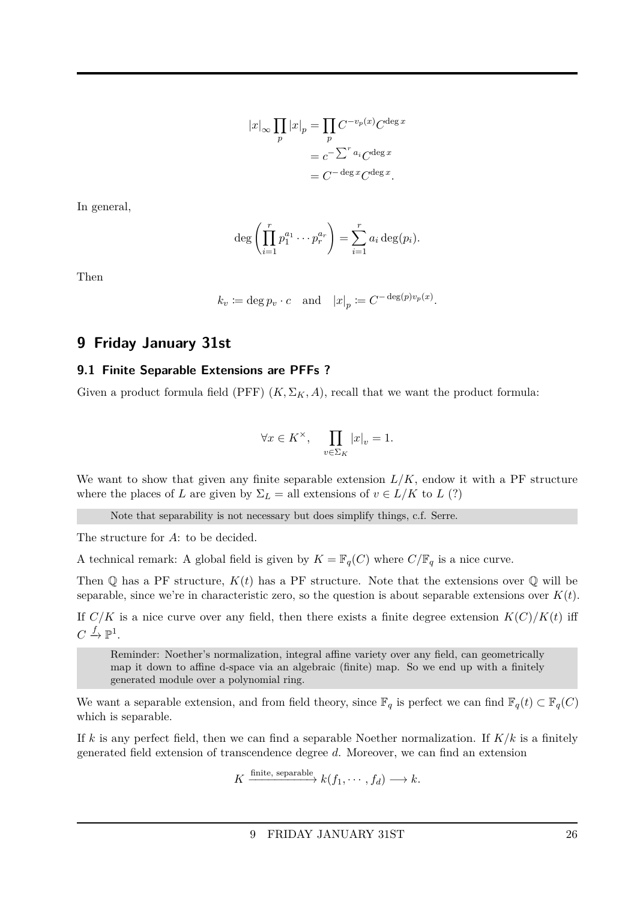$$
\begin{aligned}
|x|_\infty \prod_p |x|_p &= \prod_p C^{-v_p(x)} C^{\deg x} \\
&= c^{-\sum^r a_i} C^{\deg x} \\
&= C^{-\deg x} C^{\deg x}.
\end{aligned}
$$

In general,

$$
\deg\left(\prod_{i=1}^r p_1^{a_1} \cdots p_r^{a_r}\right) = \sum_{i=1}^r a_i \deg(p_i).
$$

Then

$$
k_v := \deg p_v \cdot c \quad \text{and} \quad |x|_p := C^{-\deg(p) v_p(x)}.
$$

## 9 Friday January 31st

### 9.1 Finite Separable Extensions are PFFs ?

Given a product formula field (PFF) $(K, \Sigma_K, A)$, recall that we want the product formula:

$$
\forall x \in K^\times, \quad \prod_{v \in \Sigma_K} |x|_v = 1.
$$

We want to show that given any finite separable extension $L/K$, endow it with a PF structure where the places of $L$ are given by $\Sigma_L =$ all extensions of $v \in L/K$ to $L$ (?)

> Note that separability is not necessary but does simplify things, c.f. Serre.

The structure for $A$: to be decided.

A technical remark: A global field is given by $K = \mathbb{F}_q(C)$ where $C/\mathbb{F}_q$ is a nice curve.

Then $\mathbb{Q}$ has a PF structure, $K(t)$ has a PF structure. Note that the extensions over $\mathbb{Q}$ will be separable, since we're in characteristic zero, so the question is about separable extensions over $K(t)$.

If $C/K$ is a nice curve over any field, then there exists a finite degree extension $K(C)/K(t)$ iff $C \xrightarrow{f} \mathbb{P}^1$.

> Reminder: Noether's normalization, integral affine variety over any field, can geometrically map it down to affine d-space via an algebraic (finite) map. So we end up with a finitely generated module over a polynomial ring.

We want a separable extension, and from field theory, since $\mathbb{F}_q$ is perfect we can find $\mathbb{F}_q(t) \subset \mathbb{F}_q(C)$ which is separable.

If $k$ is any perfect field, then we can find a separable Noether normalization. If $K/k$ is a finitely generated field extension of transcendence degree $d$. Moreover, we can find an extension

$$
K \xrightarrow{\text{finite, separable}} k(f_1, \cdots, f_d) \longrightarrow k.
$$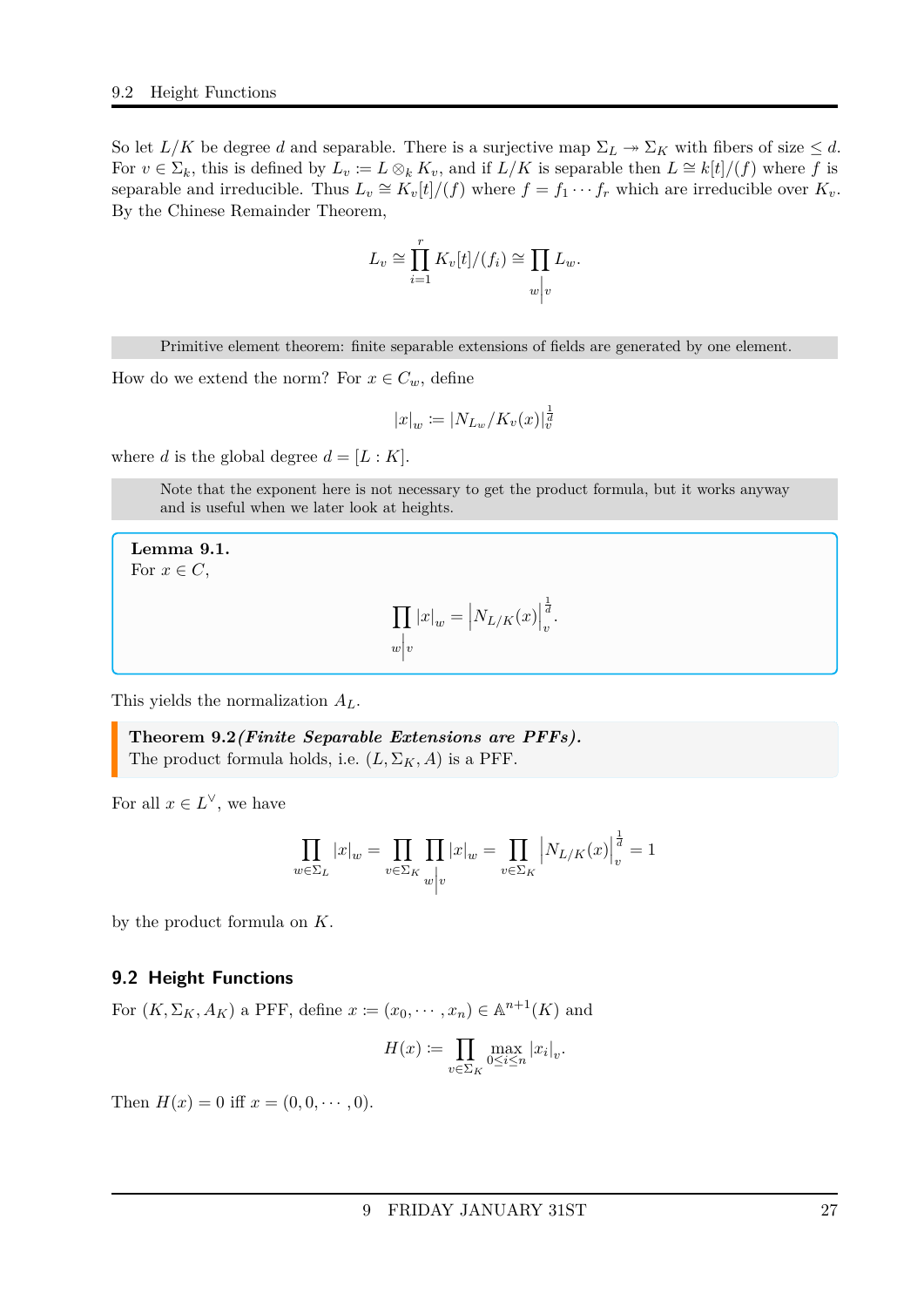So let $L/K$ be degree $d$ and separable. There is a surjective map $\Sigma_L \twoheadrightarrow \Sigma_K$ with fibers of size $\leq d$. For $v \in \Sigma_k$, this is defined by $L_v := L \otimes_k K_v$, and if $L/K$ is separable then $L \cong k[t]/(f)$ where $f$ is separable and irreducible. Thus $L_v \cong K_v[t]/(f)$ where $f = f_1 \cdots f_r$ which are irreducible over $K_v$. By the Chinese Remainder Theorem,

$$L_v \cong \prod_{i=1}^{r} K_v[t]/(f_i) \cong \prod_{w \mid v} L_w.$$

Primitive element theorem: finite separable extensions of fields are generated by one element.

How do we extend the norm? For $x \in C_w$, define

$$|x|_w := |N_{L_w}/K_v(x)|_v^{\frac{1}{d}}$$

where $d$ is the global degree $d = [L : K]$.

Note that the exponent here is not necessary to get the product formula, but it works anyway and is useful when we later look at heights.

**Lemma 9.1.**
For $x \in C$,

$$\prod_{w \mid v} |x|_w = \left|N_{L/K}(x)\right|_v^{\frac{1}{d}}.$$

This yields the normalization $A_L$.

**Theorem 9.2** ***(Finite Separable Extensions are PFFs).***
The product formula holds, i.e. $(L, \Sigma_K, A)$ is a PFF.

For all $x \in L^\vee$, we have

$$\prod_{w \in \Sigma_L} |x|_w = \prod_{v \in \Sigma_K} \prod_{w \mid v} |x|_w = \prod_{v \in \Sigma_K} \left|N_{L/K}(x)\right|_v^{\frac{1}{d}} = 1$$

by the product formula on $K$.

## 9.2 Height Functions

For $(K, \Sigma_K, A_K)$ a PFF, define $x := (x_0, \cdots, x_n) \in \mathbb{A}^{n+1}(K)$ and

$$H(x) := \prod_{v \in \Sigma_K} \max_{0 \leq i \leq n} |x_i|_v.$$

Then $H(x) = 0$ iff $x = (0, 0, \cdots, 0)$.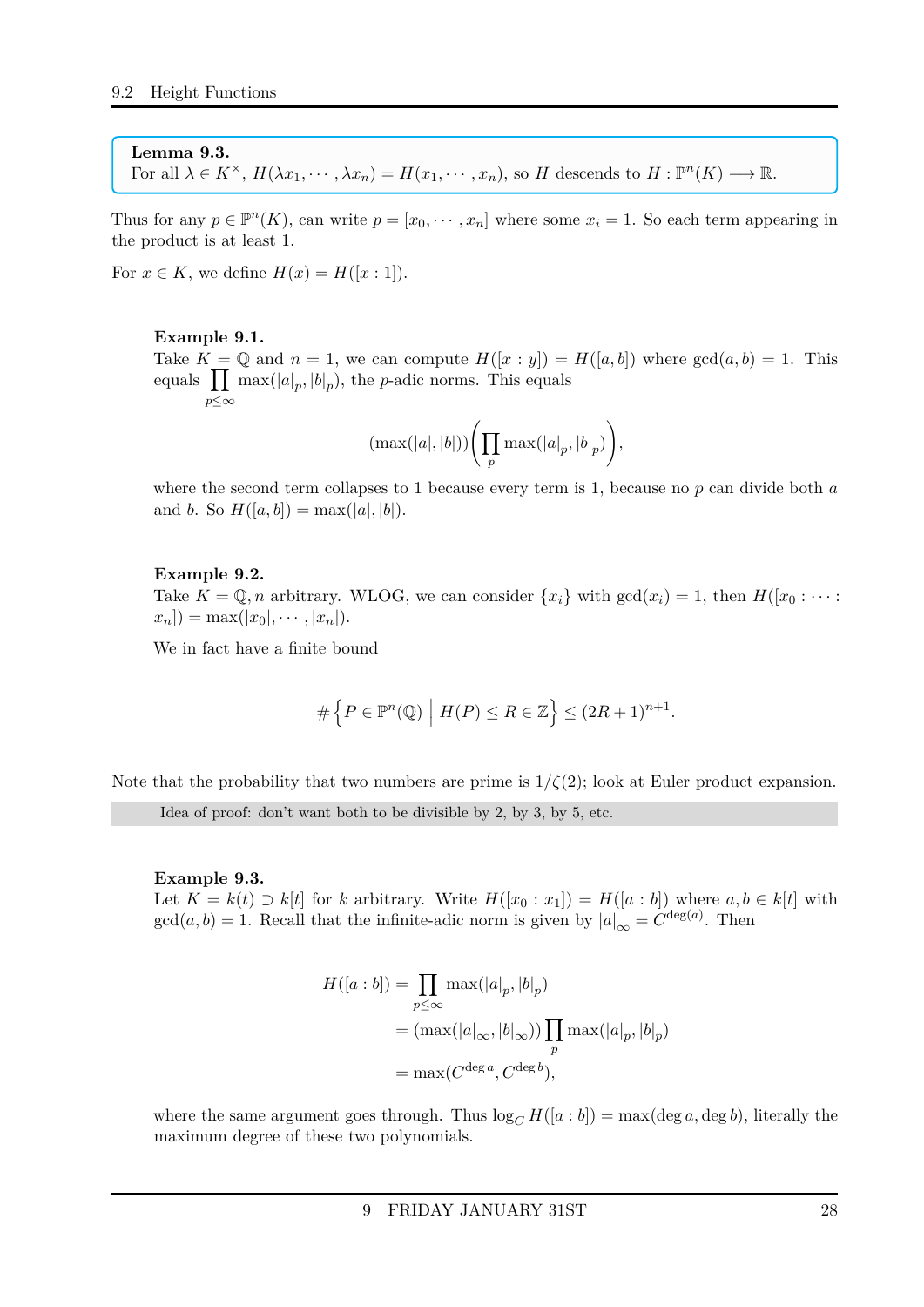**Lemma 9.3.**
For all $\lambda \in K^\times$, $H(\lambda x_1, \cdots, \lambda x_n) = H(x_1, \cdots, x_n)$, so $H$ descends to $H : \mathbb{P}^n(K) \longrightarrow \mathbb{R}$.

Thus for any $p \in \mathbb{P}^n(K)$, can write $p = [x_0, \cdots, x_n]$ where some $x_i = 1$. So each term appearing in the product is at least 1.

For $x \in K$, we define $H(x) = H([x : 1])$.

**Example 9.1.**
Take $K = \mathbb{Q}$ and $n = 1$, we can compute $H([x : y]) = H([a, b])$ where $\gcd(a, b) = 1$. This equals $\prod_{p \leq \infty} \max(|a|_p, |b|_p)$, the $p$-adic norms. This equals

$$(\max(|a|, |b|)) \left( \prod_p \max(|a|_p, |b|_p) \right),$$

where the second term collapses to 1 because every term is 1, because no $p$ can divide both $a$ and $b$. So $H([a, b]) = \max(|a|, |b|)$.

**Example 9.2.**
Take $K = \mathbb{Q}, n$ arbitrary. WLOG, we can consider $\{x_i\}$ with $\gcd(x_i) = 1$, then $H([x_0 : \cdots : x_n]) = \max(|x_0|, \cdots, |x_n|)$.

We in fact have a finite bound

$$\# \left\{ P \in \mathbb{P}^n(\mathbb{Q}) \;\middle|\; H(P) \leq R \in \mathbb{Z} \right\} \leq (2R + 1)^{n+1}.$$

Note that the probability that two numbers are prime is $1/\zeta(2)$; look at Euler product expansion.

Idea of proof: don't want both to be divisible by 2, by 3, by 5, etc.

**Example 9.3.**
Let $K = k(t) \supset k[t]$ for $k$ arbitrary. Write $H([x_0 : x_1]) = H([a : b])$ where $a, b \in k[t]$ with $\gcd(a, b) = 1$. Recall that the infinite-adic norm is given by $|a|_\infty = C^{\deg(a)}$. Then

$$\begin{aligned}
H([a : b]) &= \prod_{p \leq \infty} \max(|a|_p, |b|_p) \\
&= (\max(|a|_\infty, |b|_\infty)) \prod_p \max(|a|_p, |b|_p) \\
&= \max(C^{\deg a}, C^{\deg b}),
\end{aligned}$$

where the same argument goes through. Thus $\log_C H([a : b]) = \max(\deg a, \deg b)$, literally the maximum degree of these two polynomials.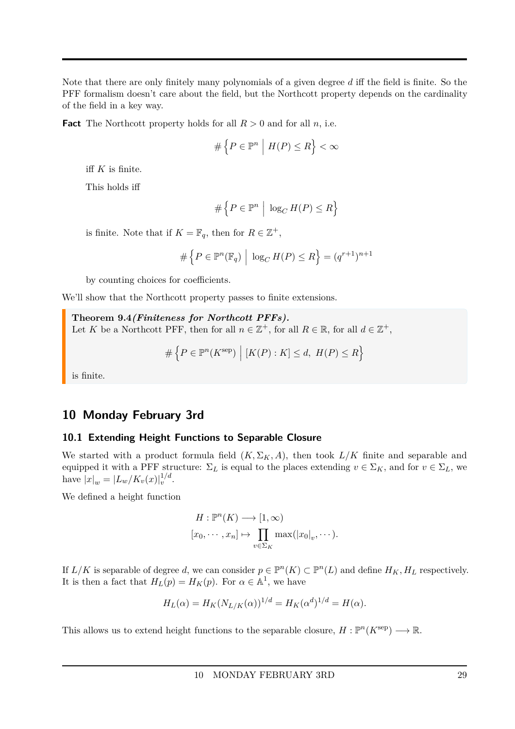Note that there are only finitely many polynomials of a given degree $d$ iff the field is finite. So the PFF formalism doesn't care about the field, but the Northcott property depends on the cardinality of the field in a key way.

**Fact** The Northcott property holds for all $R > 0$ and for all $n$, i.e.

$$\#\left\{P \in \mathbb{P}^n \;\middle|\; H(P) \leq R\right\} < \infty$$

iff $K$ is finite.

This holds iff

$$\#\left\{P \in \mathbb{P}^n \;\middle|\; \log_C H(P) \leq R\right\}$$

is finite. Note that if $K = \mathbb{F}_q$, then for $R \in \mathbb{Z}^+$,

$$\#\left\{P \in \mathbb{P}^n(\mathbb{F}_q) \;\middle|\; \log_C H(P) \leq R\right\} = (q^{r+1})^{n+1}$$

by counting choices for coefficients.

We'll show that the Northcott property passes to finite extensions.

**Theorem 9.4** ***(Finiteness for Northcott PFFs).***
Let $K$ be a Northcott PFF, then for all $n \in \mathbb{Z}^+$, for all $R \in \mathbb{R}$, for all $d \in \mathbb{Z}^+$,

$$\#\left\{P \in \mathbb{P}^n(K^{\text{sep}}) \;\middle|\; [K(P) : K] \leq d,\ H(P) \leq R\right\}$$

is finite.

## 10 Monday February 3rd

### 10.1 Extending Height Functions to Separable Closure

We started with a product formula field $(K, \Sigma_K, A)$, then took $L/K$ finite and separable and equipped it with a PFF structure: $\Sigma_L$ is equal to the places extending $v \in \Sigma_K$, and for $v \in \Sigma_L$, we have $|x|_w = |L_w/K_v(x)|_v^{1/d}$.

We defined a height function

$$\begin{aligned}
H : \mathbb{P}^n(K) &\longrightarrow [1, \infty) \\
[x_0, \cdots, x_n] &\mapsto \prod_{v \in \Sigma_K} \max(|x_0|_v, \cdots).
\end{aligned}$$

If $L/K$ is separable of degree $d$, we can consider $p \in \mathbb{P}^n(K) \subset \mathbb{P}^n(L)$ and define $H_K, H_L$ respectively. It is then a fact that $H_L(p) = H_K(p)$. For $\alpha \in \mathbb{A}^1$, we have

$$H_L(\alpha) = H_K(N_{L/K}(\alpha))^{1/d} = H_K(\alpha^d)^{1/d} = H(\alpha).$$

This allows us to extend height functions to the separable closure, $H : \mathbb{P}^n(K^{\text{sep}}) \longrightarrow \mathbb{R}$.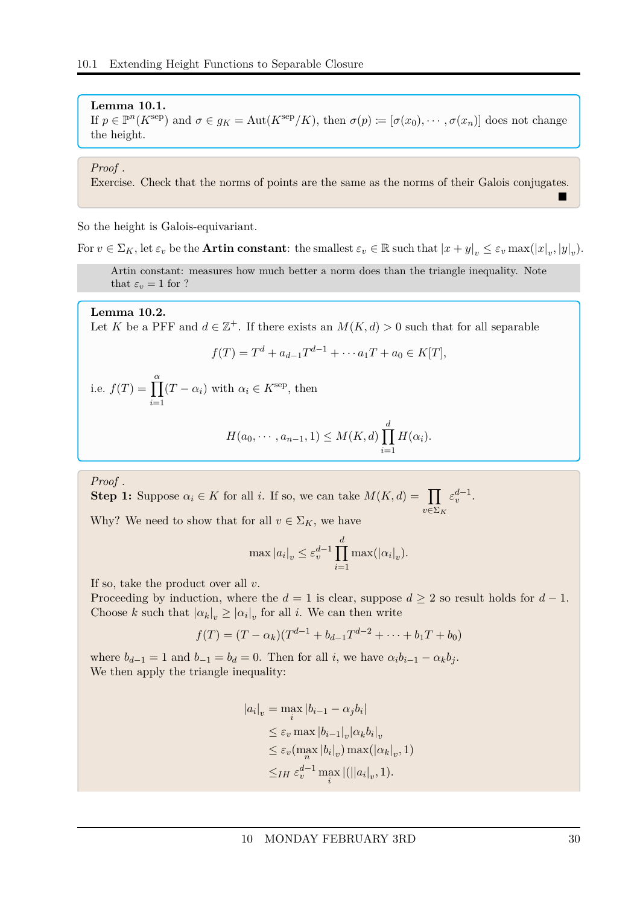**Lemma 10.1.**
If $p \in \mathbb{P}^n(K^{\text{sep}})$ and $\sigma \in g_K = \text{Aut}(K^{\text{sep}}/K)$, then $\sigma(p) := [\sigma(x_0), \cdots, \sigma(x_n)]$ does not change the height.

*Proof .*
Exercise. Check that the norms of points are the same as the norms of their Galois conjugates. ■

So the height is Galois-equivariant.

For $v \in \Sigma_K$, let $\varepsilon_v$ be the **Artin constant**: the smallest $\varepsilon_v \in \mathbb{R}$ such that $|x+y|_v \leq \varepsilon_v \max(|x|_v, |y|_v)$.

> Artin constant: measures how much better a norm does than the triangle inequality. Note that $\varepsilon_v = 1$ for ?

**Lemma 10.2.**
Let $K$ be a PFF and $d \in \mathbb{Z}^+$. If there exists an $M(K,d) > 0$ such that for all separable

$$f(T) = T^d + a_{d-1}T^{d-1} + \cdots a_1 T + a_0 \in K[T],$$

i.e. $f(T) = \prod_{i=1}^{\alpha}(T - \alpha_i)$ with $\alpha_i \in K^{\text{sep}}$, then

$$H(a_0, \cdots, a_{n-1}, 1) \leq M(K,d) \prod_{i=1}^{d} H(\alpha_i).$$

*Proof .*
**Step 1:** Suppose $\alpha_i \in K$ for all $i$. If so, we can take $M(K,d) = \prod_{v \in \Sigma_K} \varepsilon_v^{d-1}$.

Why? We need to show that for all $v \in \Sigma_K$, we have

$$\max |a_i|_v \leq \varepsilon_v^{d-1} \prod_{i=1}^{d} \max(|\alpha_i|_v).$$

If so, take the product over all $v$.
Proceeding by induction, where the $d = 1$ is clear, suppose $d \geq 2$ so result holds for $d-1$. Choose $k$ such that $|\alpha_k|_v \geq |\alpha_i|_v$ for all $i$. We can then write

$$f(T) = (T - \alpha_k)(T^{d-1} + b_{d-1}T^{d-2} + \cdots + b_1 T + b_0)$$

where $b_{d-1} = 1$ and $b_{-1} = b_d = 0$. Then for all $i$, we have $\alpha_i b_{i-1} - \alpha_k b_j$.
We then apply the triangle inequality:

$$\begin{aligned}
|a_i|_v &= \max_i |b_{i-1} - \alpha_j b_i| \\
&\leq \varepsilon_v \max |b_{i-1}|_v |\alpha_k b_i|_v \\
&\leq \varepsilon_v (\max_n |b_i|_v) \max(|\alpha_k|_v, 1) \\
&\leq_{IH} \varepsilon_v^{d-1} \max_i |(||a_i|_v, 1).
\end{aligned}$$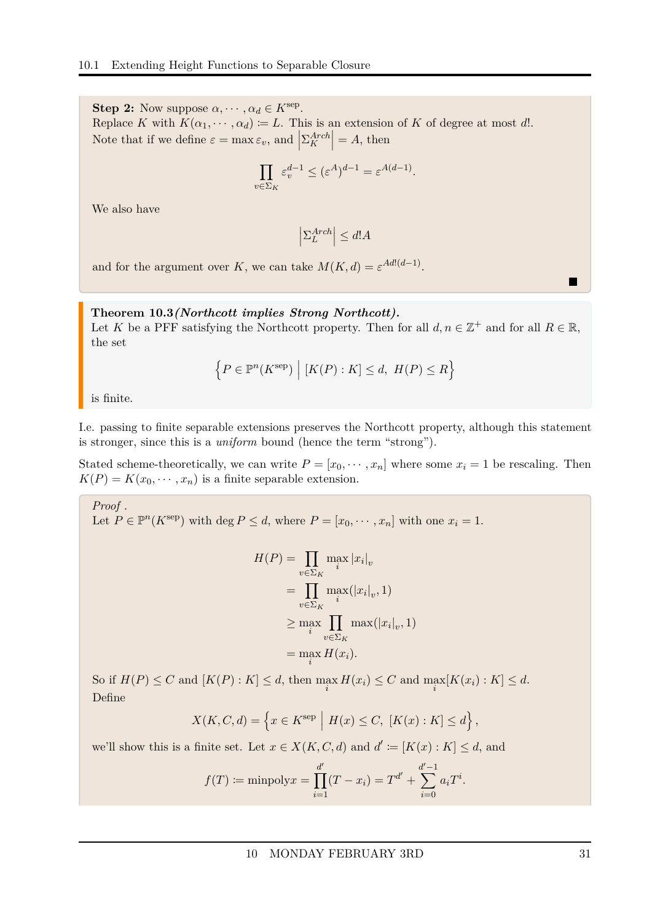**Step 2:** Now suppose $\alpha, \cdots, \alpha_d \in K^{\text{sep}}$.
Replace $K$ with $K(\alpha_1, \cdots, \alpha_d) \coloneqq L$. This is an extension of $K$ of degree at most $d!$.
Note that if we define $\varepsilon = \max \varepsilon_v$, and $\left|\Sigma_K^{Arch}\right| = A$, then

$$\prod_{v \in \Sigma_K} \varepsilon_v^{d-1} \leq \left(\varepsilon^A\right)^{d-1} = \varepsilon^{A(d-1)}.$$

We also have

$$\left|\Sigma_L^{Arch}\right| \leq d!A$$

and for the argument over $K$, we can take $M(K, d) = \varepsilon^{Ad!(d-1)}$.

■

**Theorem 10.3** ***(Northcott implies Strong Northcott).***
Let $K$ be a PFF satisfying the Northcott property. Then for all $d, n \in \mathbb{Z}^+$ and for all $R \in \mathbb{R}$, the set

$$\left\{P \in \mathbb{P}^n(K^{\text{sep}}) \;\middle|\; [K(P) : K] \leq d,\; H(P) \leq R\right\}$$

is finite.

I.e. passing to finite separable extensions preserves the Northcott property, although this statement is stronger, since this is a *uniform* bound (hence the term "strong").

Stated scheme-theoretically, we can write $P = [x_0, \cdots, x_n]$ where some $x_i = 1$ be rescaling. Then $K(P) = K(x_0, \cdots, x_n)$ is a finite separable extension.

*Proof .*
Let $P \in \mathbb{P}^n(K^{\text{sep}})$ with $\deg P \leq d$, where $P = [x_0, \cdots, x_n]$ with one $x_i = 1$.

$$\begin{aligned}
H(P) &= \prod_{v \in \Sigma_K} \max_i |x_i|_v \\
&= \prod_{v \in \Sigma_K} \max_i (|x_i|_v, 1) \\
&\geq \max_i \prod_{v \in \Sigma_K} \max(|x_i|_v, 1) \\
&= \max_i H(x_i).
\end{aligned}$$

So if $H(P) \leq C$ and $[K(P) : K] \leq d$, then $\max_i H(x_i) \leq C$ and $\max_i [K(x_i) : K] \leq d$.
Define

$$X(K, C, d) = \left\{x \in K^{\text{sep}} \;\middle|\; H(x) \leq C,\; [K(x) : K] \leq d\right\},$$

we'll show this is a finite set. Let $x \in X(K, C, d)$ and $d' \coloneqq [K(x) : K] \leq d$, and

$$f(T) \coloneqq \text{minpoly} x = \prod_{i=1}^{d'} (T - x_i) = T^{d'} + \sum_{i=0}^{d'-1} a_i T^i.$$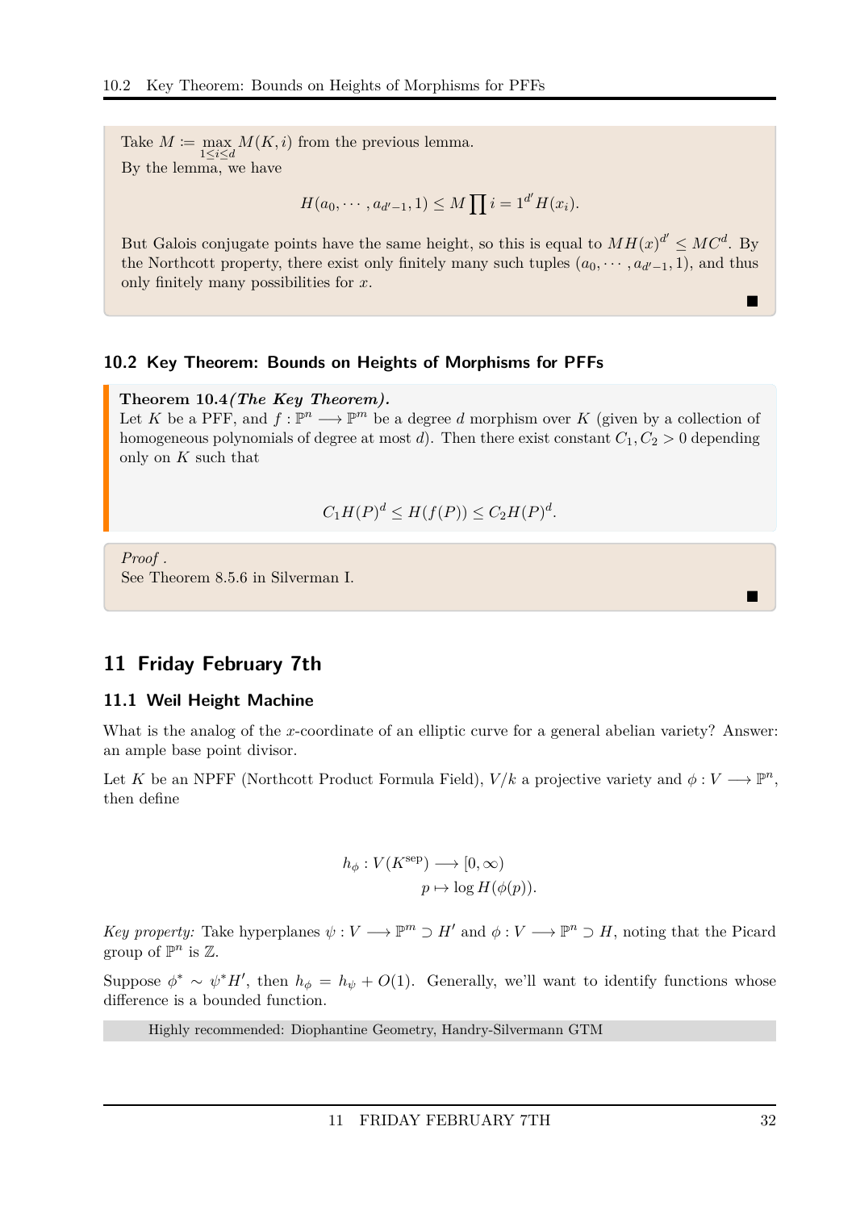Take $M := \max_{1\leq i\leq d} M(K,i)$ from the previous lemma.

By the lemma, we have

$$H(a_0, \cdots, a_{d'-1}, 1) \leq M \prod i = 1^{d'} H(x_i).$$

But Galois conjugate points have the same height, so this is equal to $MH(x)^{d'} \leq MC^d$. By the Northcott property, there exist only finitely many such tuples $(a_0, \cdots, a_{d'-1}, 1)$, and thus only finitely many possibilities for $x$.

■

## 10.2 Key Theorem: Bounds on Heights of Morphisms for PFFs

**Theorem 10.4** ***(The Key Theorem).***
Let $K$ be a PFF, and $f : \mathbb{P}^n \longrightarrow \mathbb{P}^m$ be a degree $d$ morphism over $K$ (given by a collection of homogeneous polynomials of degree at most $d$). Then there exist constant $C_1, C_2 > 0$ depending only on $K$ such that

$$C_1 H(P)^d \leq H(f(P)) \leq C_2 H(P)^d.$$

*Proof .*
See Theorem 8.5.6 in Silverman I.

■

# 11 Friday February 7th

## 11.1 Weil Height Machine

What is the analog of the $x$-coordinate of an elliptic curve for a general abelian variety? Answer: an ample base point divisor.

Let $K$ be an NPFF (Northcott Product Formula Field), $V/k$ a projective variety and $\phi : V \longrightarrow \mathbb{P}^n$, then define

$$\begin{aligned}
h_\phi : V(K^{\text{sep}}) &\longrightarrow [0, \infty) \\
p &\mapsto \log H(\phi(p)).
\end{aligned}$$

*Key property:* Take hyperplanes $\psi : V \longrightarrow \mathbb{P}^m \supset H'$ and $\phi : V \longrightarrow \mathbb{P}^n \supset H$, noting that the Picard group of $\mathbb{P}^n$ is $\mathbb{Z}$.

Suppose $\phi^* \sim \psi^* H'$, then $h_\phi = h_\psi + O(1)$. Generally, we'll want to identify functions whose difference is a bounded function.

Highly recommended: Diophantine Geometry, Handry-Silvermann GTM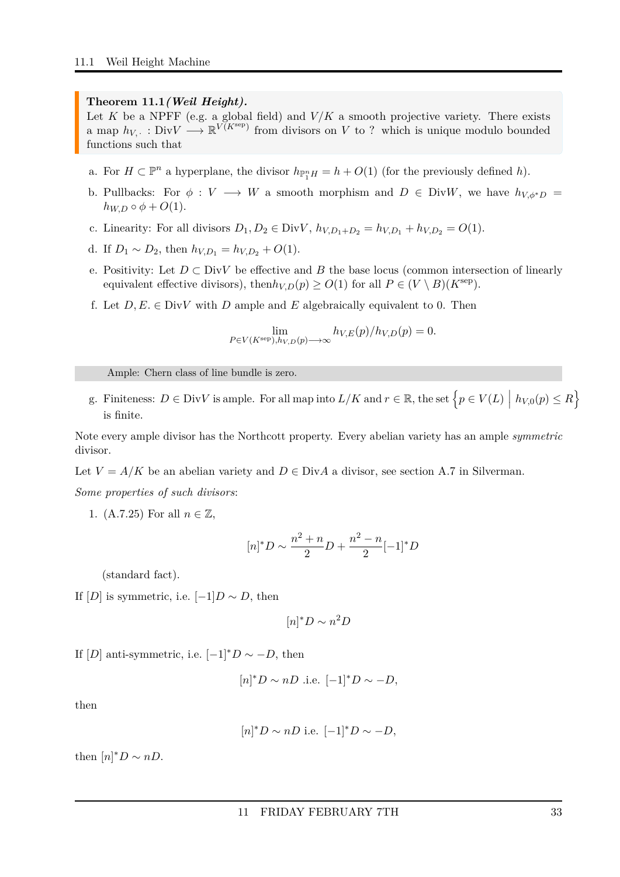**Theorem 11.1** ***(Weil Height).***
Let $K$ be a NPFF (e.g. a global field) and $V/K$ a smooth projective variety. There exists a map $h_{V,\cdot} : \mathrm{Div}V \longrightarrow \mathbb{R}^{V(K^{\text{sep}})}$ from divisors on $V$ to ? which is unique modulo bounded functions such that

a. For $H \subset \mathbb{P}^n$ a hyperplane, the divisor $h_{\mathbb{P}^n_1 H} = h + O(1)$ (for the previously defined $h$).

b. Pullbacks: For $\phi : V \longrightarrow W$ a smooth morphism and $D \in \mathrm{Div}W$, we have $h_{V,\phi^* D} = h_{W,D} \circ \phi + O(1)$.

c. Linearity: For all divisors $D_1, D_2 \in \mathrm{Div}V$, $h_{V,D_1+D_2} = h_{V,D_1} + h_{V,D_2} = O(1)$.

d. If $D_1 \sim D_2$, then $h_{V,D_1} = h_{V,D_2} + O(1)$.

e. Positivity: Let $D \subset \mathrm{Div}V$ be effective and $B$ the base locus (common intersection of linearly equivalent effective divisors), then$h_{V,D}(p) \geq O(1)$ for all $P \in (V \setminus B)(K^{\text{sep}})$.

f. Let $D, E. \in \mathrm{Div}V$ with $D$ ample and $E$ algebraically equivalent to 0. Then

$$\lim_{P \in V(K^{\text{sep}}), h_{V,D}(p) \longrightarrow \infty} h_{V,E}(p)/h_{V,D}(p) = 0.$$

Ample: Chern class of line bundle is zero.

g. Finiteness: $D \in \mathrm{Div}V$ is ample. For all map into $L/K$ and $r \in \mathbb{R}$, the set $\left\{ p \in V(L) \;\middle|\; h_{V,0}(p) \leq R \right\}$ is finite.

Note every ample divisor has the Northcott property. Every abelian variety has an ample *symmetric* divisor.

Let $V = A/K$ be an abelian variety and $D \in \mathrm{Div}A$ a divisor, see section A.7 in Silverman.

*Some properties of such divisors*:

1. (A.7.25) For all $n \in \mathbb{Z}$,

$$[n]^* D \sim \frac{n^2 + n}{2} D + \frac{n^2 - n}{2} [-1]^* D$$

(standard fact).

If $[D]$ is symmetric, i.e. $[-1]D \sim D$, then

$$[n]^* D \sim n^2 D$$

If $[D]$ anti-symmetric, i.e. $[-1]^* D \sim -D$, then

$$[n]^* D \sim nD \text{ .i.e. } [-1]^* D \sim -D,$$

then

$$[n]^* D \sim nD \text{ i.e. } [-1]^* D \sim -D,$$

then $[n]^* D \sim nD$.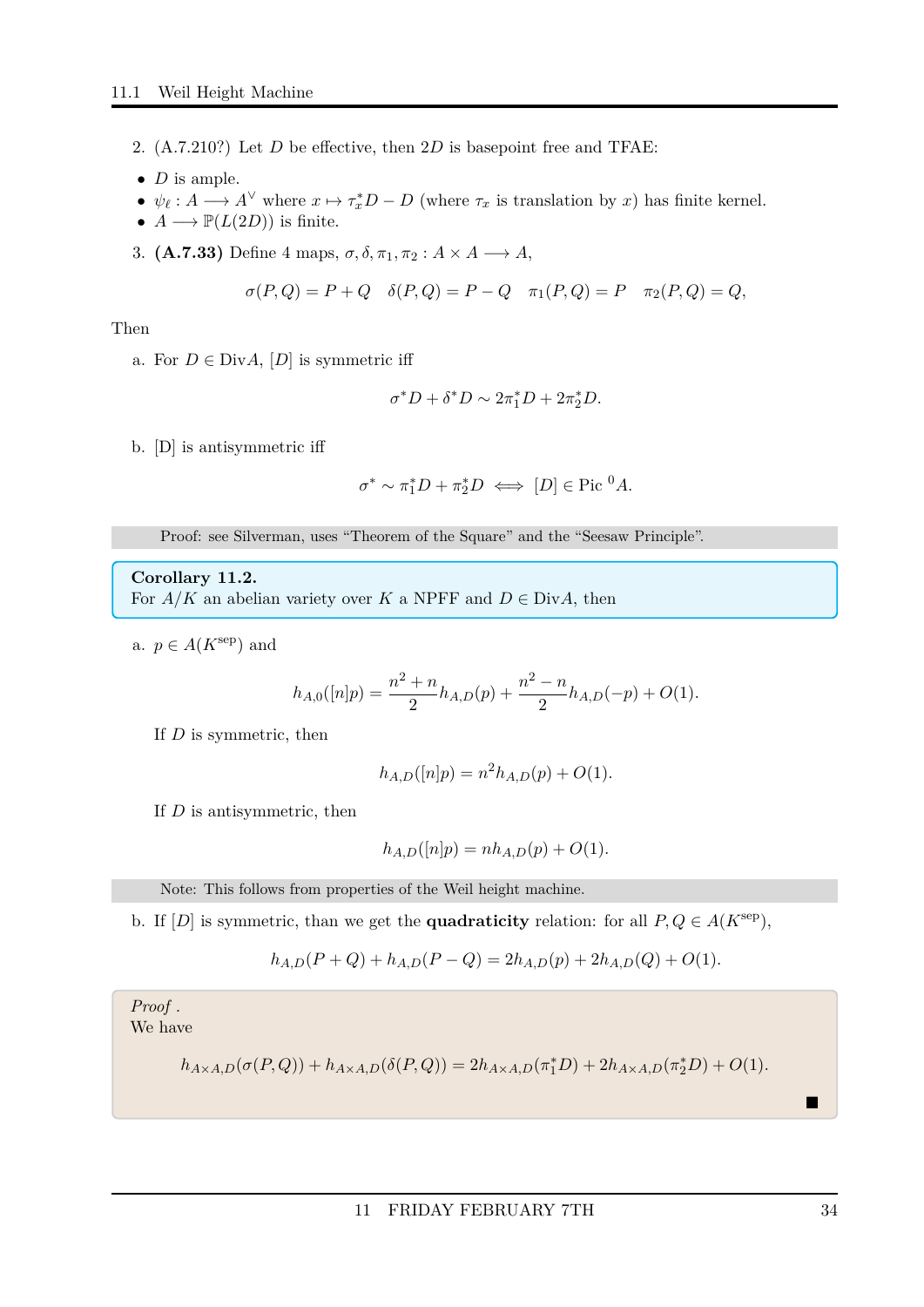2. (A.7.210?) Let $D$ be effective, then $2D$ is basepoint free and TFAE:

- $D$ is ample.
- $\psi_\ell : A \longrightarrow A^\vee$ where $x \mapsto \tau_x^* D - D$ (where $\tau_x$ is translation by $x$) has finite kernel.
- $A \longrightarrow \mathbb{P}(L(2D))$ is finite.

3. **(A.7.33)** Define 4 maps, $\sigma, \delta, \pi_1, \pi_2 : A \times A \longrightarrow A$,

$$\sigma(P, Q) = P + Q \quad \delta(P, Q) = P - Q \quad \pi_1(P, Q) = P \quad \pi_2(P, Q) = Q,$$

Then

a. For $D \in \mathrm{Div} A$, $[D]$ is symmetric iff

$$\sigma^* D + \delta^* D \sim 2\pi_1^* D + 2\pi_2^* D.$$

b. [D] is antisymmetric iff

$$\sigma^* \sim \pi_1^* D + \pi_2^* D \iff [D] \in \mathrm{Pic}\,^0 A.$$

Proof: see Silverman, uses "Theorem of the Square" and the "Seesaw Principle".

**Corollary 11.2.**
For $A/K$ an abelian variety over $K$ a NPFF and $D \in \mathrm{Div} A$, then

a. $p \in A(K^{\mathrm{sep}})$ and

$$h_{A,0}([n]p) = \frac{n^2 + n}{2} h_{A,D}(p) + \frac{n^2 - n}{2} h_{A,D}(-p) + O(1).$$

If $D$ is symmetric, then

$$h_{A,D}([n]p) = n^2 h_{A,D}(p) + O(1).$$

If $D$ is antisymmetric, then

$$h_{A,D}([n]p) = n h_{A,D}(p) + O(1).$$

Note: This follows from properties of the Weil height machine.

b. If $[D]$ is symmetric, than we get the **quadraticity** relation: for all $P, Q \in A(K^{\mathrm{sep}})$,

$$h_{A,D}(P + Q) + h_{A,D}(P - Q) = 2h_{A,D}(p) + 2h_{A,D}(Q) + O(1).$$

*Proof .*
We have

$$h_{A \times A, D}(\sigma(P, Q)) + h_{A \times A, D}(\delta(P, Q)) = 2h_{A \times A, D}(\pi_1^* D) + 2h_{A \times A, D}(\pi_2^* D) + O(1).$$

■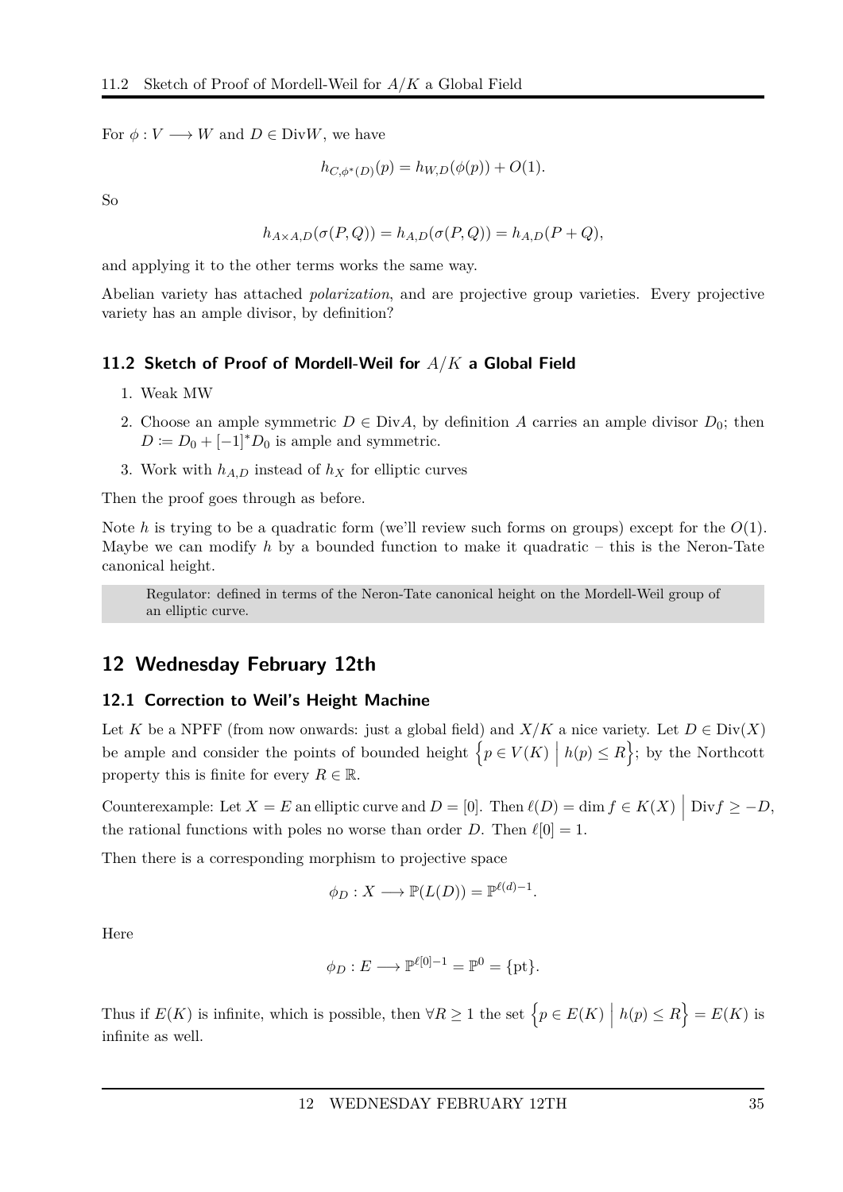For $\phi : V \longrightarrow W$ and $D \in \text{Div}W$, we have

$$h_{C,\phi^*(D)}(p) = h_{W,D}(\phi(p)) + O(1).$$

So

$$h_{A\times A,D}(\sigma(P,Q)) = h_{A,D}(\sigma(P,Q)) = h_{A,D}(P+Q),$$

and applying it to the other terms works the same way.

Abelian variety has attached *polarization*, and are projective group varieties. Every projective variety has an ample divisor, by definition?

### 11.2 Sketch of Proof of Mordell-Weil for $A/K$ a Global Field

1. Weak MW
2. Choose an ample symmetric $D \in \text{Div}A$, by definition $A$ carries an ample divisor $D_0$; then $D := D_0 + [-1]^*D_0$ is ample and symmetric.
3. Work with $h_{A,D}$ instead of $h_X$ for elliptic curves

Then the proof goes through as before.

Note $h$ is trying to be a quadratic form (we'll review such forms on groups) except for the $O(1)$. Maybe we can modify $h$ by a bounded function to make it quadratic – this is the Neron-Tate canonical height.

> Regulator: defined in terms of the Neron-Tate canonical height on the Mordell-Weil group of an elliptic curve.

## 12 Wednesday February 12th

### 12.1 Correction to Weil's Height Machine

Let $K$ be a NPFF (from now onwards: just a global field) and $X/K$ a nice variety. Let $D \in \text{Div}(X)$ be ample and consider the points of bounded height $\left\{p \in V(K) \;\middle|\; h(p) \leq R\right\}$; by the Northcott property this is finite for every $R \in \mathbb{R}$.

Counterexample: Let $X = E$ an elliptic curve and $D = [0]$. Then $\ell(D) = \dim f \in K(X) \;\Big|\; \text{Div}f \geq -D$, the rational functions with poles no worse than order $D$. Then $\ell[0] = 1$.

Then there is a corresponding morphism to projective space

$$\phi_D : X \longrightarrow \mathbb{P}(L(D)) = \mathbb{P}^{\ell(d)-1}.$$

Here

$$\phi_D : E \longrightarrow \mathbb{P}^{\ell[0]-1} = \mathbb{P}^0 = \{\text{pt}\}.$$

Thus if $E(K)$ is infinite, which is possible, then $\forall R \geq 1$ the set $\left\{p \in E(K) \;\middle|\; h(p) \leq R\right\} = E(K)$ is infinite as well.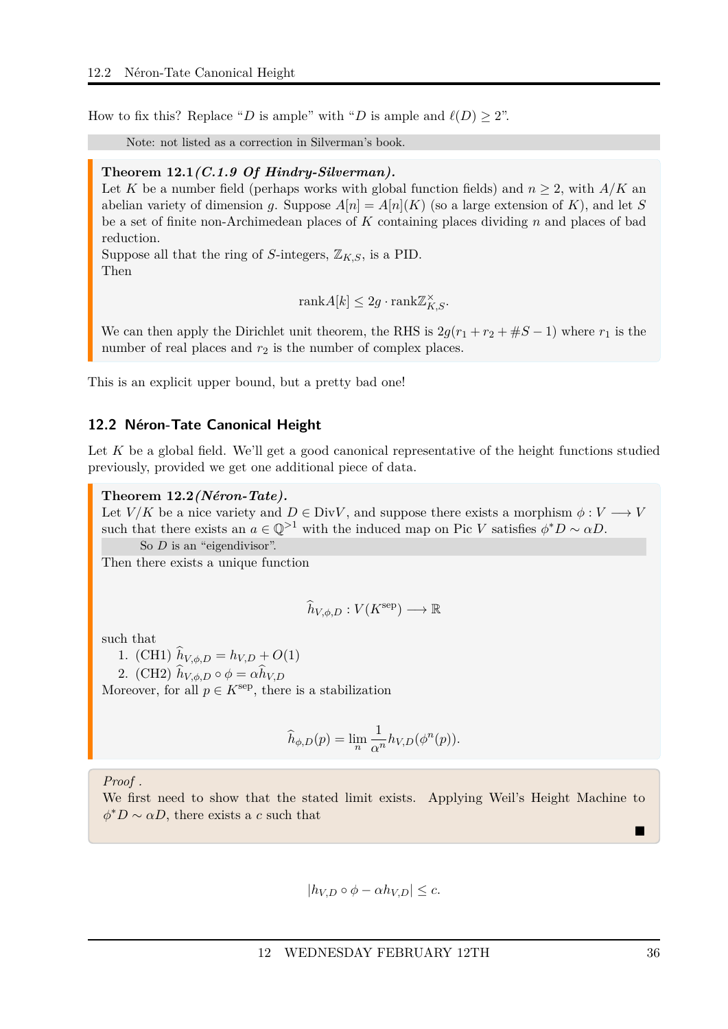How to fix this? Replace "$D$ is ample" with "$D$ is ample and $\ell(D) \geq 2$".

> Note: not listed as a correction in Silverman's book.

**Theorem 12.1** ***(C.1.9 Of Hindry-Silverman).***
Let $K$ be a number field (perhaps works with global function fields) and $n \geq 2$, with $A/K$ an abelian variety of dimension $g$. Suppose $A[n] = A[n](K)$ (so a large extension of $K$), and let $S$ be a set of finite non-Archimedean places of $K$ containing places dividing $n$ and places of bad reduction.
Suppose all that the ring of $S$-integers, $\mathbb{Z}_{K,S}$, is a PID.
Then

$$\text{rank} A[k] \leq 2g \cdot \text{rank} \mathbb{Z}_{K,S}^{\times}.$$

We can then apply the Dirichlet unit theorem, the RHS is $2g(r_1 + r_2 + \#S - 1)$ where $r_1$ is the number of real places and $r_2$ is the number of complex places.

This is an explicit upper bound, but a pretty bad one!

## 12.2 Néron-Tate Canonical Height

Let $K$ be a global field. We'll get a good canonical representative of the height functions studied previously, provided we get one additional piece of data.

**Theorem 12.2** ***(Néron-Tate).***
Let $V/K$ be a nice variety and $D \in \text{Div} V$, and suppose there exists a morphism $\phi : V \longrightarrow V$ such that there exists an $a \in \mathbb{Q}^{>1}$ with the induced map on Pic $V$ satisfies $\phi^* D \sim \alpha D$.

> So $D$ is an "eigendivisor".

Then there exists a unique function

$$\widehat{h}_{V,\phi,D} : V(K^{\text{sep}}) \longrightarrow \mathbb{R}$$

such that
1. (CH1) $\widehat{h}_{V,\phi,D} = h_{V,D} + O(1)$
2. (CH2) $\widehat{h}_{V,\phi,D} \circ \phi = \alpha \widehat{h}_{V,D}$

Moreover, for all $p \in K^{\text{sep}}$, there is a stabilization

$$\widehat{h}_{\phi,D}(p) = \lim_{n} \frac{1}{\alpha^n} h_{V,D}(\phi^n(p)).$$

*Proof .*
We first need to show that the stated limit exists. Applying Weil's Height Machine to $\phi^* D \sim \alpha D$, there exists a $c$ such that ■

$$|h_{V,D} \circ \phi - \alpha h_{V,D}| \leq c.$$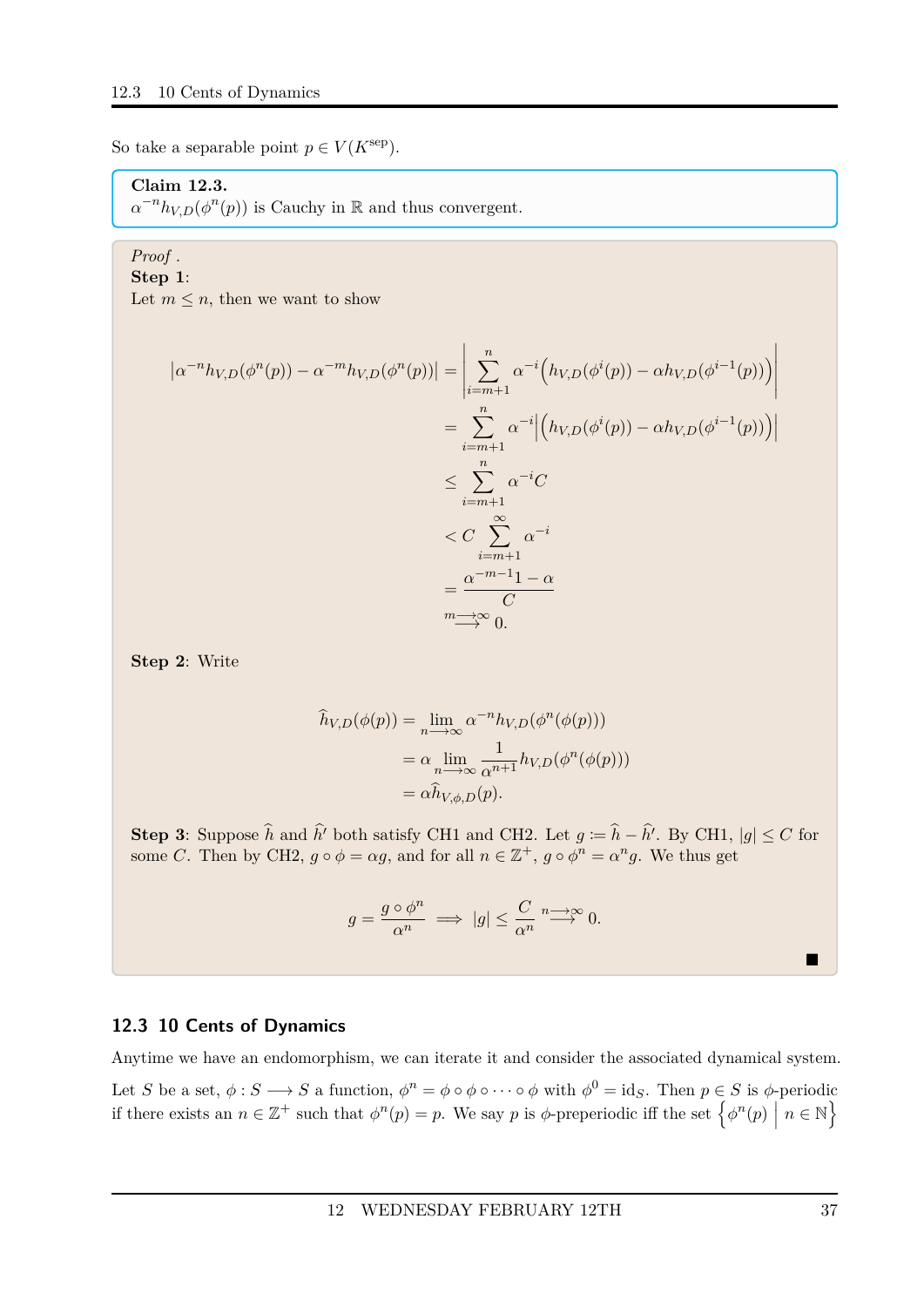So take a separable point $p \in V(K^{\text{sep}})$.

**Claim 12.3.**
$\alpha^{-n} h_{V,D}(\phi^n(p))$ is Cauchy in $\mathbb{R}$ and thus convergent.

*Proof .*
**Step 1**:
Let $m \leq n$, then we want to show

$$
\begin{aligned}
\left|\alpha^{-n} h_{V,D}(\phi^n(p)) - \alpha^{-m} h_{V,D}(\phi^n(p))\right| &= \left|\sum_{i=m+1}^{n} \alpha^{-i}\Big(h_{V,D}(\phi^i(p)) - \alpha h_{V,D}(\phi^{i-1}(p))\Big)\right| \\
&= \sum_{i=m+1}^{n} \alpha^{-i}\Big|\Big(h_{V,D}(\phi^i(p)) - \alpha h_{V,D}(\phi^{i-1}(p))\Big)\Big| \\
&\leq \sum_{i=m+1}^{n} \alpha^{-i} C \\
&< C \sum_{i=m+1}^{\infty} \alpha^{-i} \\
&= \frac{\alpha^{-m-1} 1 - \alpha}{C} \\
&\overset{m \longrightarrow \infty}{\longrightarrow} 0.
\end{aligned}
$$

**Step 2**: Write

$$
\begin{aligned}
\widehat{h}_{V,D}(\phi(p)) &= \lim_{n \longrightarrow \infty} \alpha^{-n} h_{V,D}(\phi^n(\phi(p))) \\
&= \alpha \lim_{n \longrightarrow \infty} \frac{1}{\alpha^{n+1}} h_{V,D}(\phi^n(\phi(p))) \\
&= \alpha \widehat{h}_{V,\phi,D}(p).
\end{aligned}
$$

**Step 3**: Suppose $\widehat{h}$ and $\widehat{h}'$ both satisfy CH1 and CH2. Let $g \coloneqq \widehat{h} - \widehat{h}'$. By CH1, $|g| \leq C$ for some $C$. Then by CH2, $g \circ \phi = \alpha g$, and for all $n \in \mathbb{Z}^+$, $g \circ \phi^n = \alpha^n g$. We thus get

$$
g = \frac{g \circ \phi^n}{\alpha^n} \implies |g| \leq \frac{C}{\alpha^n} \overset{n \longrightarrow \infty}{\longrightarrow} 0.
$$

■

### 12.3 10 Cents of Dynamics

Anytime we have an endomorphism, we can iterate it and consider the associated dynamical system.

Let $S$ be a set, $\phi : S \longrightarrow S$ a function, $\phi^n = \phi \circ \phi \circ \cdots \circ \phi$ with $\phi^0 = \text{id}_S$. Then $p \in S$ is $\phi$-periodic if there exists an $n \in \mathbb{Z}^+$ such that $\phi^n(p) = p$. We say $p$ is $\phi$-preperiodic iff the set $\left\{\phi^n(p) \;\middle|\; n \in \mathbb{N}\right\}$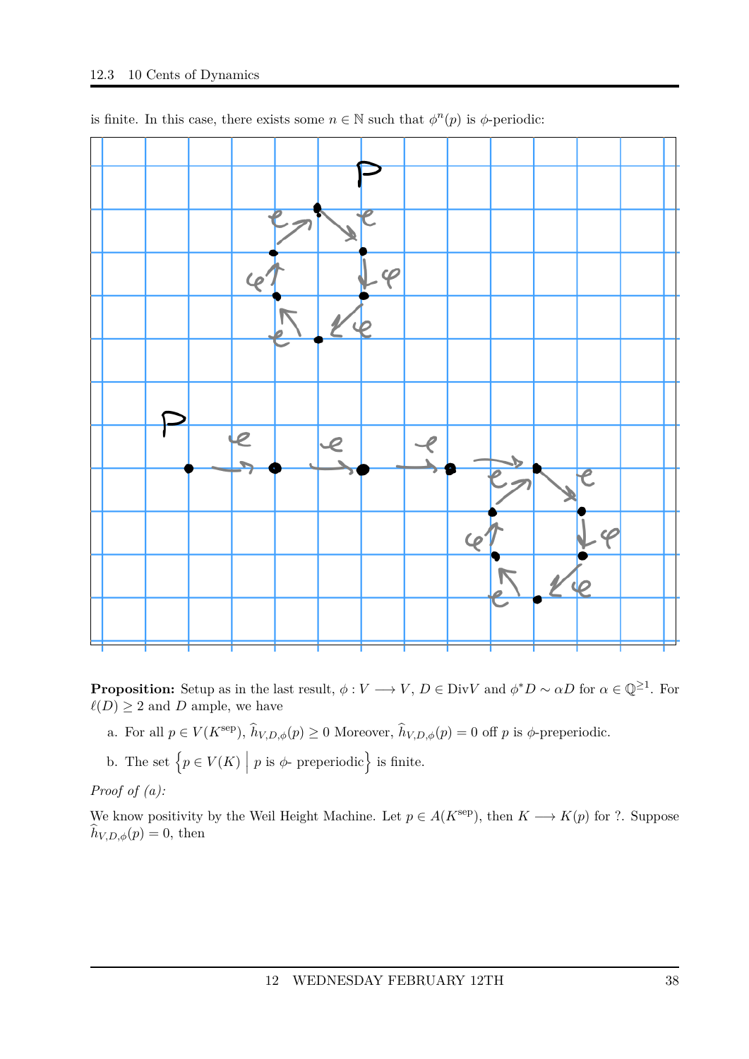is finite. In this case, there exists some $n \in \mathbb{N}$ such that $\phi^n(p)$ is $\phi$-periodic:

**Proposition:** Setup as in the last result, $\phi : V \longrightarrow V$, $D \in \text{Div}V$ and $\phi^* D \sim \alpha D$ for $\alpha \in \mathbb{Q}^{\geq 1}$. For $\ell(D) \geq 2$ and $D$ ample, we have

a. For all $p \in V(K^{\text{sep}})$, $\widehat{h}_{V,D,\phi}(p) \geq 0$ Moreover, $\widehat{h}_{V,D,\phi}(p) = 0$ off $p$ is $\phi$-preperiodic.

b. The set $\left\{ p \in V(K) \;\middle|\; p \text{ is } \phi\text{- preperiodic} \right\}$ is finite.

*Proof of (a):*

We know positivity by the Weil Height Machine. Let $p \in A(K^{\text{sep}})$, then $K \longrightarrow K(p)$ for ?. Suppose $\widehat{h}_{V,D,\phi}(p) = 0$, then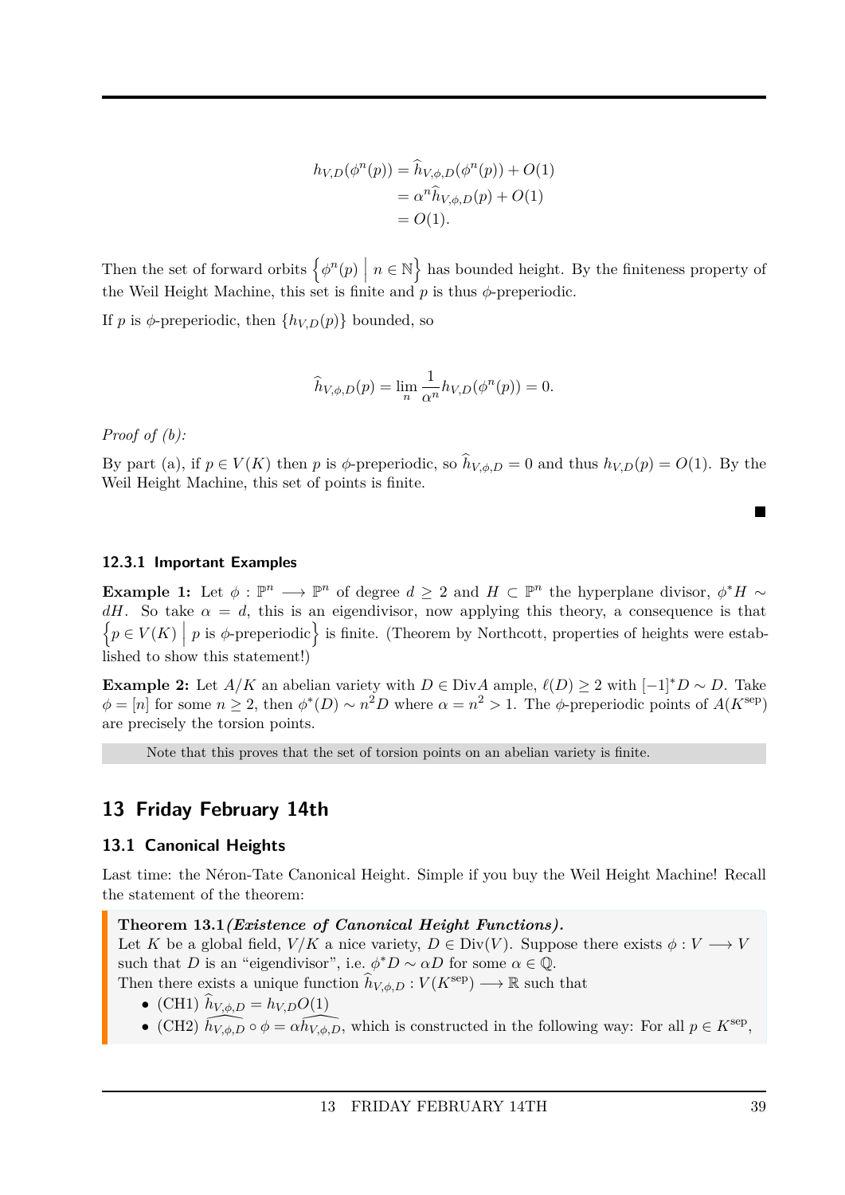$$
\begin{aligned}
h_{V,D}(\phi^n(p)) &= \widehat{h}_{V,\phi,D}(\phi^n(p)) + O(1) \\
&= \alpha^n \widehat{h}_{V,\phi,D}(p) + O(1) \\
&= O(1).
\end{aligned}
$$

Then the set of forward orbits $\left\{\phi^n(p) \;\middle|\; n \in \mathbb{N}\right\}$ has bounded height. By the finiteness property of the Weil Height Machine, this set is finite and $p$ is thus $\phi$-preperiodic.

If $p$ is $\phi$-preperiodic, then $\{h_{V,D}(p)\}$ bounded, so

$$
\widehat{h}_{V,\phi,D}(p) = \lim_n \frac{1}{\alpha^n} h_{V,D}(\phi^n(p)) = 0.
$$

*Proof of (b):*

By part (a), if $p \in V(K)$ then $p$ is $\phi$-preperiodic, so $\widehat{h}_{V,\phi,D} = 0$ and thus $h_{V,D}(p) = O(1)$. By the Weil Height Machine, this set of points is finite.

■

#### 12.3.1 Important Examples

**Example 1:** Let $\phi : \mathbb{P}^n \longrightarrow \mathbb{P}^n$ of degree $d \geq 2$ and $H \subset \mathbb{P}^n$ the hyperplane divisor, $\phi^* H \sim dH$. So take $\alpha = d$, this is an eigendivisor, now applying this theory, a consequence is that $\left\{p \in V(K) \;\middle|\; p \text{ is } \phi\text{-preperiodic}\right\}$ is finite. (Theorem by Northcott, properties of heights were established to show this statement!)

**Example 2:** Let $A/K$ an abelian variety with $D \in \operatorname{Div} A$ ample, $\ell(D) \geq 2$ with $[-1]^* D \sim D$. Take $\phi = [n]$ for some $n \geq 2$, then $\phi^*(D) \sim n^2 D$ where $\alpha = n^2 > 1$. The $\phi$-preperiodic points of $A(K^{\text{sep}})$ are precisely the torsion points.

Note that this proves that the set of torsion points on an abelian variety is finite.

## 13 Friday February 14th

### 13.1 Canonical Heights

Last time: the Néron-Tate Canonical Height. Simple if you buy the Weil Height Machine! Recall the statement of the theorem:

**Theorem 13.1** ***(Existence of Canonical Height Functions).***
Let $K$ be a global field, $V/K$ a nice variety, $D \in \operatorname{Div}(V)$. Suppose there exists $\phi : V \longrightarrow V$ such that $D$ is an "eigendivisor", i.e. $\phi^* D \sim \alpha D$ for some $\alpha \in \mathbb{Q}$.
Then there exists a unique function $\widehat{h}_{V,\phi,D} : V(K^{\text{sep}}) \longrightarrow \mathbb{R}$ such that

- (CH1) $\widehat{h}_{V,\phi,D} = h_{V,D} O(1)$
- (CH2) $\widehat{h_{V,\phi,D}} \circ \phi = \alpha \widehat{h_{V,\phi,D}}$, which is constructed in the following way: For all $p \in K^{\text{sep}}$,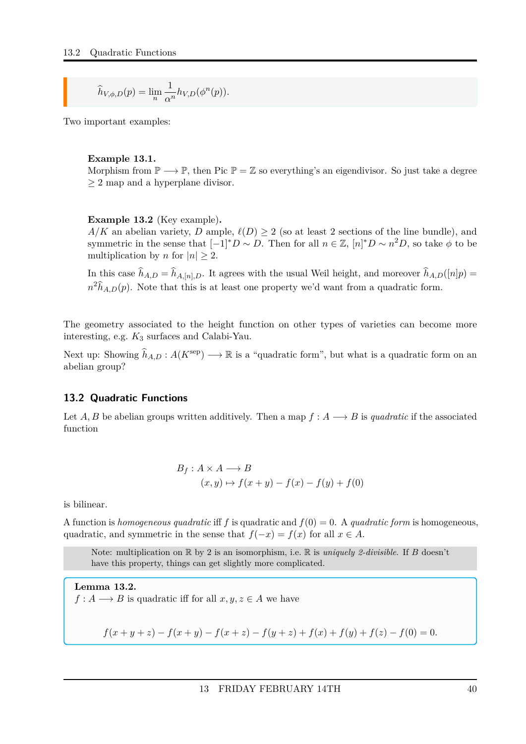$$\widehat{h}_{V,\phi,D}(p) = \lim_n \frac{1}{\alpha^n} h_{V,D}(\phi^n(p)).$$

Two important examples:

**Example 13.1.**
Morphism from $\mathbb{P} \longrightarrow \mathbb{P}$, then Pic $\mathbb{P} = \mathbb{Z}$ so everything's an eigendivisor. So just take a degree $\geq 2$ map and a hyperplane divisor.

**Example 13.2** (Key example)**.**
$A/K$ an abelian variety, $D$ ample, $\ell(D) \geq 2$ (so at least 2 sections of the line bundle), and symmetric in the sense that $[-1]^*D \sim D$. Then for all $n \in \mathbb{Z}$, $[n]^*D \sim n^2 D$, so take $\phi$ to be multiplication by $n$ for $|n| \geq 2$.

In this case $\widehat{h}_{A,D} = \widehat{h}_{A,[n],D}$. It agrees with the usual Weil height, and moreover $\widehat{h}_{A,D}([n]p) = n^2 \widehat{h}_{A,D}(p)$. Note that this is at least one property we'd want from a quadratic form.

The geometry associated to the height function on other types of varieties can become more interesting, e.g. $K_3$ surfaces and Calabi-Yau.

Next up: Showing $\widehat{h}_{A,D} : A(K^{\text{sep}}) \longrightarrow \mathbb{R}$ is a "quadratic form", but what is a quadratic form on an abelian group?

## 13.2 Quadratic Functions

Let $A, B$ be abelian groups written additively. Then a map $f : A \longrightarrow B$ is *quadratic* if the associated function

$$\begin{aligned} B_f : A \times A &\longrightarrow B \\ (x, y) &\mapsto f(x+y) - f(x) - f(y) + f(0) \end{aligned}$$

is bilinear.

A function is *homogeneous quadratic* iff $f$ is quadratic and $f(0) = 0$. A *quadratic form* is homogeneous, quadratic, and symmetric in the sense that $f(-x) = f(x)$ for all $x \in A$.

> Note: multiplication on $\mathbb{R}$ by 2 is an isomorphism, i.e. $\mathbb{R}$ is *uniquely 2-divisible*. If $B$ doesn't have this property, things can get slightly more complicated.

**Lemma 13.2.**
$f : A \longrightarrow B$ is quadratic iff for all $x, y, z \in A$ we have

$$f(x+y+z) - f(x+y) - f(x+z) - f(y+z) + f(x) + f(y) + f(z) - f(0) = 0.$$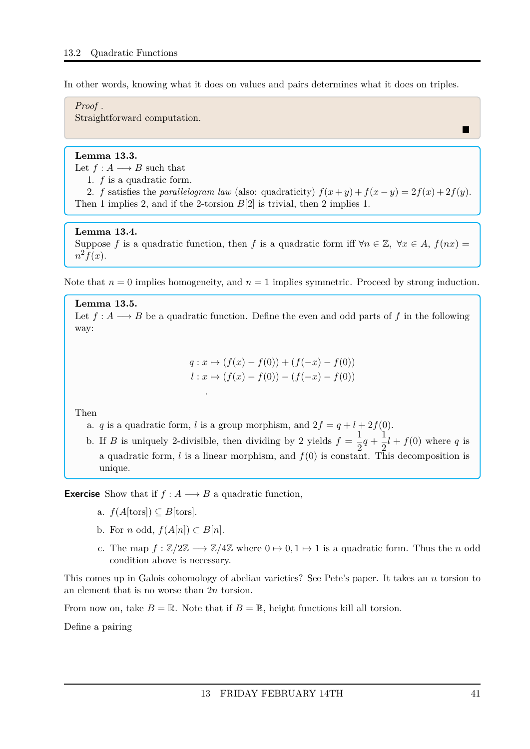In other words, knowing what it does on values and pairs determines what it does on triples.

*Proof .*
Straightforward computation. ■

**Lemma 13.3.**
Let $f : A \longrightarrow B$ such that

1. $f$ is a quadratic form.
2. $f$ satisfies the *parallelogram law* (also: quadraticity) $f(x+y) + f(x-y) = 2f(x) + 2f(y)$.

Then 1 implies 2, and if the 2-torsion $B[2]$ is trivial, then 2 implies 1.

**Lemma 13.4.**
Suppose $f$ is a quadratic function, then $f$ is a quadratic form iff $\forall n \in \mathbb{Z}$, $\forall x \in A$, $f(nx) = n^2 f(x)$.

Note that $n = 0$ implies homogeneity, and $n = 1$ implies symmetric. Proceed by strong induction.

**Lemma 13.5.**
Let $f : A \longrightarrow B$ be a quadratic function. Define the even and odd parts of $f$ in the following way:

$$q : x \mapsto (f(x) - f(0)) + (f(-x) - f(0))$$
$$l : x \mapsto (f(x) - f(0)) - (f(-x) - f(0))$$
$$.$$

Then

a. $q$ is a quadratic form, $l$ is a group morphism, and $2f = q + l + 2f(0)$.

b. If $B$ is uniquely 2-divisible, then dividing by 2 yields $f = \dfrac{1}{2}q + \dfrac{1}{2}l + f(0)$ where $q$ is a quadratic form, $l$ is a linear morphism, and $f(0)$ is constant. This decomposition is unique.

**Exercise** Show that if $f : A \longrightarrow B$ a quadratic function,

a. $f(A[\text{tors}]) \subseteq B[\text{tors}]$.

b. For $n$ odd, $f(A[n]) \subset B[n]$.

c. The map $f : \mathbb{Z}/2\mathbb{Z} \longrightarrow \mathbb{Z}/4\mathbb{Z}$ where $0 \mapsto 0, 1 \mapsto 1$ is a quadratic form. Thus the $n$ odd condition above is necessary.

This comes up in Galois cohomology of abelian varieties? See Pete's paper. It takes an $n$ torsion to an element that is no worse than $2n$ torsion.

From now on, take $B = \mathbb{R}$. Note that if $B = \mathbb{R}$, height functions kill all torsion.

Define a pairing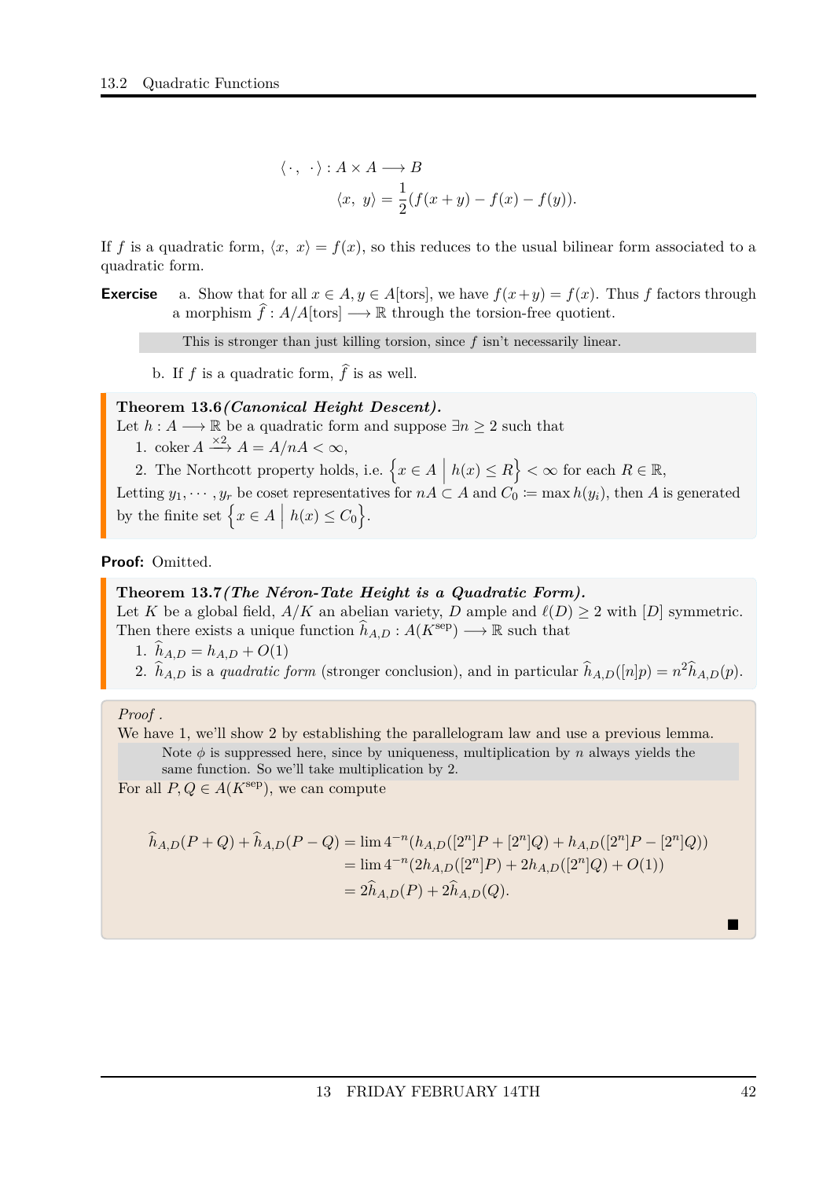$$
\begin{aligned}
\langle \cdot,\ \cdot \rangle : A \times A &\longrightarrow B \\
\langle x,\ y \rangle &= \frac{1}{2}(f(x+y) - f(x) - f(y)).
\end{aligned}
$$

If $f$ is a quadratic form, $\langle x,\ x \rangle = f(x)$, so this reduces to the usual bilinear form associated to a quadratic form.

**Exercise** a. Show that for all $x \in A, y \in A[\text{tors}]$, we have $f(x+y) = f(x)$. Thus $f$ factors through a morphism $\widehat{f} : A/A[\text{tors}] \longrightarrow \mathbb{R}$ through the torsion-free quotient.

> This is stronger than just killing torsion, since $f$ isn't necessarily linear.

b. If $f$ is a quadratic form, $\widehat{f}$ is as well.

**Theorem 13.6** ***(Canonical Height Descent).***
Let $h : A \longrightarrow \mathbb{R}$ be a quadratic form and suppose $\exists n \geq 2$ such that

1. $\operatorname{coker} A \xrightarrow{\times 2} A = A/nA < \infty$,
2. The Northcott property holds, i.e. $\left\{ x \in A \;\middle|\; h(x) \leq R \right\} < \infty$ for each $R \in \mathbb{R}$,

Letting $y_1, \cdots, y_r$ be coset representatives for $nA \subset A$ and $C_0 \coloneqq \max h(y_i)$, then $A$ is generated by the finite set $\left\{ x \in A \;\middle|\; h(x) \leq C_0 \right\}$.

**Proof:** Omitted.

**Theorem 13.7** ***(The Néron-Tate Height is a Quadratic Form).***
Let $K$ be a global field, $A/K$ an abelian variety, $D$ ample and $\ell(D) \geq 2$ with $[D]$ symmetric. Then there exists a unique function $\widehat{h}_{A,D} : A(K^{\text{sep}}) \longrightarrow \mathbb{R}$ such that

1. $\widehat{h}_{A,D} = h_{A,D} + O(1)$
2. $\widehat{h}_{A,D}$ is a *quadratic form* (stronger conclusion), and in particular $\widehat{h}_{A,D}([n]p) = n^2 \widehat{h}_{A,D}(p)$.

*Proof .*
We have 1, we'll show 2 by establishing the parallelogram law and use a previous lemma.

> Note $\phi$ is suppressed here, since by uniqueness, multiplication by $n$ always yields the same function. So we'll take multiplication by 2.

For all $P, Q \in A(K^{\text{sep}})$, we can compute

$$
\begin{aligned}
\widehat{h}_{A,D}(P+Q) + \widehat{h}_{A,D}(P-Q) &= \lim 4^{-n}(h_{A,D}([2^n]P + [2^n]Q) + h_{A,D}([2^n]P - [2^n]Q)) \\
&= \lim 4^{-n}(2h_{A,D}([2^n]P) + 2h_{A,D}([2^n]Q) + O(1)) \\
&= 2\widehat{h}_{A,D}(P) + 2\widehat{h}_{A,D}(Q).
\end{aligned}
$$

■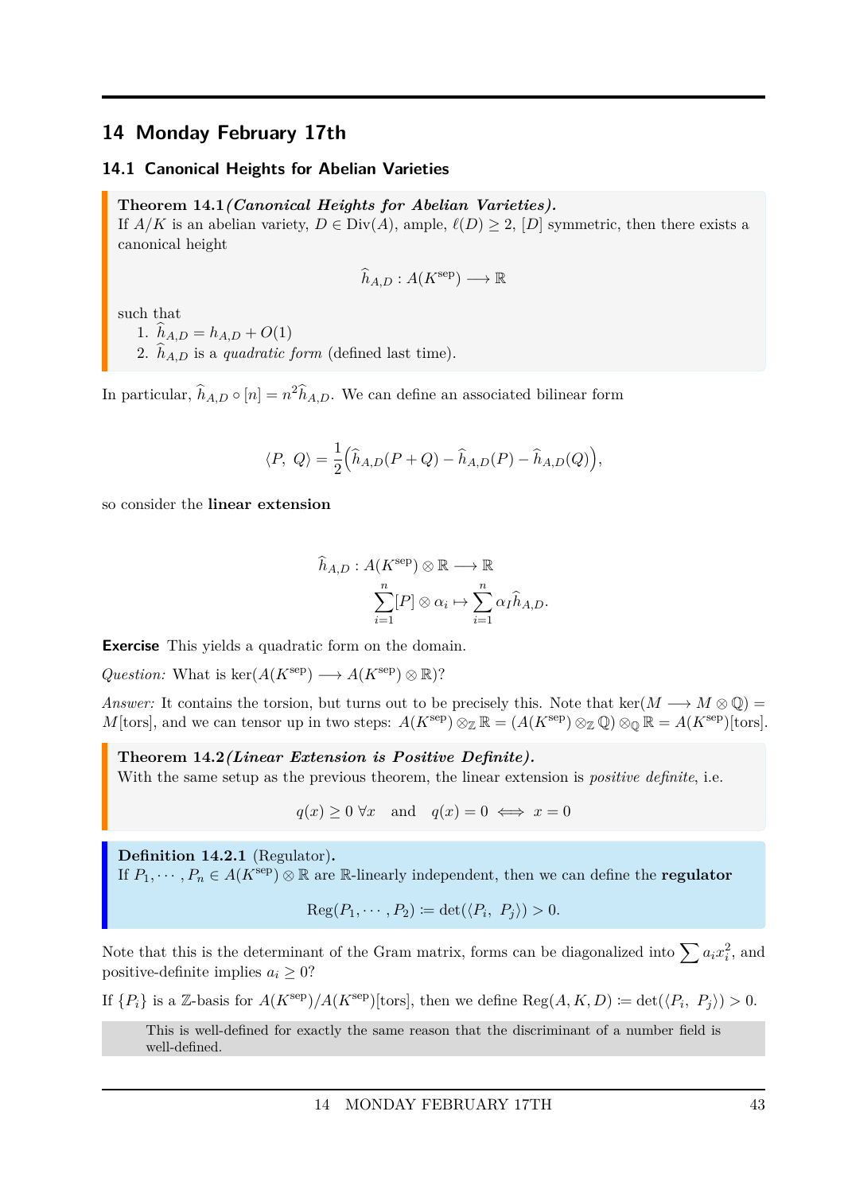# 14 Monday February 17th

## 14.1 Canonical Heights for Abelian Varieties

**Theorem 14.1** ***(Canonical Heights for Abelian Varieties).***
If $A/K$ is an abelian variety, $D \in \mathrm{Div}(A)$, ample, $\ell(D) \geq 2$, $[D]$ symmetric, then there exists a canonical height

$$\widehat{h}_{A,D} : A(K^{\text{sep}}) \longrightarrow \mathbb{R}$$

such that

1. $\widehat{h}_{A,D} = h_{A,D} + O(1)$
2. $\widehat{h}_{A,D}$ is a *quadratic form* (defined last time).

In particular, $\widehat{h}_{A,D} \circ [n] = n^2 \widehat{h}_{A,D}$. We can define an associated bilinear form

$$\langle P,\ Q \rangle = \frac{1}{2}\Big( \widehat{h}_{A,D}(P+Q) - \widehat{h}_{A,D}(P) - \widehat{h}_{A,D}(Q) \Big),$$

so consider the **linear extension**

$$\begin{aligned} \widehat{h}_{A,D} : A(K^{\text{sep}}) \otimes \mathbb{R} &\longrightarrow \mathbb{R} \\ \sum_{i=1}^{n} [P] \otimes \alpha_i &\mapsto \sum_{i=1}^{n} \alpha_I \widehat{h}_{A,D}. \end{aligned}$$

**Exercise** This yields a quadratic form on the domain.

*Question:* What is $\ker(A(K^{\text{sep}}) \longrightarrow A(K^{\text{sep}}) \otimes \mathbb{R})$?

*Answer:* It contains the torsion, but turns out to be precisely this. Note that $\ker(M \longrightarrow M \otimes \mathbb{Q}) = M[\text{tors}]$, and we can tensor up in two steps: $A(K^{\text{sep}}) \otimes_{\mathbb{Z}} \mathbb{R} = (A(K^{\text{sep}}) \otimes_{\mathbb{Z}} \mathbb{Q}) \otimes_{\mathbb{Q}} \mathbb{R} = A(K^{\text{sep}})[\text{tors}]$.

**Theorem 14.2** ***(Linear Extension is Positive Definite).***
With the same setup as the previous theorem, the linear extension is *positive definite*, i.e.

$$q(x) \geq 0 \ \forall x \quad \text{and} \quad q(x) = 0 \iff x = 0$$

**Definition 14.2.1** (Regulator)**.**
If $P_1, \cdots, P_n \in A(K^{\text{sep}}) \otimes \mathbb{R}$ are $\mathbb{R}$-linearly independent, then we can define the **regulator**

$$\mathrm{Reg}(P_1, \cdots, P_2) \coloneqq \det(\langle P_i,\ P_j \rangle) > 0.$$

Note that this is the determinant of the Gram matrix, forms can be diagonalized into $\sum a_i x_i^2$, and positive-definite implies $a_i \geq 0$?

If $\{P_i\}$ is a $\mathbb{Z}$-basis for $A(K^{\text{sep}})/A(K^{\text{sep}})[\text{tors}]$, then we define $\mathrm{Reg}(A, K, D) \coloneqq \det(\langle P_i,\ P_j \rangle) > 0$.

> This is well-defined for exactly the same reason that the discriminant of a number field is well-defined.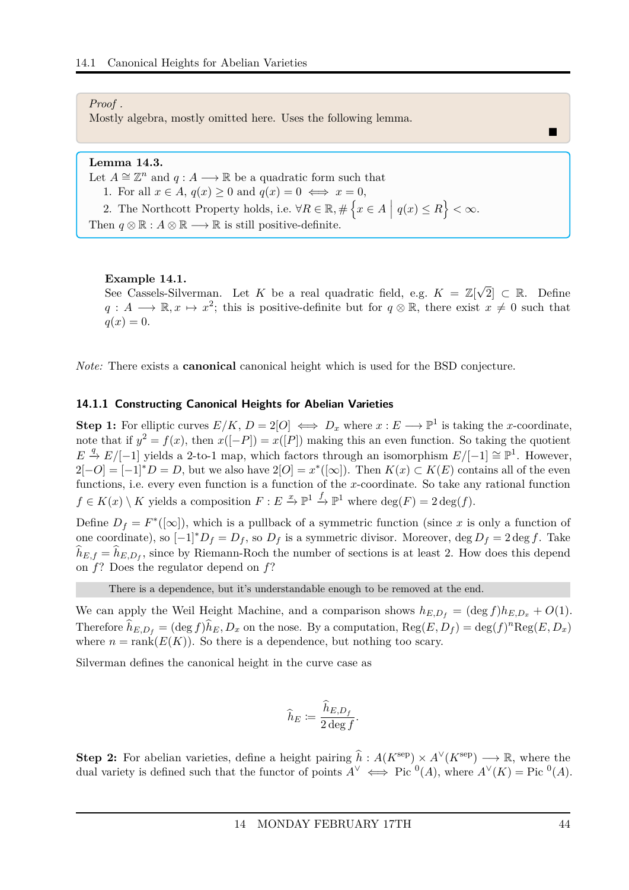*Proof* .
Mostly algebra, mostly omitted here. Uses the following lemma. ■

**Lemma 14.3.**
Let $A \cong \mathbb{Z}^n$ and $q : A \longrightarrow \mathbb{R}$ be a quadratic form such that

1. For all $x \in A$, $q(x) \geq 0$ and $q(x) = 0 \iff x = 0$,
2. The Northcott Property holds, i.e. $\forall R \in \mathbb{R}, \# \left\{ x \in A \;\middle|\; q(x) \leq R \right\} < \infty$.

Then $q \otimes \mathbb{R} : A \otimes \mathbb{R} \longrightarrow \mathbb{R}$ is still positive-definite.

**Example 14.1.**
See Cassels-Silverman. Let $K$ be a real quadratic field, e.g. $K = \mathbb{Z}[\sqrt{2}] \subset \mathbb{R}$. Define $q : A \longrightarrow \mathbb{R}, x \mapsto x^2$; this is positive-definite but for $q \otimes \mathbb{R}$, there exist $x \neq 0$ such that $q(x) = 0$.

*Note:* There exists a **canonical** canonical height which is used for the BSD conjecture.

### 14.1.1 Constructing Canonical Heights for Abelian Varieties

**Step 1:** For elliptic curves $E/K$, $D = 2[O] \iff D_x$ where $x : E \longrightarrow \mathbb{P}^1$ is taking the $x$-coordinate, note that if $y^2 = f(x)$, then $x([-P]) = x([P])$ making this an even function. So taking the quotient $E \xrightarrow{q} E/[-1]$ yields a 2-to-1 map, which factors through an isomorphism $E/[-1] \cong \mathbb{P}^1$. However, $2[-O] = [-1]^*D = D$, but we also have $2[O] = x^*([\infty])$. Then $K(x) \subset K(E)$ contains all of the even functions, i.e. every even function is a function of the $x$-coordinate. So take any rational function $f \in K(x) \setminus K$ yields a composition $F : E \xrightarrow{x} \mathbb{P}^1 \xrightarrow{f} \mathbb{P}^1$ where $\deg(F) = 2\deg(f)$.

Define $D_f = F^*([\infty])$, which is a pullback of a symmetric function (since $x$ is only a function of one coordinate), so $[-1]^*D_f = D_f$, so $D_f$ is a symmetric divisor. Moreover, $\deg D_f = 2\deg f$. Take $\widehat{h}_{E,f} = \widehat{h}_{E,D_f}$, since by Riemann-Roch the number of sections is at least 2. How does this depend on $f$? Does the regulator depend on $f$?

> There is a dependence, but it's understandable enough to be removed at the end.

We can apply the Weil Height Machine, and a comparison shows $h_{E,D_f} = (\deg f) h_{E,D_x} + O(1)$. Therefore $\widehat{h}_{E,D_f} = (\deg f)\widehat{h}_E, D_x$ on the nose. By a computation, $\text{Reg}(E, D_f) = \deg(f)^n \text{Reg}(E, D_x)$ where $n = \text{rank}(E(K))$. So there is a dependence, but nothing too scary.

Silverman defines the canonical height in the curve case as

$$\widehat{h}_E \coloneqq \frac{\widehat{h}_{E,D_f}}{2\deg f}.$$

**Step 2:** For abelian varieties, define a height pairing $\widehat{h} : A(K^{\text{sep}}) \times A^\vee(K^{\text{sep}}) \longrightarrow \mathbb{R}$, where the dual variety is defined such that the functor of points $A^\vee \iff \text{Pic}^0(A)$, where $A^\vee(K) = \text{Pic}^0(A)$.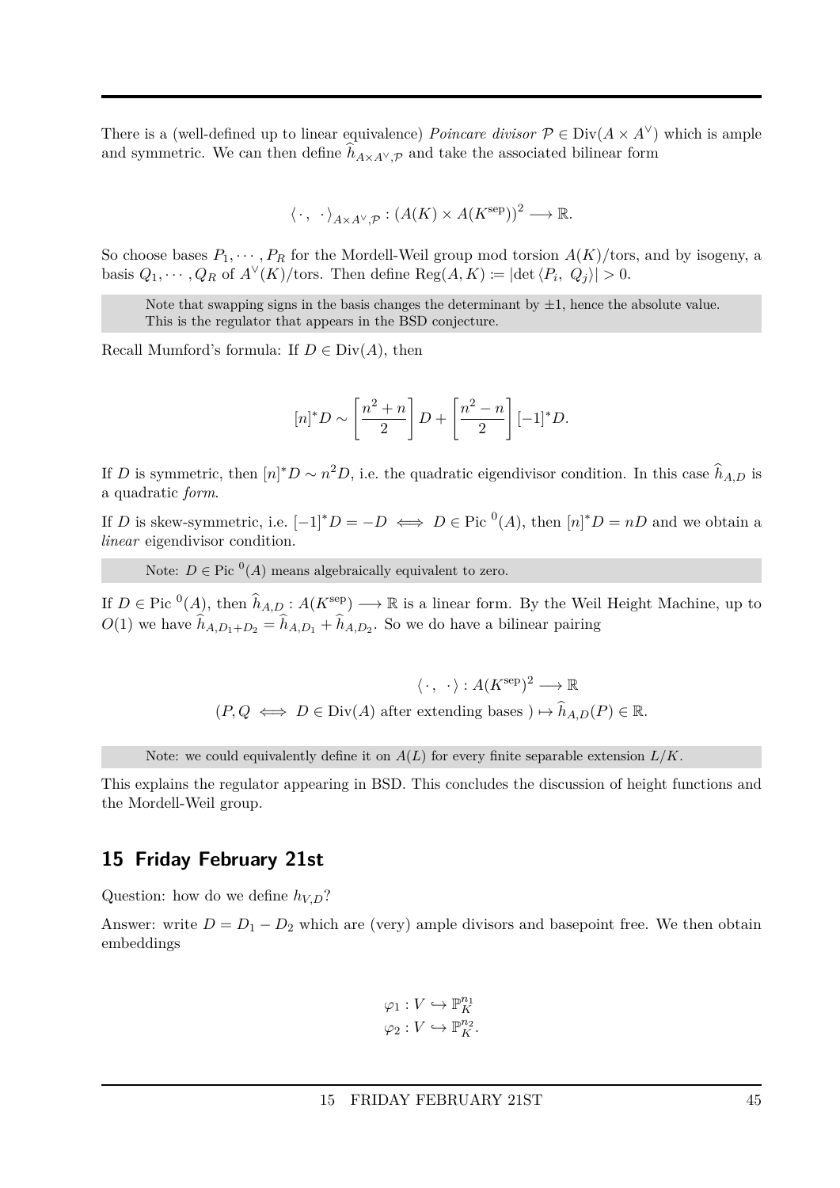There is a (well-defined up to linear equivalence) *Poincare divisor* $\mathcal{P} \in \operatorname{Div}(A \times A^\vee)$ which is ample and symmetric. We can then define $\widehat{h}_{A\times A^\vee, \mathcal{P}}$ and take the associated bilinear form

$$\langle \cdot, \ \cdot \rangle_{A\times A^\vee, \mathcal{P}} : (A(K) \times A(K^{\text{sep}}))^2 \longrightarrow \mathbb{R}.$$

So choose bases $P_1, \cdots, P_R$ for the Mordell-Weil group mod torsion $A(K)/\text{tors}$, and by isogeny, a basis $Q_1, \cdots, Q_R$ of $A^\vee(K)/\text{tors}$. Then define $\operatorname{Reg}(A, K) \coloneqq |\det \langle P_i, \ Q_j \rangle| > 0$.

> Note that swapping signs in the basis changes the determinant by $\pm 1$, hence the absolute value. This is the regulator that appears in the BSD conjecture.

Recall Mumford's formula: If $D \in \operatorname{Div}(A)$, then

$$[n]^* D \sim \left[\frac{n^2+n}{2}\right] D + \left[\frac{n^2-n}{2}\right] [-1]^* D.$$

If $D$ is symmetric, then $[n]^* D \sim n^2 D$, i.e. the quadratic eigendivisor condition. In this case $\widehat{h}_{A,D}$ is a quadratic *form*.

If $D$ is skew-symmetric, i.e. $[-1]^* D = -D \iff D \in \operatorname{Pic}^0(A)$, then $[n]^* D = nD$ and we obtain a *linear* eigendivisor condition.

> Note: $D \in \operatorname{Pic}^0(A)$ means algebraically equivalent to zero.

If $D \in \operatorname{Pic}^0(A)$, then $\widehat{h}_{A,D} : A(K^{\text{sep}}) \longrightarrow \mathbb{R}$ is a linear form. By the Weil Height Machine, up to $O(1)$ we have $\widehat{h}_{A,D_1+D_2} = \widehat{h}_{A,D_1} + \widehat{h}_{A,D_2}$. So we do have a bilinear pairing

$$\begin{aligned} \langle \cdot, \ \cdot \rangle : A(K^{\text{sep}})^2 &\longrightarrow \mathbb{R} \\ (P, Q \iff D \in \operatorname{Div}(A) \text{ after extending bases }) &\mapsto \widehat{h}_{A,D}(P) \in \mathbb{R}. \end{aligned}$$

> Note: we could equivalently define it on $A(L)$ for every finite separable extension $L/K$.

This explains the regulator appearing in BSD. This concludes the discussion of height functions and the Mordell-Weil group.

## 15 Friday February 21st

Question: how do we define $h_{V,D}$?

Answer: write $D = D_1 - D_2$ which are (very) ample divisors and basepoint free. We then obtain embeddings

$$\begin{aligned} \varphi_1 : V &\hookrightarrow \mathbb{P}_K^{n_1} \\ \varphi_2 : V &\hookrightarrow \mathbb{P}_K^{n_2}. \end{aligned}$$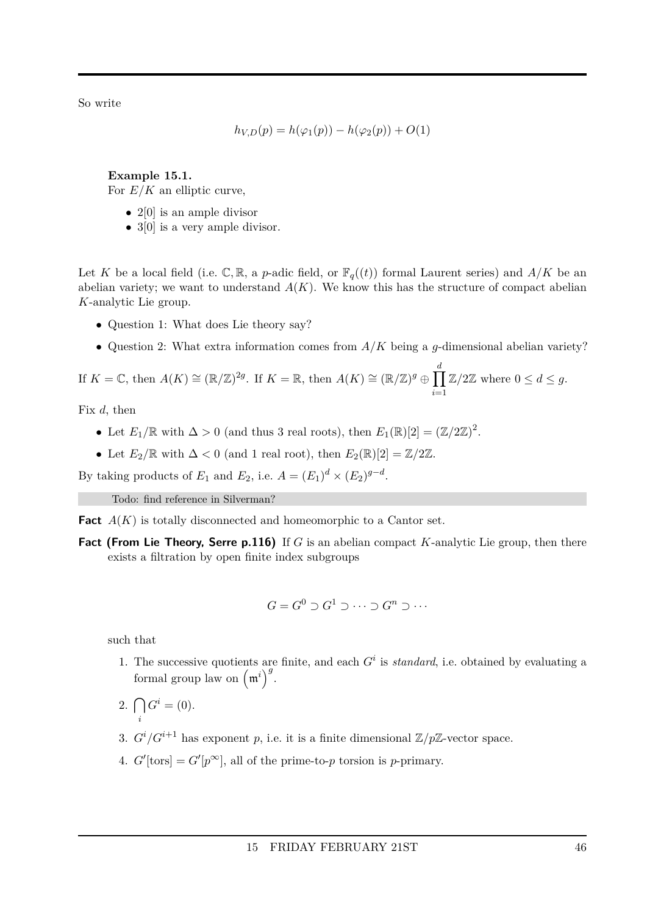So write

$$h_{V,D}(p) = h(\varphi_1(p)) - h(\varphi_2(p)) + O(1)$$

**Example 15.1.**
For $E/K$ an elliptic curve,

- $2[0]$ is an ample divisor
- $3[0]$ is a very ample divisor.

Let $K$ be a local field (i.e. $\mathbb{C}, \mathbb{R}$, a $p$-adic field, or $\mathbb{F}_q((t))$ formal Laurent series) and $A/K$ be an abelian variety; we want to understand $A(K)$. We know this has the structure of compact abelian $K$-analytic Lie group.

- Question 1: What does Lie theory say?
- Question 2: What extra information comes from $A/K$ being a $g$-dimensional abelian variety?

If $K = \mathbb{C}$, then $A(K) \cong (\mathbb{R}/\mathbb{Z})^{2g}$. If $K = \mathbb{R}$, then $A(K) \cong (\mathbb{R}/\mathbb{Z})^g \oplus \prod_{i=1}^{d} \mathbb{Z}/2\mathbb{Z}$ where $0 \leq d \leq g$.

Fix $d$, then

- Let $E_1/\mathbb{R}$ with $\Delta > 0$ (and thus 3 real roots), then $E_1(\mathbb{R})[2] = (\mathbb{Z}/2\mathbb{Z})^2$.
- Let $E_2/\mathbb{R}$ with $\Delta < 0$ (and 1 real root), then $E_2(\mathbb{R})[2] = \mathbb{Z}/2\mathbb{Z}$.

By taking products of $E_1$ and $E_2$, i.e. $A = (E_1)^d \times (E_2)^{g-d}$.

Todo: find reference in Silverman?

**Fact** $A(K)$ is totally disconnected and homeomorphic to a Cantor set.

**Fact (From Lie Theory, Serre p.116)** If $G$ is an abelian compact $K$-analytic Lie group, then there exists a filtration by open finite index subgroups

$$G = G^0 \supset G^1 \supset \cdots \supset G^n \supset \cdots$$

such that

1. The successive quotients are finite, and each $G^i$ is *standard*, i.e. obtained by evaluating a formal group law on $\left(\mathfrak{m}^i\right)^g$.
2. $\bigcap_i G^i = (0)$.
3. $G^i/G^{i+1}$ has exponent $p$, i.e. it is a finite dimensional $\mathbb{Z}/p\mathbb{Z}$-vector space.
4. $G'[\text{tors}] = G'[p^\infty]$, all of the prime-to-$p$ torsion is $p$-primary.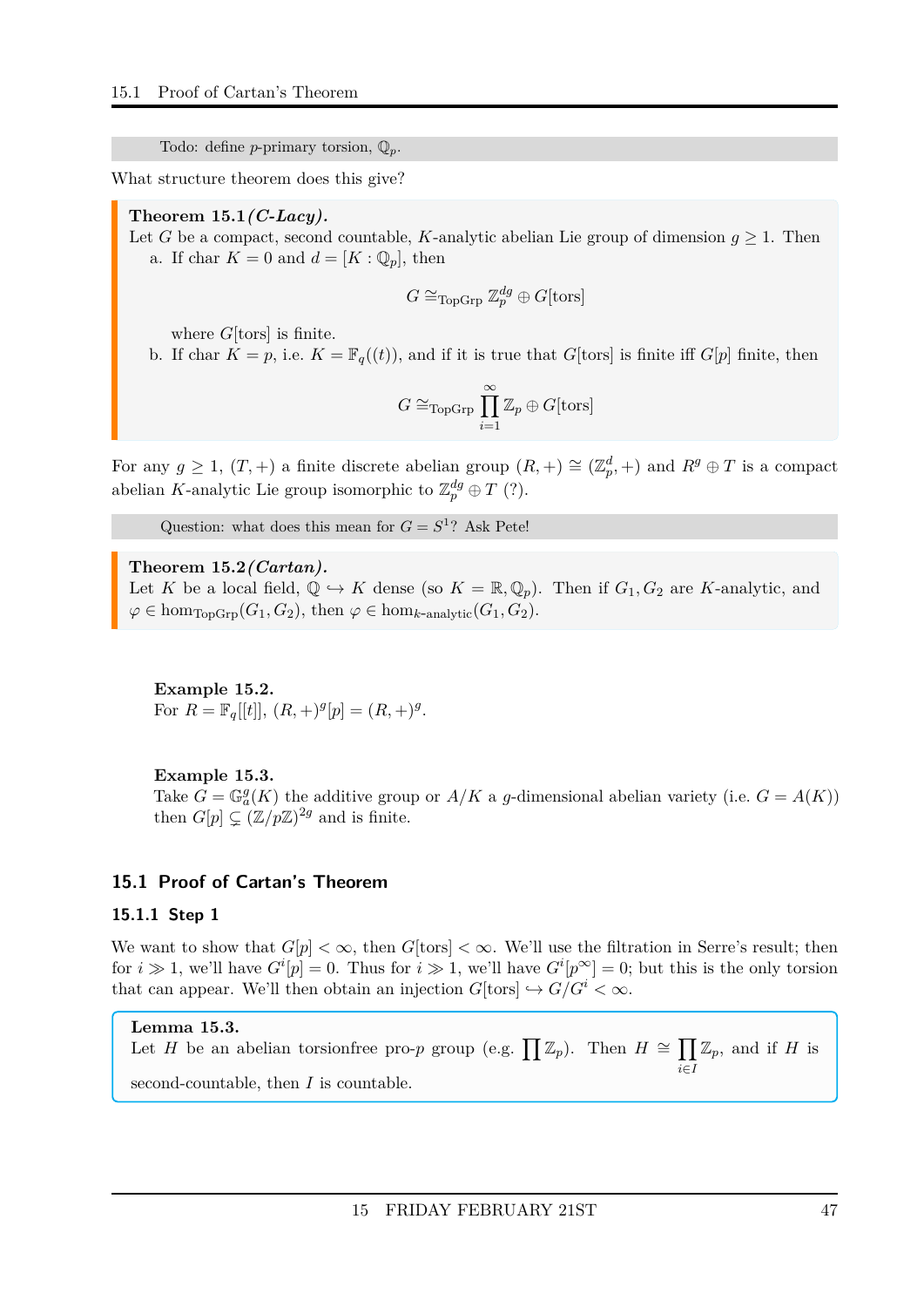Todo: define $p$-primary torsion, $\mathbb{Q}_p$.

What structure theorem does this give?

**Theorem 15.1** ***(C-Lacy).***
Let $G$ be a compact, second countable, $K$-analytic abelian Lie group of dimension $g \geq 1$. Then

a. If char $K = 0$ and $d = [K : \mathbb{Q}_p]$, then

$$G \cong_{\text{TopGrp}} \mathbb{Z}_p^{dg} \oplus G[\text{tors}]$$

where $G[\text{tors}]$ is finite.

b. If char $K = p$, i.e. $K = \mathbb{F}_q((t))$, and if it is true that $G[\text{tors}]$ is finite iff $G[p]$ finite, then

$$G \cong_{\text{TopGrp}} \prod_{i=1}^{\infty} \mathbb{Z}_p \oplus G[\text{tors}]$$

For any $g \geq 1$, $(T, +)$ a finite discrete abelian group $(R, +) \cong (\mathbb{Z}_p^d, +)$ and $R^g \oplus T$ is a compact abelian $K$-analytic Lie group isomorphic to $\mathbb{Z}_p^{dg} \oplus T$ (?).

Question: what does this mean for $G = S^1$? Ask Pete!

**Theorem 15.2** ***(Cartan).***
Let $K$ be a local field, $\mathbb{Q} \hookrightarrow K$ dense (so $K = \mathbb{R}, \mathbb{Q}_p$). Then if $G_1, G_2$ are $K$-analytic, and $\varphi \in \hom_{\text{TopGrp}}(G_1, G_2)$, then $\varphi \in \hom_{k\text{-analytic}}(G_1, G_2)$.

**Example 15.2.**
For $R = \mathbb{F}_q[[t]]$, $(R, +)^g[p] = (R, +)^g$.

**Example 15.3.**
Take $G = \mathbb{G}_a^g(K)$ the additive group or $A/K$ a $g$-dimensional abelian variety (i.e. $G = A(K)$) then $G[p] \subsetneq (\mathbb{Z}/p\mathbb{Z})^{2g}$ and is finite.

## 15.1 Proof of Cartan's Theorem

### 15.1.1 Step 1

We want to show that $G[p] < \infty$, then $G[\text{tors}] < \infty$. We'll use the filtration in Serre's result; then for $i \gg 1$, we'll have $G^i[p] = 0$. Thus for $i \gg 1$, we'll have $G^i[p^\infty] = 0$; but this is the only torsion that can appear. We'll then obtain an injection $G[\text{tors}] \hookrightarrow G/G^i < \infty$.

**Lemma 15.3.**
Let $H$ be an abelian torsionfree pro-$p$ group (e.g. $\prod \mathbb{Z}_p$). Then $H \cong \prod_{i \in I} \mathbb{Z}_p$, and if $H$ is second-countable, then $I$ is countable.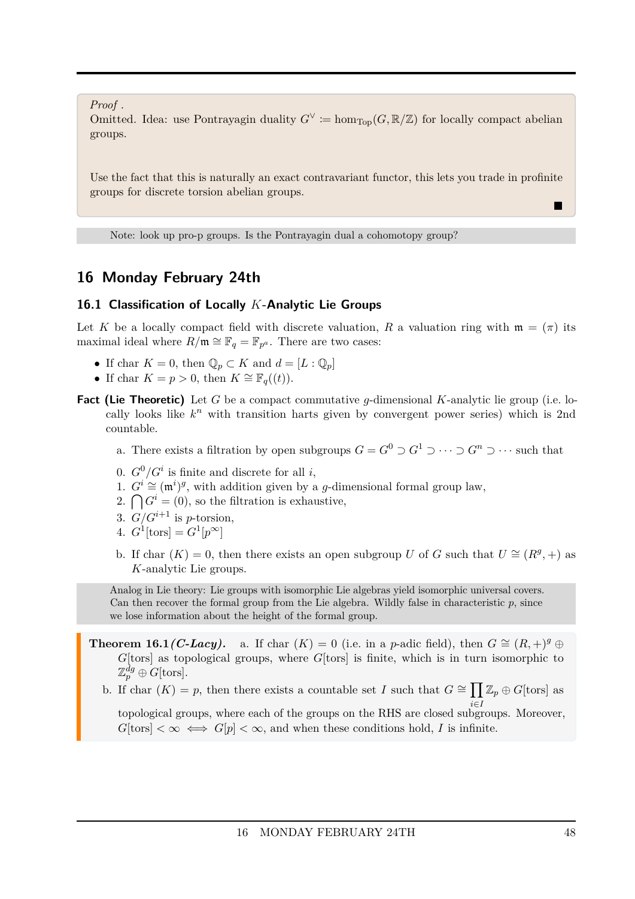*Proof* .
Omitted. Idea: use Pontrayagin duality $G^\vee \coloneqq \hom_{\text{Top}}(G, \mathbb{R}/\mathbb{Z})$ for locally compact abelian groups.

Use the fact that this is naturally an exact contravariant functor, this lets you trade in profinite groups for discrete torsion abelian groups.

■

Note: look up pro-p groups. Is the Pontrayagin dual a cohomotopy group?

## 16 Monday February 24th

### 16.1 Classification of Locally $K$-Analytic Lie Groups

Let $K$ be a locally compact field with discrete valuation, $R$ a valuation ring with $\mathfrak{m} = (\pi)$ its maximal ideal where $R/\mathfrak{m} \cong \mathbb{F}_q = \mathbb{F}_{p^a}$. There are two cases:

- If char $K = 0$, then $\mathbb{Q}_p \subset K$ and $d = [L : \mathbb{Q}_p]$
- If char $K = p > 0$, then $K \cong \mathbb{F}_q((t))$.

**Fact (Lie Theoretic)** Let $G$ be a compact commutative $g$-dimensional $K$-analytic lie group (i.e. locally looks like $k^n$ with transition harts given by convergent power series) which is 2nd countable.

a. There exists a filtration by open subgroups $G = G^0 \supset G^1 \supset \cdots \supset G^n \supset \cdots$ such that

0. $G^0/G^i$ is finite and discrete for all $i$,
1. $G^i \cong (\mathfrak{m}^i)^g$, with addition given by a $g$-dimensional formal group law,
2. $\bigcap G^i = (0)$, so the filtration is exhaustive,
3. $G/G^{i+1}$ is $p$-torsion,
4. $G^1[\text{tors}] = G^1[p^\infty]$

b. If char $(K) = 0$, then there exists an open subgroup $U$ of $G$ such that $U \cong (R^g, +)$ as $K$-analytic Lie groups.

Analog in Lie theory: Lie groups with isomorphic Lie algebras yield isomorphic universal covers. Can then recover the formal group from the Lie algebra. Wildly false in characteristic $p$, since we lose information about the height of the formal group.

**Theorem 16.1** ***(C-Lacy).*** a. If char $(K) = 0$ (i.e. in a $p$-adic field), then $G \cong (R, +)^g \oplus G[\text{tors}]$ as topological groups, where $G[\text{tors}]$ is finite, which is in turn isomorphic to $\mathbb{Z}_p^{dg} \oplus G[\text{tors}]$.

b. If char $(K) = p$, then there exists a countable set $I$ such that $G \cong \prod_{i \in I} \mathbb{Z}_p \oplus G[\text{tors}]$ as topological groups, where each of the groups on the RHS are closed subgroups. Moreover, $G[\text{tors}] < \infty \iff G[p] < \infty$, and when these conditions hold, $I$ is infinite.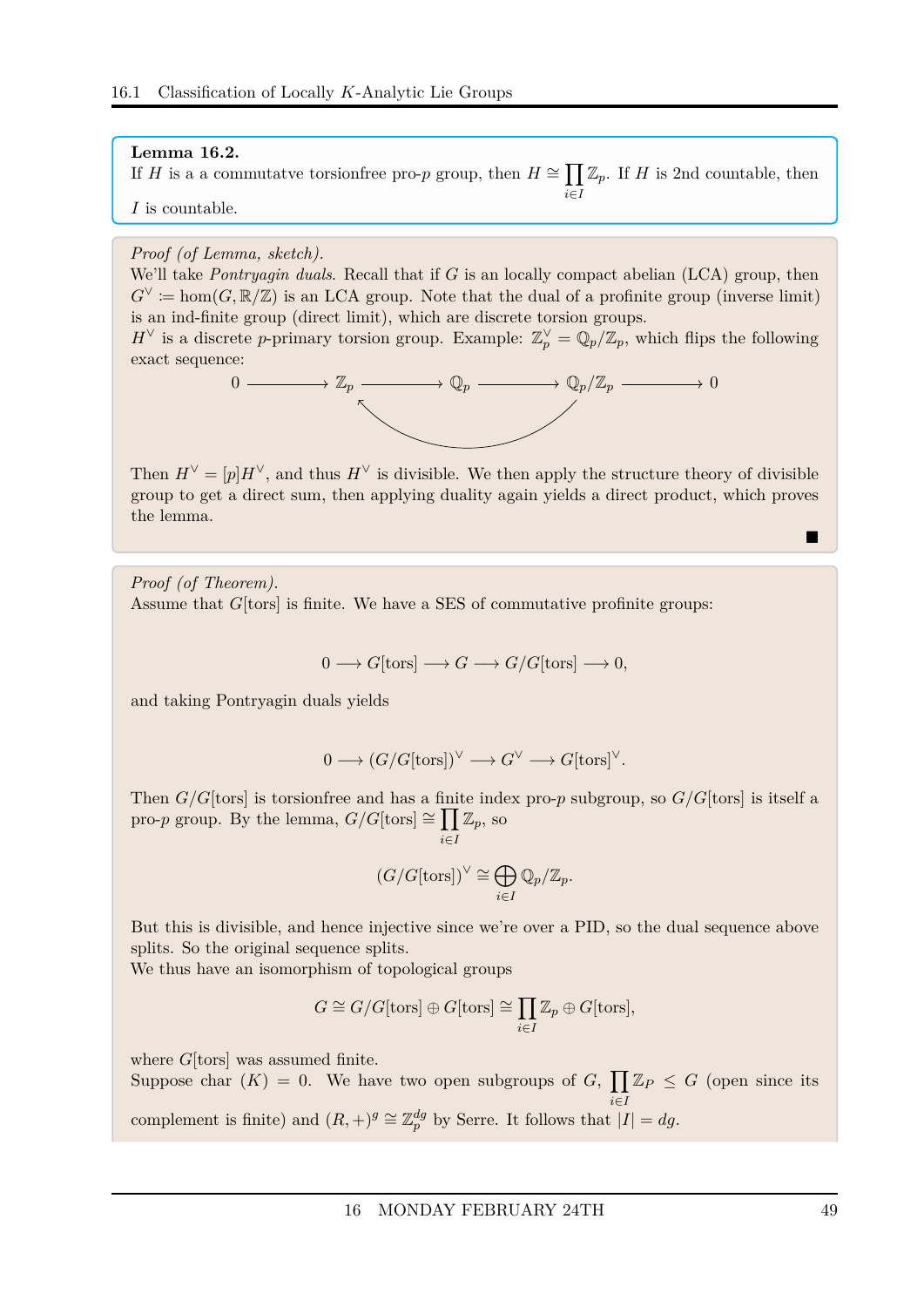**Lemma 16.2.**
If $H$ is a a commutatve torsionfree pro-$p$ group, then $H \cong \prod_{i\in I} \mathbb{Z}_p$. If $H$ is 2nd countable, then $I$ is countable.

*Proof (of Lemma, sketch).*
We'll take *Pontryagin duals*. Recall that if $G$ is an locally compact abelian (LCA) group, then $G^\vee := \hom(G, \mathbb{R}/\mathbb{Z})$ is an LCA group. Note that the dual of a profinite group (inverse limit) is an ind-finite group (direct limit), which are discrete torsion groups.
$H^\vee$ is a discrete $p$-primary torsion group. Example: $\mathbb{Z}_p^\vee = \mathbb{Q}_p/\mathbb{Z}_p$, which flips the following exact sequence:

$$0 \longrightarrow \mathbb{Z}_p \longrightarrow \mathbb{Q}_p \longrightarrow \mathbb{Q}_p/\mathbb{Z}_p \longrightarrow 0$$

Then $H^\vee = [p]H^\vee$, and thus $H^\vee$ is divisible. We then apply the structure theory of divisible group to get a direct sum, then applying duality again yields a direct product, which proves the lemma. ■

*Proof (of Theorem).*
Assume that $G[\text{tors}]$ is finite. We have a SES of commutative profinite groups:

$$0 \longrightarrow G[\text{tors}] \longrightarrow G \longrightarrow G/G[\text{tors}] \longrightarrow 0,$$

and taking Pontryagin duals yields

$$0 \longrightarrow (G/G[\text{tors}])^\vee \longrightarrow G^\vee \longrightarrow G[\text{tors}]^\vee.$$

Then $G/G[\text{tors}]$ is torsionfree and has a finite index pro-$p$ subgroup, so $G/G[\text{tors}]$ is itself a pro-$p$ group. By the lemma, $G/G[\text{tors}] \cong \prod_{i\in I} \mathbb{Z}_p$, so

$$(G/G[\text{tors}])^\vee \cong \bigoplus_{i\in I} \mathbb{Q}_p/\mathbb{Z}_p.$$

But this is divisible, and hence injective since we're over a PID, so the dual sequence above splits. So the original sequence splits.
We thus have an isomorphism of topological groups

$$G \cong G/G[\text{tors}] \oplus G[\text{tors}] \cong \prod_{i\in I} \mathbb{Z}_p \oplus G[\text{tors}],$$

where $G[\text{tors}]$ was assumed finite.
Suppose char $(K) = 0$. We have two open subgroups of $G$, $\prod_{i\in I} \mathbb{Z}_P \leq G$ (open since its complement is finite) and $(R,+)^g \cong \mathbb{Z}_p^{dg}$ by Serre. It follows that $|I| = dg$.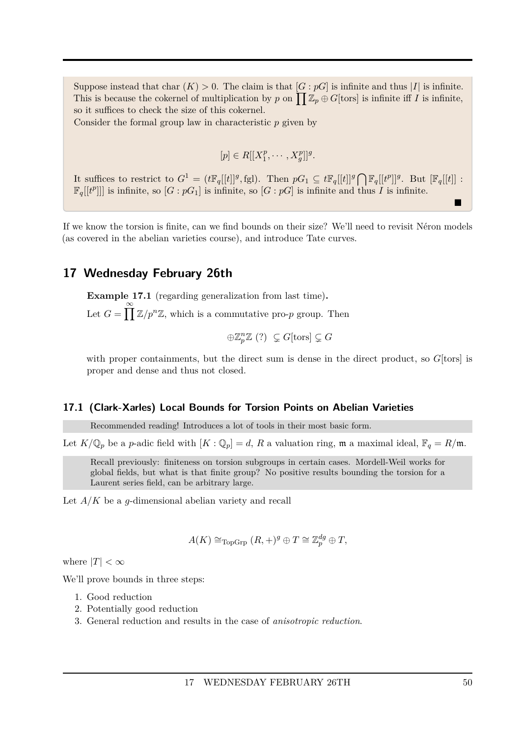Suppose instead that char $(K) > 0$. The claim is that $[G : pG]$ is infinite and thus $|I|$ is infinite. This is because the cokernel of multiplication by $p$ on $\prod \mathbb{Z}_p \oplus G[\text{tors}]$ is infinite iff $I$ is infinite, so it suffices to check the size of this cokernel.

Consider the formal group law in characteristic $p$ given by

$$[p] \in R[[X_1^p, \cdots, X_g^p]]^g.$$

It suffices to restrict to $G^1 = (t\mathbb{F}_q[[t]]^g, \text{fgl})$. Then $pG_1 \subseteq t\mathbb{F}_q[[t]]^g \bigcap \mathbb{F}_q[[t^p]]^g$. But $[\mathbb{F}_q[[t]] : \mathbb{F}_q[[t^p]]]$ is infinite, so $[G : pG_1]$ is infinite, so $[G : pG]$ is infinite and thus $I$ is infinite.

■

If we know the torsion is finite, can we find bounds on their size? We'll need to revisit Néron models (as covered in the abelian varieties course), and introduce Tate curves.

# 17 Wednesday February 26th

**Example 17.1** (regarding generalization from last time)**.**

Let $G = \prod^{\infty} \mathbb{Z}/p^n\mathbb{Z}$, which is a commutative pro-$p$ group. Then

$$\oplus \mathbb{Z}_p^n \mathbb{Z} \text{ (?) } \subsetneq G[\text{tors}] \subsetneq G$$

with proper containments, but the direct sum is dense in the direct product, so $G$[tors] is proper and dense and thus not closed.

## 17.1 (Clark-Xarles) Local Bounds for Torsion Points on Abelian Varieties

Recommended reading! Introduces a lot of tools in their most basic form.

Let $K/\mathbb{Q}_p$ be a $p$-adic field with $[K : \mathbb{Q}_p] = d$, $R$ a valuation ring, $\mathfrak{m}$ a maximal ideal, $\mathbb{F}_q = R/\mathfrak{m}$.

Recall previously: finiteness on torsion subgroups in certain cases. Mordell-Weil works for global fields, but what is that finite group? No positive results bounding the torsion for a Laurent series field, can be arbitrary large.

Let $A/K$ be a $g$-dimensional abelian variety and recall

$$A(K) \cong_{\text{TopGrp}} (R, +)^g \oplus T \cong \mathbb{Z}_p^{dg} \oplus T,$$

where $|T| < \infty$

We'll prove bounds in three steps:

1. Good reduction
2. Potentially good reduction
3. General reduction and results in the case of *anisotropic reduction*.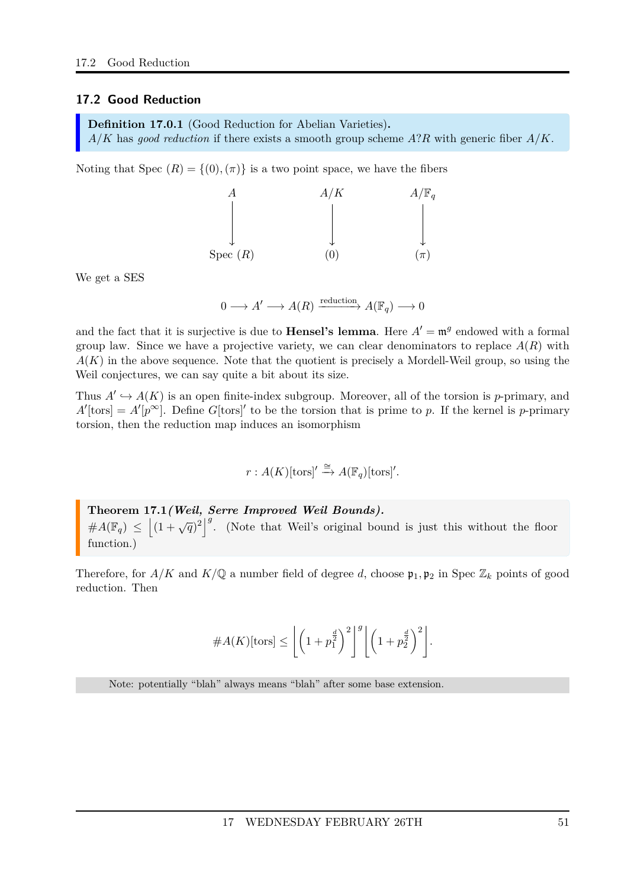## 17.2 Good Reduction

**Definition 17.0.1** (Good Reduction for Abelian Varieties)**.**
$A/K$ has *good reduction* if there exists a smooth group scheme $A?R$ with generic fiber $A/K$.

Noting that Spec $(R) = \{(0), (\pi)\}$ is a two point space, we have the fibers

$$\begin{array}{ccc} A & A/K & A/\mathbb{F}_q \\ \downarrow & \downarrow & \downarrow \\ \text{Spec } (R) & (0) & (\pi) \end{array}$$

We get a SES

$$0 \longrightarrow A' \longrightarrow A(R) \xrightarrow{\text{reduction}} A(\mathbb{F}_q) \longrightarrow 0$$

and the fact that it is surjective is due to **Hensel's lemma**. Here $A' = \mathfrak{m}^g$ endowed with a formal group law. Since we have a projective variety, we can clear denominators to replace $A(R)$ with $A(K)$ in the above sequence. Note that the quotient is precisely a Mordell-Weil group, so using the Weil conjectures, we can say quite a bit about its size.

Thus $A' \hookrightarrow A(K)$ is an open finite-index subgroup. Moreover, all of the torsion is $p$-primary, and $A'[\text{tors}] = A'[p^\infty]$. Define $G[\text{tors}]'$ to be the torsion that is prime to $p$. If the kernel is $p$-primary torsion, then the reduction map induces an isomorphism

$$r : A(K)[\text{tors}]' \xrightarrow{\cong} A(\mathbb{F}_q)[\text{tors}]'.$$

**Theorem 17.1** ***(Weil, Serre Improved Weil Bounds).***
$\#A(\mathbb{F}_q) \leq \left\lfloor (1+\sqrt{q})^2 \right\rfloor^g$. (Note that Weil's original bound is just this without the floor function.)

Therefore, for $A/K$ and $K/\mathbb{Q}$ a number field of degree $d$, choose $\mathfrak{p}_1, \mathfrak{p}_2$ in Spec $\mathbb{Z}_k$ points of good reduction. Then

$$\#A(K)[\text{tors}] \leq \left\lfloor \left(1 + p_1^{\frac{d}{2}}\right)^2 \right\rfloor^g \left\lfloor \left(1 + p_2^{\frac{d}{2}}\right)^2 \right\rfloor.$$

Note: potentially "blah" always means "blah" after some base extension.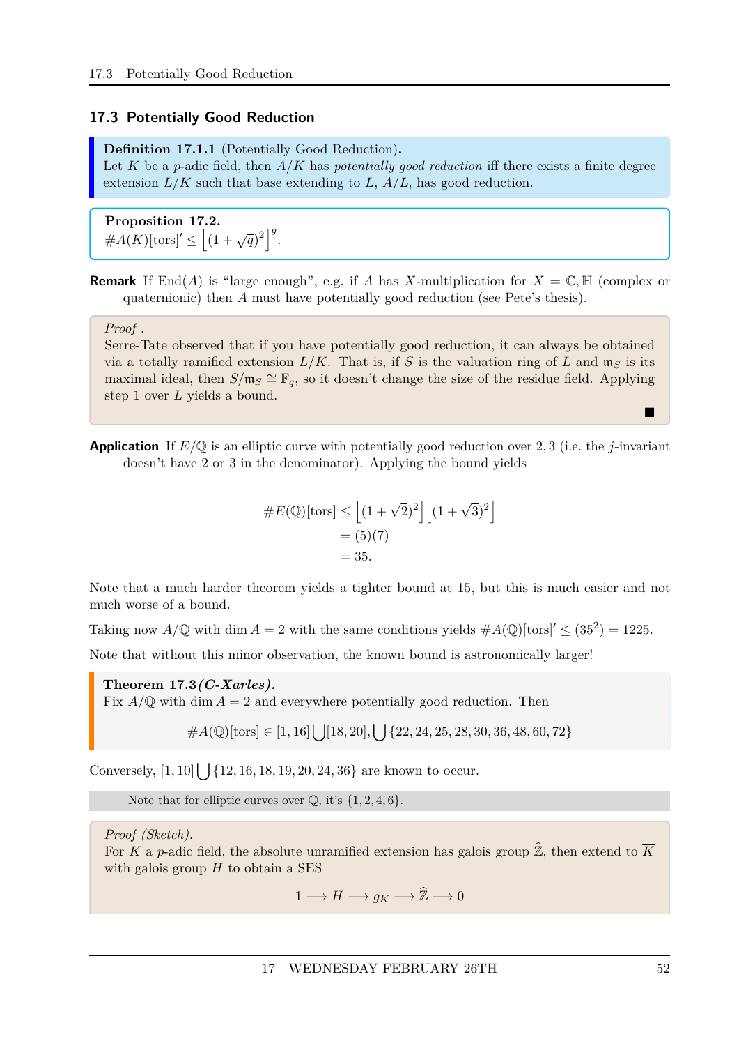## 17.3 Potentially Good Reduction

**Definition 17.1.1** (Potentially Good Reduction)**.**
Let $K$ be a $p$-adic field, then $A/K$ has *potentially good reduction* iff there exists a finite degree extension $L/K$ such that base extending to $L$, $A/L$, has good reduction.

**Proposition 17.2.**
$\#A(K)[\text{tors}]' \leq \left\lfloor (1+\sqrt{q})^2 \right\rfloor^g$.

**Remark** If $\text{End}(A)$ is "large enough", e.g. if $A$ has $X$-multiplication for $X = \mathbb{C}, \mathbb{H}$ (complex or quaternionic) then $A$ must have potentially good reduction (see Pete's thesis).

*Proof* .
Serre-Tate observed that if you have potentially good reduction, it can always be obtained via a totally ramified extension $L/K$. That is, if $S$ is the valuation ring of $L$ and $\mathfrak{m}_S$ is its maximal ideal, then $S/\mathfrak{m}_S \cong \mathbb{F}_q$, so it doesn't change the size of the residue field. Applying step 1 over $L$ yields a bound. ■

**Application** If $E/\mathbb{Q}$ is an elliptic curve with potentially good reduction over $2, 3$ (i.e. the $j$-invariant doesn't have 2 or 3 in the denominator). Applying the bound yields

$$\begin{aligned}
\#E(\mathbb{Q})[\text{tors}] &\leq \left\lfloor (1+\sqrt{2})^2 \right\rfloor \left\lfloor (1+\sqrt{3})^2 \right\rfloor \\
&= (5)(7) \\
&= 35.
\end{aligned}$$

Note that a much harder theorem yields a tighter bound at 15, but this is much easier and not much worse of a bound.

Taking now $A/\mathbb{Q}$ with $\dim A = 2$ with the same conditions yields $\#A(\mathbb{Q})[\text{tors}]' \leq (35^2) = 1225$.

Note that without this minor observation, the known bound is astronomically larger!

**Theorem 17.3** ***(C-Xarles).***
Fix $A/\mathbb{Q}$ with $\dim A = 2$ and everywhere potentially good reduction. Then

$$\#A(\mathbb{Q})[\text{tors}] \in [1, 16] \bigcup [18, 20], \bigcup \{22, 24, 25, 28, 30, 36, 48, 60, 72\}$$

Conversely, $[1, 10] \bigcup \{12, 16, 18, 19, 20, 24, 36\}$ are known to occur.

> Note that for elliptic curves over $\mathbb{Q}$, it's $\{1, 2, 4, 6\}$.

*Proof (Sketch).*
For $K$ a $p$-adic field, the absolute unramified extension has galois group $\widehat{\mathbb{Z}}$, then extend to $\overline{K}$ with galois group $H$ to obtain a SES

$$1 \longrightarrow H \longrightarrow g_K \longrightarrow \widehat{\mathbb{Z}} \longrightarrow 0$$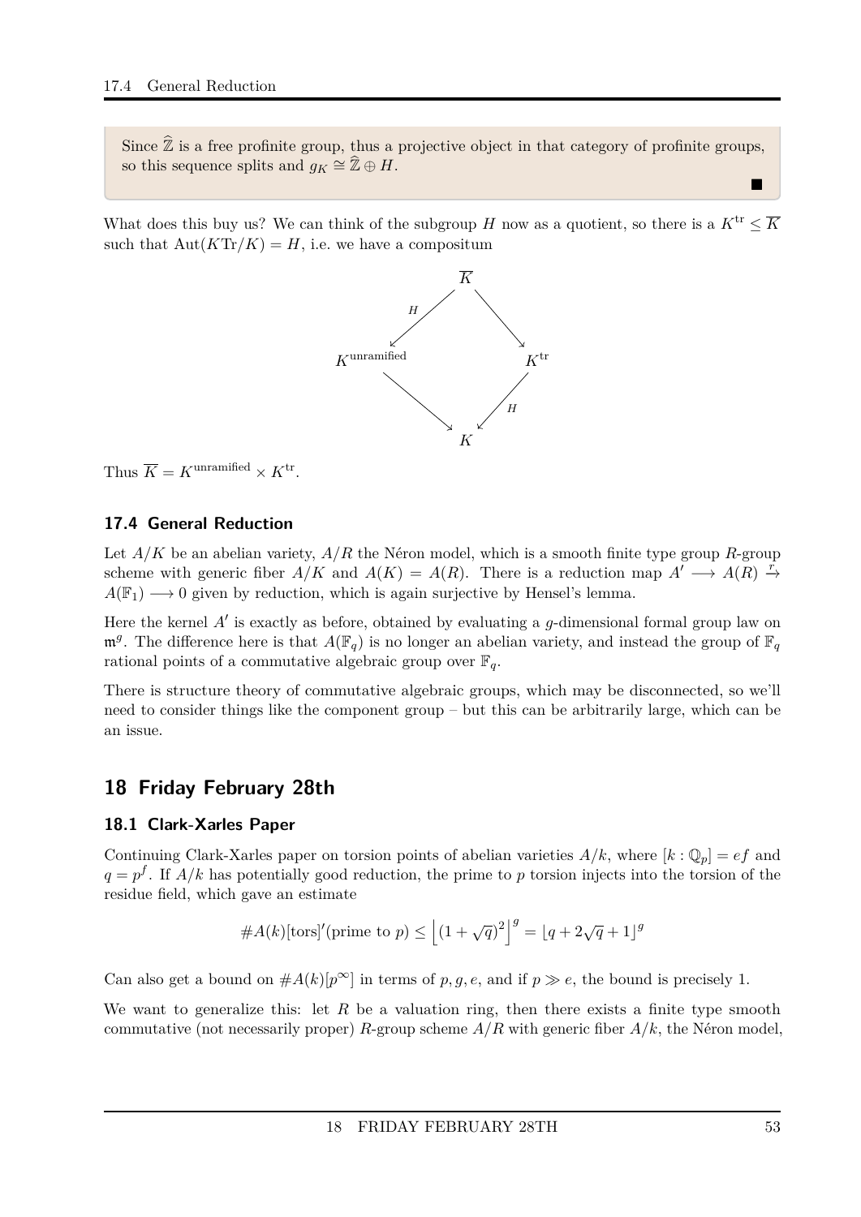Since $\widehat{\mathbb{Z}}$ is a free profinite group, thus a projective object in that category of profinite groups, so this sequence splits and $g_K \cong \widehat{\mathbb{Z}} \oplus H$.

■

What does this buy us? We can think of the subgroup $H$ now as a quotient, so there is a $K^{\mathrm{tr}} \leq \overline{K}$ such that $\mathrm{Aut}(K\mathrm{Tr}/K) = H$, i.e. we have a compositum

$$
\begin{array}{ccccc}
 & & \overline{K} & & \\
 & \swarrow^{H} & & \searrow & \\
K^{\text{unramified}} & & & & K^{\text{tr}} \\
 & \searrow & & \swarrow_{H} & \\
 & & K & &
\end{array}
$$

Thus $\overline{K} = K^{\text{unramified}} \times K^{\text{tr}}$.

### 17.4 General Reduction

Let $A/K$ be an abelian variety, $A/R$ the Néron model, which is a smooth finite type group $R$-group scheme with generic fiber $A/K$ and $A(K) = A(R)$. There is a reduction map $A' \longrightarrow A(R) \xrightarrow{r} A(\mathbb{F}_1) \longrightarrow 0$ given by reduction, which is again surjective by Hensel's lemma.

Here the kernel $A'$ is exactly as before, obtained by evaluating a $g$-dimensional formal group law on $\mathfrak{m}^g$. The difference here is that $A(\mathbb{F}_q)$ is no longer an abelian variety, and instead the group of $\mathbb{F}_q$ rational points of a commutative algebraic group over $\mathbb{F}_q$.

There is structure theory of commutative algebraic groups, which may be disconnected, so we'll need to consider things like the component group – but this can be arbitrarily large, which can be an issue.

## 18 Friday February 28th

### 18.1 Clark-Xarles Paper

Continuing Clark-Xarles paper on torsion points of abelian varieties $A/k$, where $[k : \mathbb{Q}_p] = ef$ and $q = p^f$. If $A/k$ has potentially good reduction, the prime to $p$ torsion injects into the torsion of the residue field, which gave an estimate

$$
\#A(k)[\text{tors}]'(\text{prime to } p) \leq \left\lfloor (1 + \sqrt{q})^2 \right\rfloor^g = \lfloor q + 2\sqrt{q} + 1 \rfloor^g
$$

Can also get a bound on $\#A(k)[p^\infty]$ in terms of $p, g, e$, and if $p \gg e$, the bound is precisely 1.

We want to generalize this: let $R$ be a valuation ring, then there exists a finite type smooth commutative (not necessarily proper) $R$-group scheme $A/R$ with generic fiber $A/k$, the Néron model,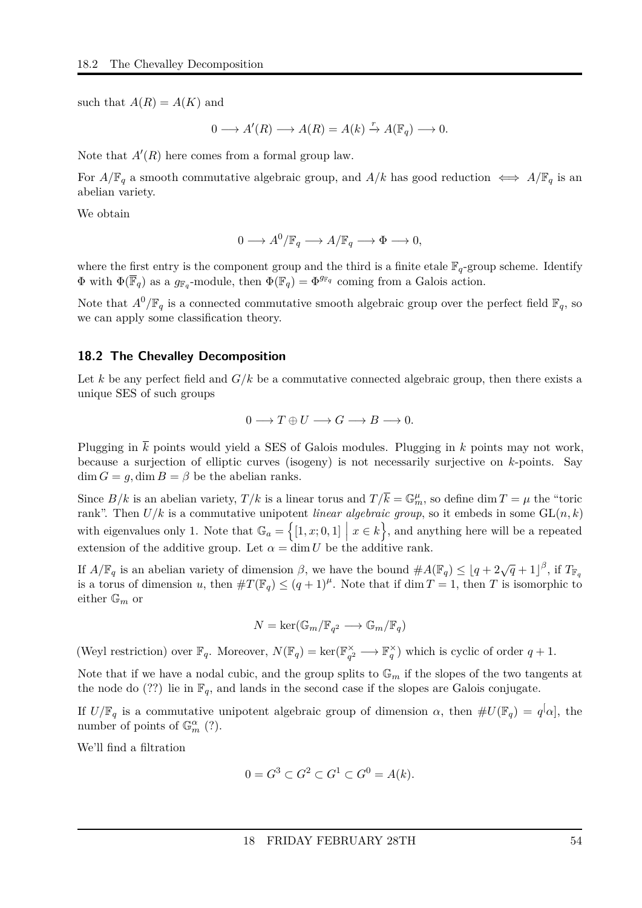such that $A(R) = A(K)$ and

$$0 \longrightarrow A'(R) \longrightarrow A(R) = A(k) \xrightarrow{r} A(\mathbb{F}_q) \longrightarrow 0.$$

Note that $A'(R)$ here comes from a formal group law.

For $A/\mathbb{F}_q$ a smooth commutative algebraic group, and $A/k$ has good reduction $\iff$ $A/\mathbb{F}_q$ is an abelian variety.

We obtain

$$0 \longrightarrow A^0/\mathbb{F}_q \longrightarrow A/\mathbb{F}_q \longrightarrow \Phi \longrightarrow 0,$$

where the first entry is the component group and the third is a finite etale $\mathbb{F}_q$-group scheme. Identify $\Phi$ with $\Phi(\overline{\mathbb{F}}_q)$ as a $g_{\mathbb{F}_q}$-module, then $\Phi(\mathbb{F}_q) = \Phi^{g_{\mathbb{F}_q}}$ coming from a Galois action.

Note that $A^0/\mathbb{F}_q$ is a connected commutative smooth algebraic group over the perfect field $\mathbb{F}_q$, so we can apply some classification theory.

## 18.2 The Chevalley Decomposition

Let $k$ be any perfect field and $G/k$ be a commutative connected algebraic group, then there exists a unique SES of such groups

$$0 \longrightarrow T \oplus U \longrightarrow G \longrightarrow B \longrightarrow 0.$$

Plugging in $\overline{k}$ points would yield a SES of Galois modules. Plugging in $k$ points may not work, because a surjection of elliptic curves (isogeny) is not necessarily surjective on $k$-points. Say $\dim G = g, \dim B = \beta$ be the abelian ranks.

Since $B/k$ is an abelian variety, $T/k$ is a linear torus and $T/\overline{k} = \mathbb{G}_m^{\mu}$, so define $\dim T = \mu$ the "toric rank". Then $U/k$ is a commutative unipotent *linear algebraic group*, so it embeds in some $\mathrm{GL}(n,k)$ with eigenvalues only 1. Note that $\mathbb{G}_a = \left\{[1,x;0,1] \;\middle|\; x \in k\right\}$, and anything here will be a repeated extension of the additive group. Let $\alpha = \dim U$ be the additive rank.

If $A/\mathbb{F}_q$ is an abelian variety of dimension $\beta$, we have the bound $\#A(\mathbb{F}_q) \leq \lfloor q + 2\sqrt{q} + 1 \rfloor^{\beta}$, if $T_{\mathbb{F}_q}$ is a torus of dimension $u$, then $\#T(\mathbb{F}_q) \leq (q+1)^{\mu}$. Note that if $\dim T = 1$, then $T$ is isomorphic to either $\mathbb{G}_m$ or

$$N = \ker(\mathbb{G}_m/\mathbb{F}_{q^2} \longrightarrow \mathbb{G}_m/\mathbb{F}_q)$$

(Weyl restriction) over $\mathbb{F}_q$. Moreover, $N(\mathbb{F}_q) = \ker(\mathbb{F}_{q^2}^{\times} \longrightarrow \mathbb{F}_q^{\times})$ which is cyclic of order $q+1$.

Note that if we have a nodal cubic, and the group splits to $\mathbb{G}_m$ if the slopes of the two tangents at the node do (??) lie in $\mathbb{F}_q$, and lands in the second case if the slopes are Galois conjugate.

If $U/\mathbb{F}_q$ is a commutative unipotent algebraic group of dimension $\alpha$, then $\#U(\mathbb{F}_q) = q^[\alpha]$, the number of points of $\mathbb{G}_m^{\alpha}$ (?).

We'll find a filtration

$$0 = G^3 \subset G^2 \subset G^1 \subset G^0 = A(k).$$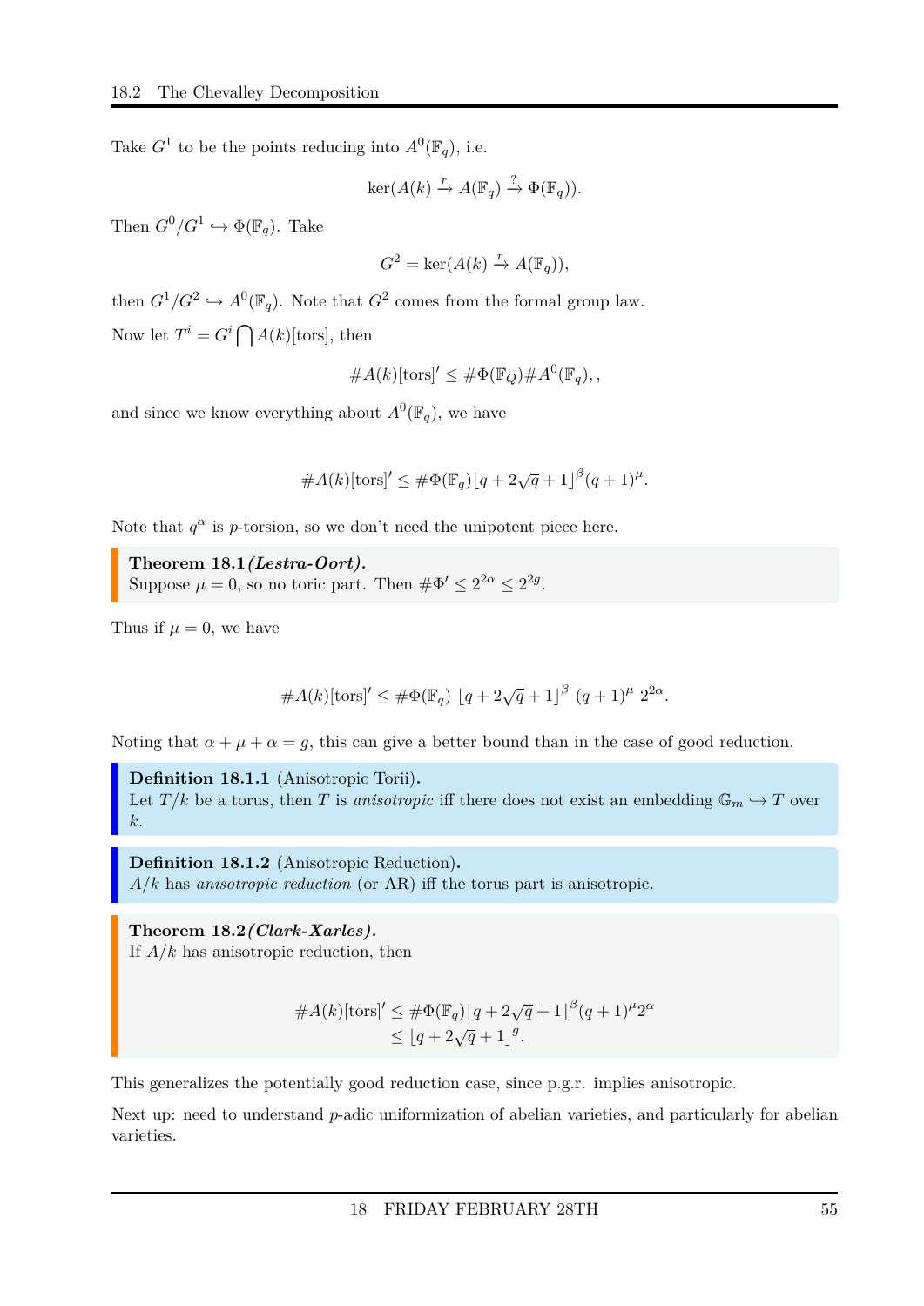Take $G^1$ to be the points reducing into $A^0(\mathbb{F}_q)$, i.e.

$$\ker(A(k) \xrightarrow{r} A(\mathbb{F}_q) \xrightarrow{?} \Phi(\mathbb{F}_q)).$$

Then $G^0/G^1 \hookrightarrow \Phi(\mathbb{F}_q)$. Take

$$G^2 = \ker(A(k) \xrightarrow{r} A(\mathbb{F}_q)),$$

then $G^1/G^2 \hookrightarrow A^0(\mathbb{F}_q)$. Note that $G^2$ comes from the formal group law.

Now let $T^i = G^i \bigcap A(k)[\text{tors}]$, then

$$\#A(k)[\text{tors}]' \leq \#\Phi(\mathbb{F}_Q)\#A^0(\mathbb{F}_q),,$$

and since we know everything about $A^0(\mathbb{F}_q)$, we have

$$\#A(k)[\text{tors}]' \leq \#\Phi(\mathbb{F}_q)\lfloor q + 2\sqrt{q} + 1\rfloor^\beta (q+1)^\mu.$$

Note that $q^\alpha$ is $p$-torsion, so we don't need the unipotent piece here.

**Theorem 18.1** ***(Lestra-Oort).***
Suppose $\mu = 0$, so no toric part. Then $\#\Phi' \leq 2^{2\alpha} \leq 2^{2g}$.

Thus if $\mu = 0$, we have

$$\#A(k)[\text{tors}]' \leq \#\Phi(\mathbb{F}_q)\ \lfloor q + 2\sqrt{q} + 1\rfloor^\beta\ (q+1)^\mu\ 2^{2\alpha}.$$

Noting that $\alpha + \mu + \alpha = g$, this can give a better bound than in the case of good reduction.

**Definition 18.1.1** (Anisotropic Torii)**.**
Let $T/k$ be a torus, then $T$ is *anisotropic* iff there does not exist an embedding $\mathbb{G}_m \hookrightarrow T$ over $k$.

**Definition 18.1.2** (Anisotropic Reduction)**.**
$A/k$ has *anisotropic reduction* (or AR) iff the torus part is anisotropic.

**Theorem 18.2** ***(Clark-Xarles).***
If $A/k$ has anisotropic reduction, then

$$\begin{aligned}\#A(k)[\text{tors}]' &\leq \#\Phi(\mathbb{F}_q)\lfloor q + 2\sqrt{q} + 1\rfloor^\beta (q+1)^\mu 2^\alpha \\ &\leq \lfloor q + 2\sqrt{q} + 1\rfloor^g.\end{aligned}$$

This generalizes the potentially good reduction case, since p.g.r. implies anisotropic.

Next up: need to understand $p$-adic uniformization of abelian varieties, and particularly for abelian varieties.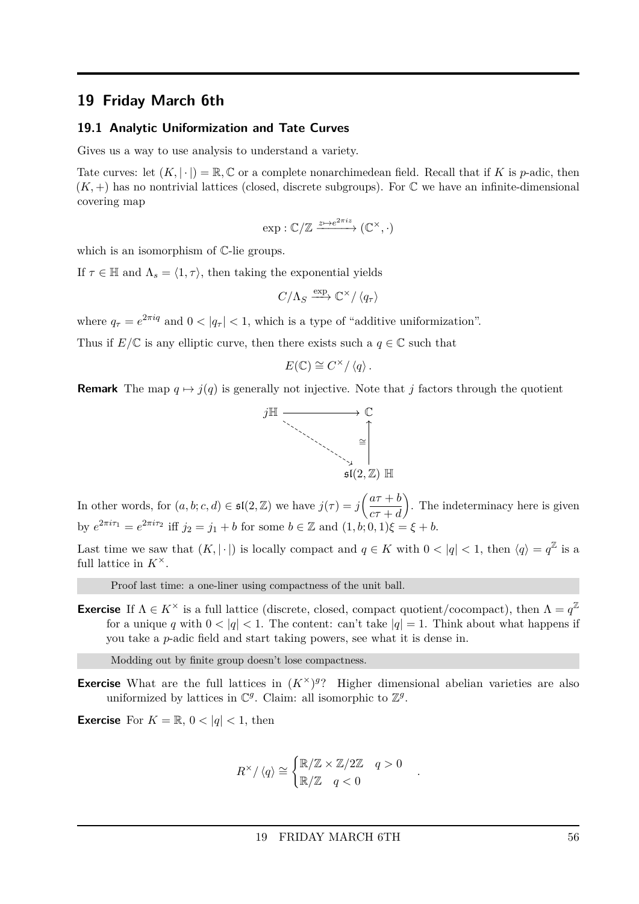# 19 Friday March 6th

## 19.1 Analytic Uniformization and Tate Curves

Gives us a way to use analysis to understand a variety.

Tate curves: let $(K, |\cdot|) = \mathbb{R}, \mathbb{C}$ or a complete nonarchimedean field. Recall that if $K$ is $p$-adic, then $(K, +)$ has no nontrivial lattices (closed, discrete subgroups). For $\mathbb{C}$ we have an infinite-dimensional covering map

$$\exp : \mathbb{C}/\mathbb{Z} \xrightarrow{z \mapsto e^{2\pi i z}} (\mathbb{C}^\times, \cdot)$$

which is an isomorphism of $\mathbb{C}$-lie groups.

If $\tau \in \mathbb{H}$ and $\Lambda_s = \langle 1, \tau \rangle$, then taking the exponential yields

$$C/\Lambda_S \xrightarrow{\exp} \mathbb{C}^\times / \langle q_\tau \rangle$$

where $q_\tau = e^{2\pi i q}$ and $0 < |q_\tau| < 1$, which is a type of "additive uniformization".

Thus if $E/\mathbb{C}$ is any elliptic curve, then there exists such a $q \in \mathbb{C}$ such that

$$E(\mathbb{C}) \cong C^\times / \langle q \rangle .$$

**Remark** The map $q \mapsto j(q)$ is generally not injective. Note that $j$ factors through the quotient

$$\begin{array}{ccc} j\mathbb{H} & \longrightarrow & \mathbb{C} \\ & \searrow & \uparrow \cong \\ & & \mathfrak{sl}(2,\mathbb{Z})\ \mathbb{H} \end{array}$$

In other words, for $(a, b; c, d) \in \mathfrak{sl}(2, \mathbb{Z})$ we have $j(\tau) = j\left(\dfrac{a\tau + b}{c\tau + d}\right)$. The indeterminacy here is given by $e^{2\pi i \tau_1} = e^{2\pi i \tau_2}$ iff $j_2 = j_1 + b$ for some $b \in \mathbb{Z}$ and $(1, b; 0, 1)\xi = \xi + b$.

Last time we saw that $(K, |\cdot|)$ is locally compact and $q \in K$ with $0 < |q| < 1$, then $\langle q \rangle = q^{\mathbb{Z}}$ is a full lattice in $K^\times$.

> Proof last time: a one-liner using compactness of the unit ball.

**Exercise** If $\Lambda \in K^\times$ is a full lattice (discrete, closed, compact quotient/cocompact), then $\Lambda = q^{\mathbb{Z}}$ for a unique $q$ with $0 < |q| < 1$. The content: can't take $|q| = 1$. Think about what happens if you take a $p$-adic field and start taking powers, see what it is dense in.

> Modding out by finite group doesn't lose compactness.

**Exercise** What are the full lattices in $(K^\times)^g$? Higher dimensional abelian varieties are also uniformized by lattices in $\mathbb{C}^g$. Claim: all isomorphic to $\mathbb{Z}^g$.

**Exercise** For $K = \mathbb{R}$, $0 < |q| < 1$, then

$$R^\times / \langle q \rangle \cong \begin{cases} \mathbb{R}/\mathbb{Z} \times \mathbb{Z}/2\mathbb{Z} & q > 0 \\ \mathbb{R}/\mathbb{Z} & q < 0 \end{cases} .$$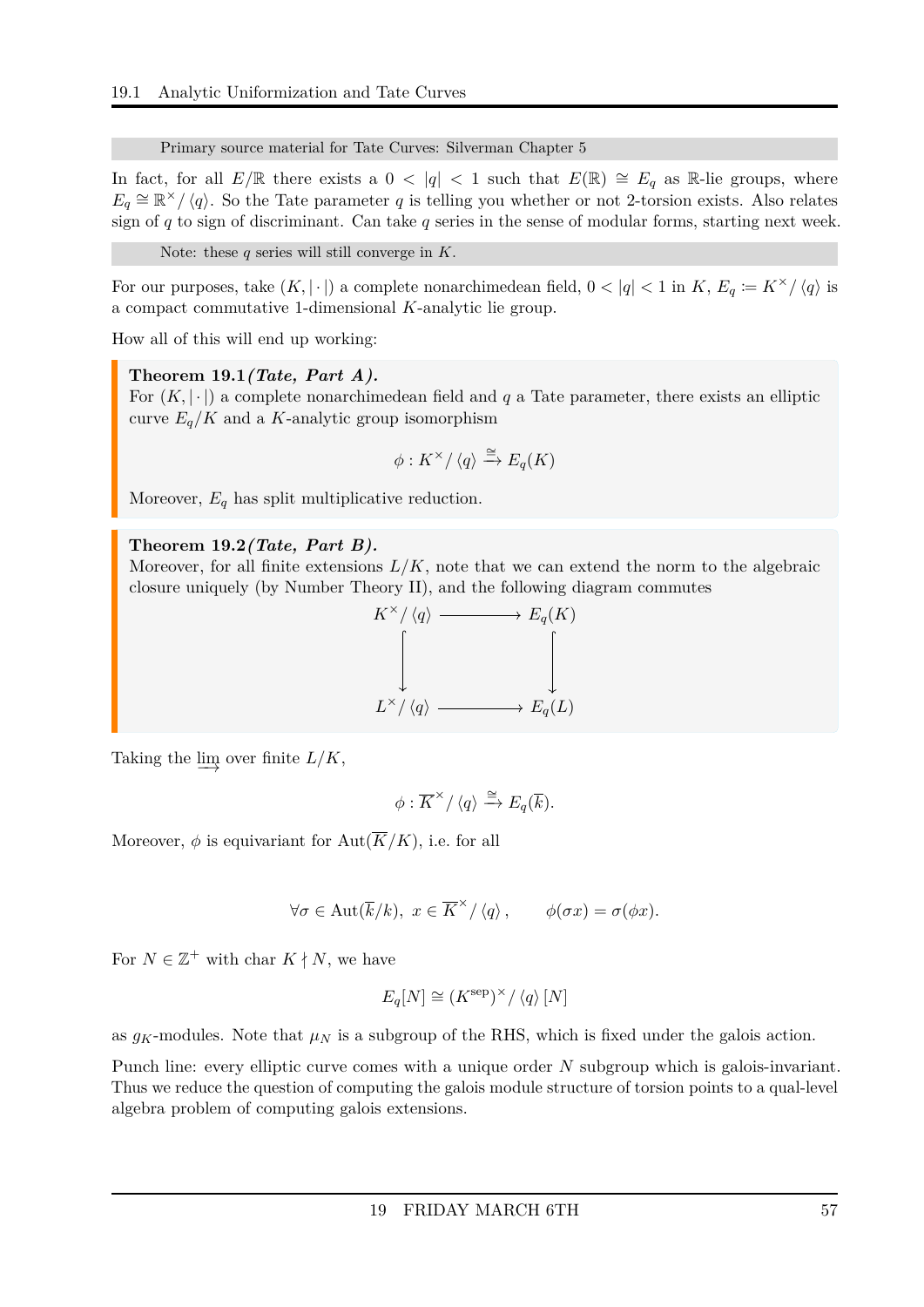> Primary source material for Tate Curves: Silverman Chapter 5

In fact, for all $E/\mathbb{R}$ there exists a $0 < |q| < 1$ such that $E(\mathbb{R}) \cong E_q$ as $\mathbb{R}$-lie groups, where $E_q \cong \mathbb{R}^\times / \langle q \rangle$. So the Tate parameter $q$ is telling you whether or not 2-torsion exists. Also relates sign of $q$ to sign of discriminant. Can take $q$ series in the sense of modular forms, starting next week.

> Note: these $q$ series will still converge in $K$.

For our purposes, take $(K, |\cdot|)$ a complete nonarchimedean field, $0 < |q| < 1$ in $K$, $E_q \coloneqq K^\times / \langle q \rangle$ is a compact commutative 1-dimensional $K$-analytic lie group.

How all of this will end up working:

**Theorem 19.1** ***(Tate, Part A).***
For $(K, |\cdot|)$ a complete nonarchimedean field and $q$ a Tate parameter, there exists an elliptic curve $E_q/K$ and a $K$-analytic group isomorphism

$$\phi : K^\times / \langle q \rangle \xrightarrow{\cong} E_q(K)$$

Moreover, $E_q$ has split multiplicative reduction.

**Theorem 19.2** ***(Tate, Part B).***
Moreover, for all finite extensions $L/K$, note that we can extend the norm to the algebraic closure uniquely (by Number Theory II), and the following diagram commutes

$$\begin{array}{ccc} K^\times / \langle q \rangle & \longrightarrow & E_q(K) \\ \big\downarrow & & \big\downarrow \\ L^\times / \langle q \rangle & \longrightarrow & E_q(L) \end{array}$$

Taking the $\varinjlim$ over finite $L/K$,

$$\phi : \overline{K}^\times / \langle q \rangle \xrightarrow{\cong} E_q(\overline{k}).$$

Moreover, $\phi$ is equivariant for $\mathrm{Aut}(\overline{K}/K)$, i.e. for all

$$\forall \sigma \in \mathrm{Aut}(\overline{k}/k),\ x \in \overline{K}^\times / \langle q \rangle, \qquad \phi(\sigma x) = \sigma(\phi x).$$

For $N \in \mathbb{Z}^+$ with char $K \nmid N$, we have

$$E_q[N] \cong (K^{\mathrm{sep}})^\times / \langle q \rangle [N]$$

as $g_K$-modules. Note that $\mu_N$ is a subgroup of the RHS, which is fixed under the galois action.

Punch line: every elliptic curve comes with a unique order $N$ subgroup which is galois-invariant. Thus we reduce the question of computing the galois module structure of torsion points to a qual-level algebra problem of computing galois extensions.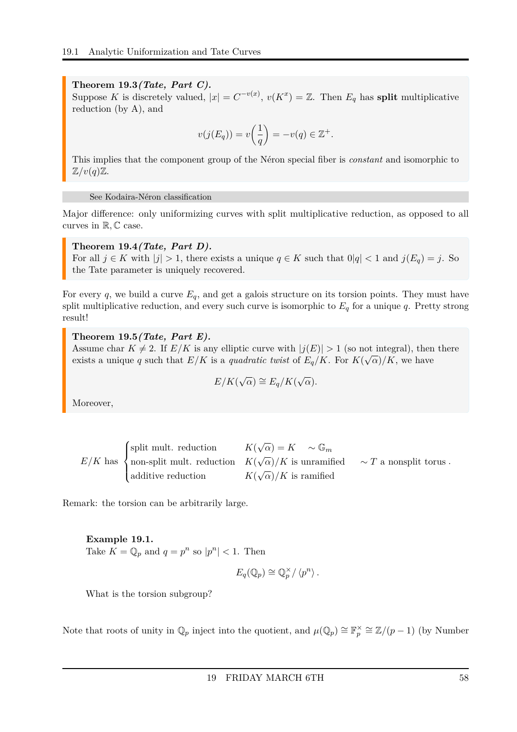**Theorem 19.3** ***(Tate, Part C).***
Suppose $K$ is discretely valued, $|x| = C^{-v(x)}$, $v(K^x) = \mathbb{Z}$. Then $E_q$ has **split** multiplicative reduction (by A), and

$$v(j(E_q)) = v\left(\frac{1}{q}\right) = -v(q) \in \mathbb{Z}^+.$$

This implies that the component group of the Néron special fiber is *constant* and isomorphic to $\mathbb{Z}/v(q)\mathbb{Z}$.

See Kodaira-Néron classification

Major difference: only uniformizing curves with split multiplicative reduction, as opposed to all curves in $\mathbb{R}, \mathbb{C}$ case.

**Theorem 19.4** ***(Tate, Part D).***
For all $j \in K$ with $|j| > 1$, there exists a unique $q \in K$ such that $0|q| < 1$ and $j(E_q) = j$. So the Tate parameter is uniquely recovered.

For every $q$, we build a curve $E_q$, and get a galois structure on its torsion points. They must have split multiplicative reduction, and every such curve is isomorphic to $E_q$ for a unique $q$. Pretty strong result!

**Theorem 19.5** ***(Tate, Part E).***
Assume char $K \neq 2$. If $E/K$ is any elliptic curve with $|j(E)| > 1$ (so not integral), then there exists a unique $q$ such that $E/K$ is a *quadratic twist* of $E_q/K$. For $K(\sqrt{\alpha})/K$, we have

$$E/K(\sqrt{\alpha}) \cong E_q/K(\sqrt{\alpha}).$$

Moreover,

$$E/K \text{ has } \begin{cases} \text{split mult. reduction} & K(\sqrt{\alpha}) = K \quad \sim \mathbb{G}_m \\ \text{non-split mult. reduction} & K(\sqrt{\alpha})/K \text{ is unramified} \quad\quad \sim T \text{ a nonsplit torus} \\ \text{additive reduction} & K(\sqrt{\alpha})/K \text{ is ramified} \end{cases}.$$

Remark: the torsion can be arbitrarily large.

**Example 19.1.**
Take $K = \mathbb{Q}_p$ and $q = p^n$ so $|p^n| < 1$. Then

$$E_q(\mathbb{Q}_p) \cong \mathbb{Q}_p^\times / \langle p^n \rangle.$$

What is the torsion subgroup?

Note that roots of unity in $\mathbb{Q}_p$ inject into the quotient, and $\mu(\mathbb{Q}_p) \cong \mathbb{F}_p^\times \cong \mathbb{Z}/(p-1)$ (by Number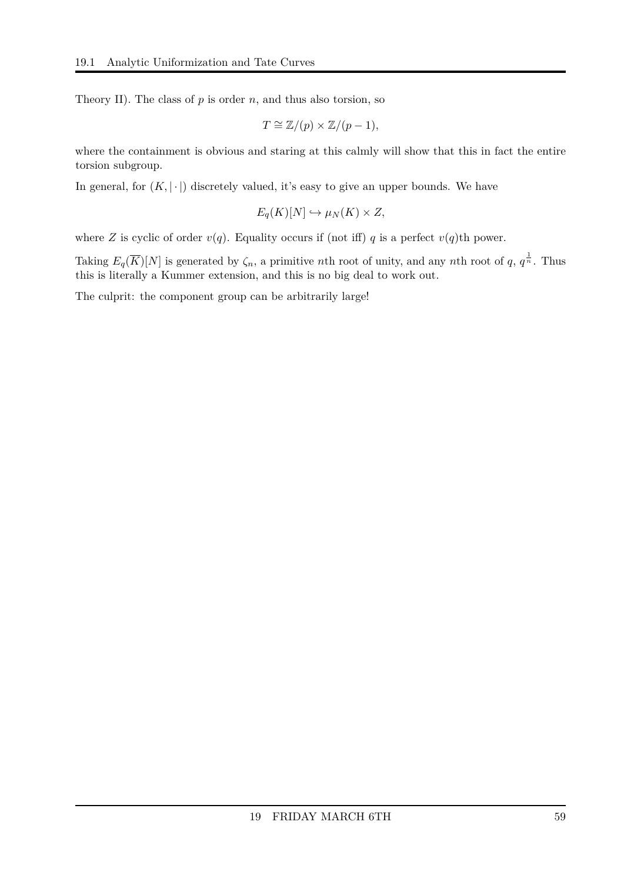Theory II). The class of $p$ is order $n$, and thus also torsion, so

$$T \cong \mathbb{Z}/(p) \times \mathbb{Z}/(p-1),$$

where the containment is obvious and staring at this calmly will show that this in fact the entire torsion subgroup.

In general, for $(K, |\cdot|)$ discretely valued, it's easy to give an upper bounds. We have

$$E_q(K)[N] \hookrightarrow \mu_N(K) \times Z,$$

where $Z$ is cyclic of order $v(q)$. Equality occurs if (not iff) $q$ is a perfect $v(q)$th power.

Taking $E_q(\overline{K})[N]$ is generated by $\zeta_n$, a primitive $n$th root of unity, and any $n$th root of $q$, $q^{\frac{1}{n}}$. Thus this is literally a Kummer extension, and this is no big deal to work out.

The culprit: the component group can be arbitrarily large!